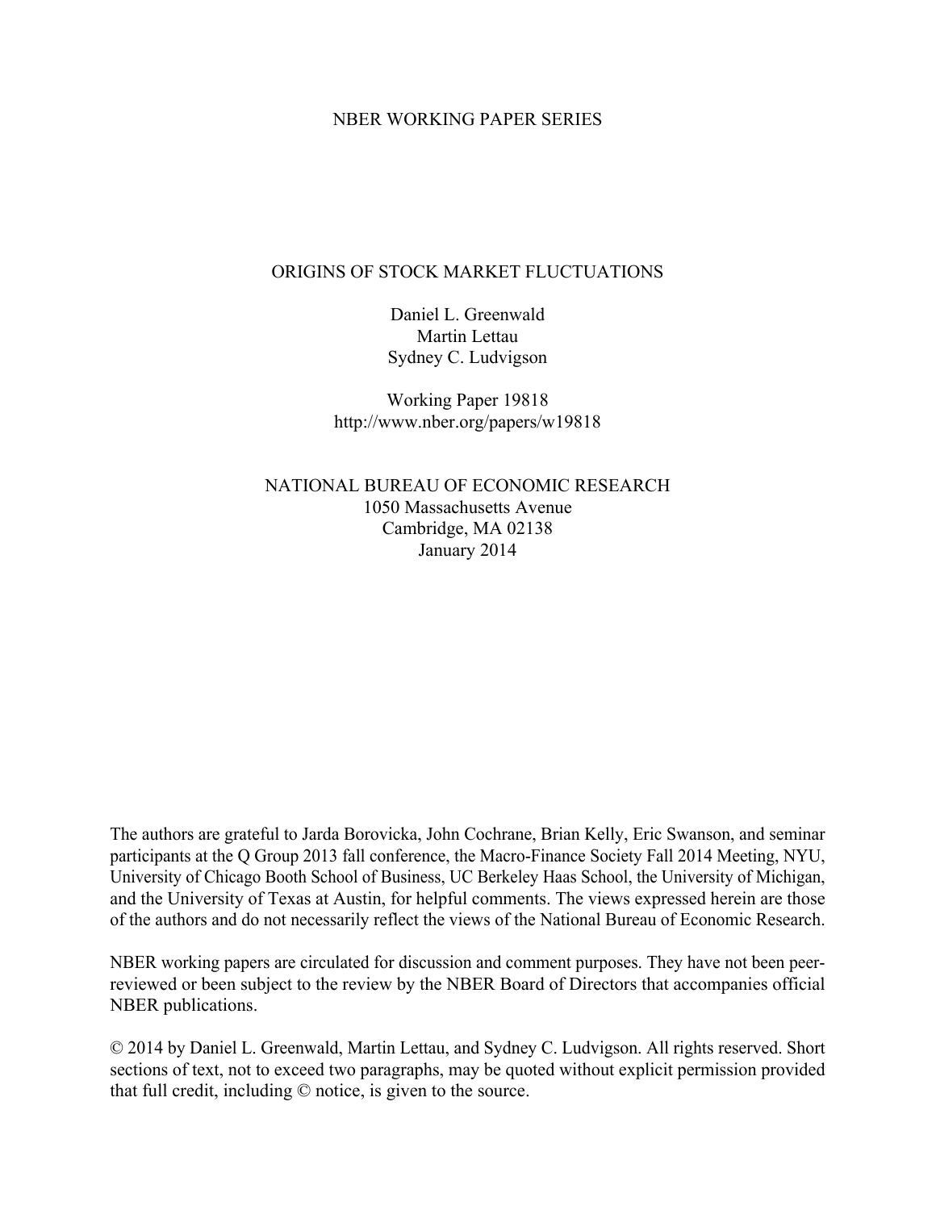NBER WORKING PAPER SERIES

# ORIGINS OF STOCK MARKET FLUCTUATIONS

Daniel L. Greenwald
Martin Lettau
Sydney C. Ludvigson

Working Paper 19818
http://www.nber.org/papers/w19818

NATIONAL BUREAU OF ECONOMIC RESEARCH
1050 Massachusetts Avenue
Cambridge, MA 02138
January 2014

The authors are grateful to Jarda Borovicka, John Cochrane, Brian Kelly, Eric Swanson, and seminar participants at the Q Group 2013 fall conference, the Macro-Finance Society Fall 2014 Meeting, NYU, University of Chicago Booth School of Business, UC Berkeley Haas School, the University of Michigan, and the University of Texas at Austin, for helpful comments. The views expressed herein are those of the authors and do not necessarily reflect the views of the National Bureau of Economic Research.

NBER working papers are circulated for discussion and comment purposes. They have not been peer-reviewed or been subject to the review by the NBER Board of Directors that accompanies official NBER publications.

© 2014 by Daniel L. Greenwald, Martin Lettau, and Sydney C. Ludvigson. All rights reserved. Short sections of text, not to exceed two paragraphs, may be quoted without explicit permission provided that full credit, including © notice, is given to the source.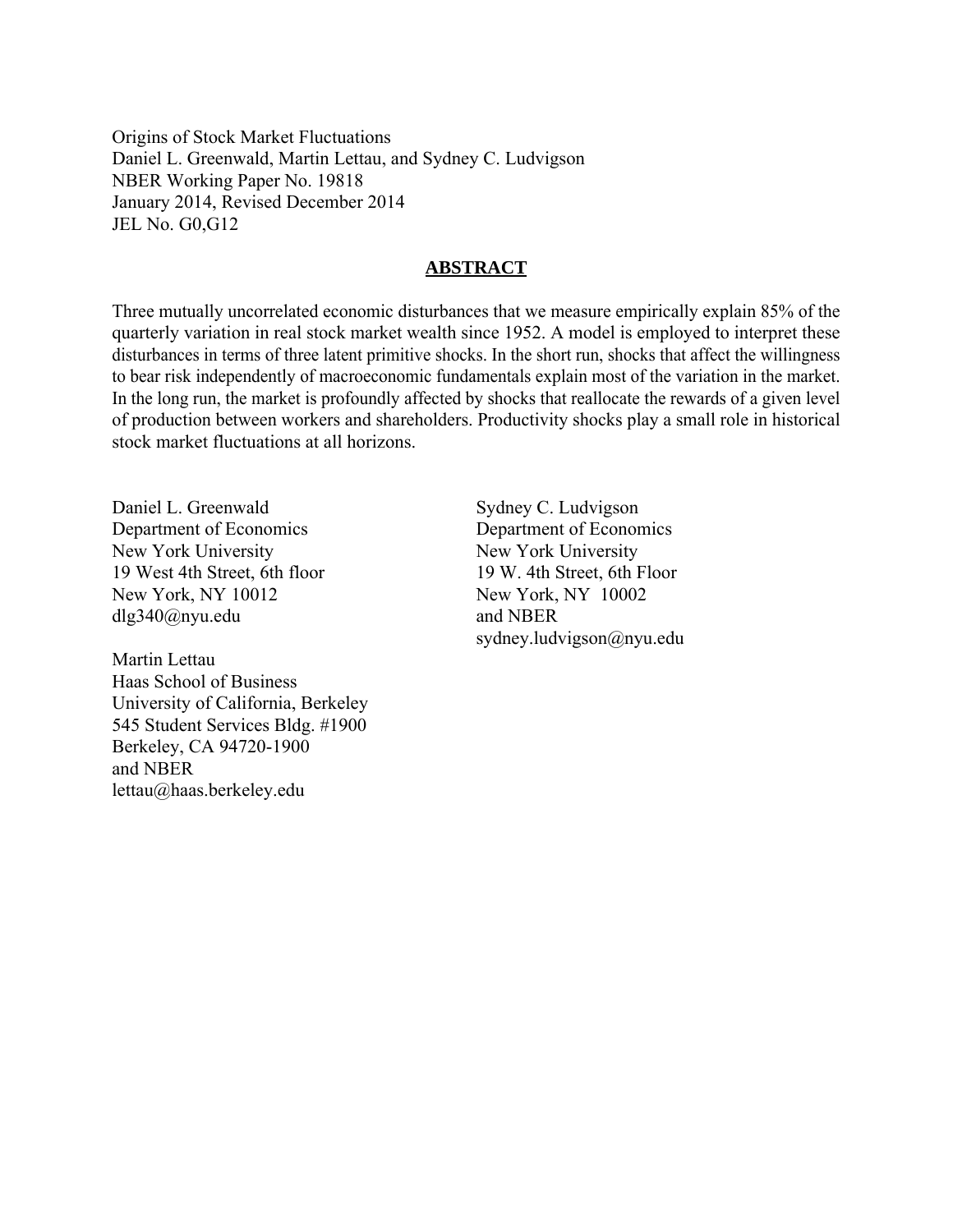Origins of Stock Market Fluctuations
Daniel L. Greenwald, Martin Lettau, and Sydney C. Ludvigson
NBER Working Paper No. 19818
January 2014, Revised December 2014
JEL No. G0,G12

## ABSTRACT

Three mutually uncorrelated economic disturbances that we measure empirically explain 85% of the quarterly variation in real stock market wealth since 1952. A model is employed to interpret these disturbances in terms of three latent primitive shocks. In the short run, shocks that affect the willingness to bear risk independently of macroeconomic fundamentals explain most of the variation in the market. In the long run, the market is profoundly affected by shocks that reallocate the rewards of a given level of production between workers and shareholders. Productivity shocks play a small role in historical stock market fluctuations at all horizons.

Daniel L. Greenwald
Department of Economics
New York University
19 West 4th Street, 6th floor
New York, NY 10012
dlg340@nyu.edu

Martin Lettau
Haas School of Business
University of California, Berkeley
545 Student Services Bldg. #1900
Berkeley, CA 94720-1900
and NBER
lettau@haas.berkeley.edu

Sydney C. Ludvigson
Department of Economics
New York University
19 W. 4th Street, 6th Floor
New York, NY 10002
and NBER
sydney.ludvigson@nyu.edu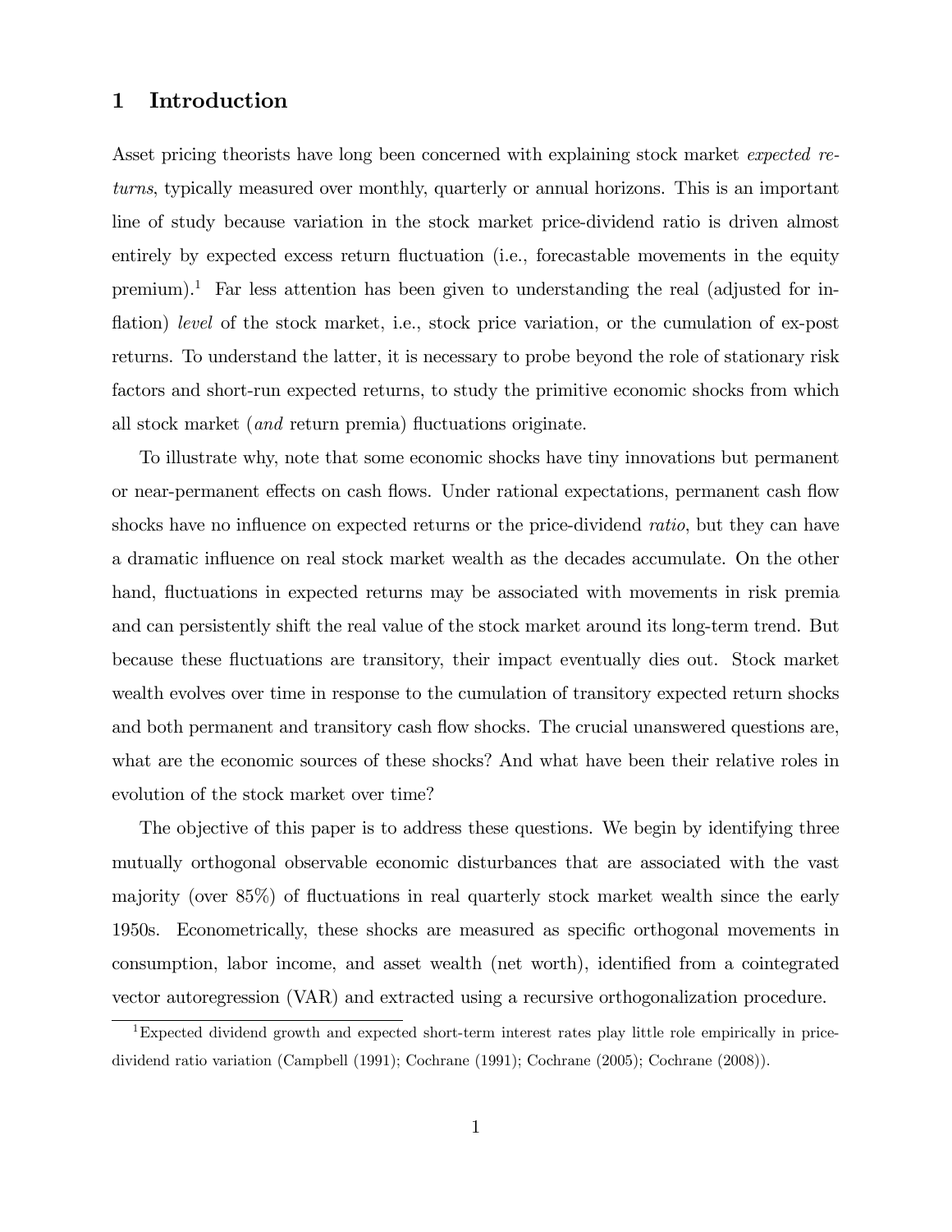# 1 Introduction

Asset pricing theorists have long been concerned with explaining stock market *expected returns*, typically measured over monthly, quarterly or annual horizons. This is an important line of study because variation in the stock market price-dividend ratio is driven almost entirely by expected excess return fluctuation (i.e., forecastable movements in the equity premium).[1] Far less attention has been given to understanding the real (adjusted for inflation) *level* of the stock market, i.e., stock price variation, or the cumulation of ex-post returns. To understand the latter, it is necessary to probe beyond the role of stationary risk factors and short-run expected returns, to study the primitive economic shocks from which all stock market (*and* return premia) fluctuations originate.

To illustrate why, note that some economic shocks have tiny innovations but permanent or near-permanent effects on cash flows. Under rational expectations, permanent cash flow shocks have no influence on expected returns or the price-dividend *ratio*, but they can have a dramatic influence on real stock market wealth as the decades accumulate. On the other hand, fluctuations in expected returns may be associated with movements in risk premia and can persistently shift the real value of the stock market around its long-term trend. But because these fluctuations are transitory, their impact eventually dies out. Stock market wealth evolves over time in response to the cumulation of transitory expected return shocks and both permanent and transitory cash flow shocks. The crucial unanswered questions are, what are the economic sources of these shocks? And what have been their relative roles in evolution of the stock market over time?

The objective of this paper is to address these questions. We begin by identifying three mutually orthogonal observable economic disturbances that are associated with the vast majority (over 85%) of fluctuations in real quarterly stock market wealth since the early 1950s. Econometrically, these shocks are measured as specific orthogonal movements in consumption, labor income, and asset wealth (net worth), identified from a cointegrated vector autoregression (VAR) and extracted using a recursive orthogonalization procedure.

[1] Expected dividend growth and expected short-term interest rates play little role empirically in price-dividend ratio variation (Campbell (1991); Cochrane (1991); Cochrane (2005); Cochrane (2008)).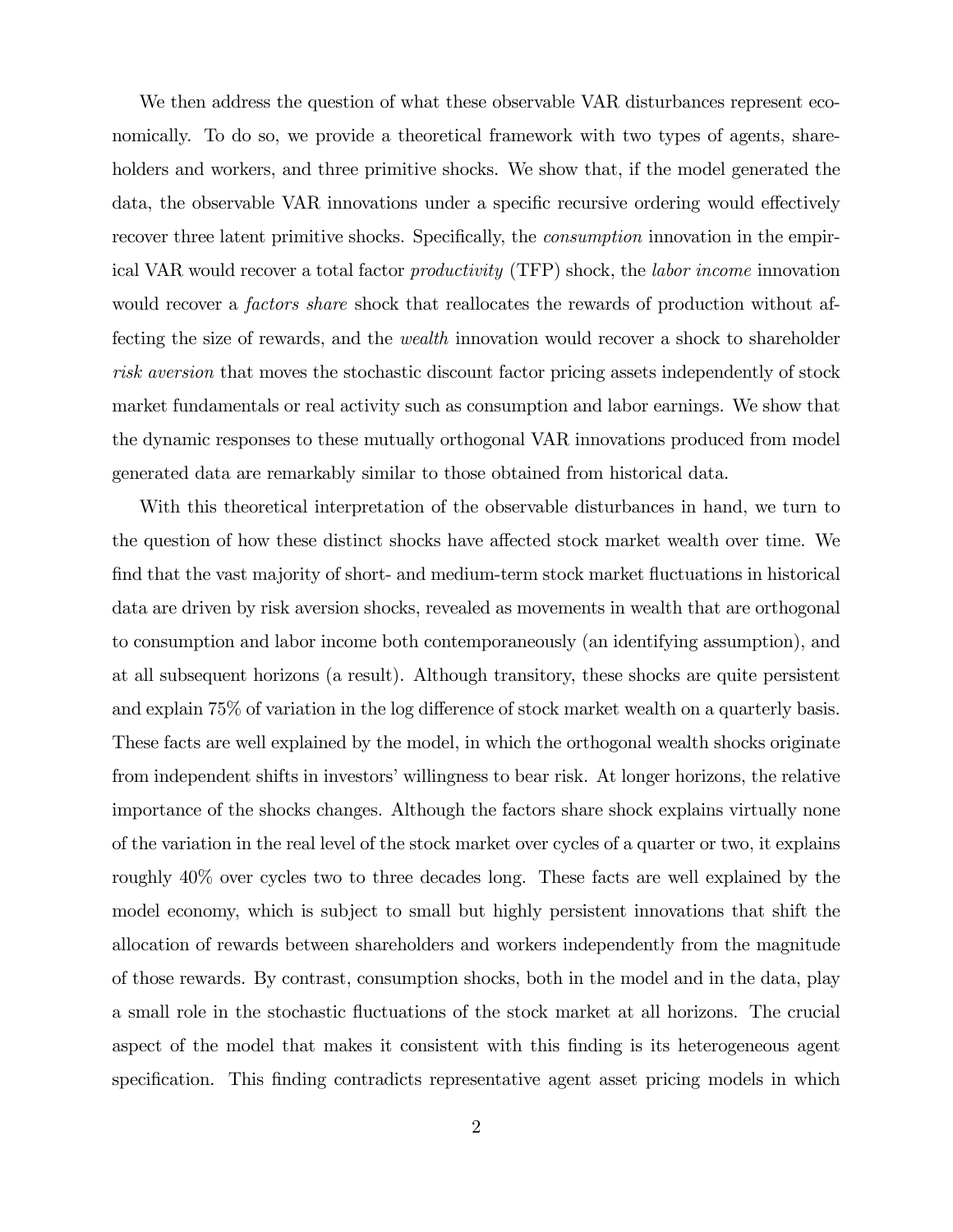We then address the question of what these observable VAR disturbances represent economically. To do so, we provide a theoretical framework with two types of agents, shareholders and workers, and three primitive shocks. We show that, if the model generated the data, the observable VAR innovations under a specific recursive ordering would effectively recover three latent primitive shocks. Specifically, the *consumption* innovation in the empirical VAR would recover a total factor *productivity* (TFP) shock, the *labor income* innovation would recover a *factors share* shock that reallocates the rewards of production without affecting the size of rewards, and the *wealth* innovation would recover a shock to shareholder *risk aversion* that moves the stochastic discount factor pricing assets independently of stock market fundamentals or real activity such as consumption and labor earnings. We show that the dynamic responses to these mutually orthogonal VAR innovations produced from model generated data are remarkably similar to those obtained from historical data.

With this theoretical interpretation of the observable disturbances in hand, we turn to the question of how these distinct shocks have affected stock market wealth over time. We find that the vast majority of short- and medium-term stock market fluctuations in historical data are driven by risk aversion shocks, revealed as movements in wealth that are orthogonal to consumption and labor income both contemporaneously (an identifying assumption), and at all subsequent horizons (a result). Although transitory, these shocks are quite persistent and explain 75% of variation in the log difference of stock market wealth on a quarterly basis. These facts are well explained by the model, in which the orthogonal wealth shocks originate from independent shifts in investors' willingness to bear risk. At longer horizons, the relative importance of the shocks changes. Although the factors share shock explains virtually none of the variation in the real level of the stock market over cycles of a quarter or two, it explains roughly 40% over cycles two to three decades long. These facts are well explained by the model economy, which is subject to small but highly persistent innovations that shift the allocation of rewards between shareholders and workers independently from the magnitude of those rewards. By contrast, consumption shocks, both in the model and in the data, play a small role in the stochastic fluctuations of the stock market at all horizons. The crucial aspect of the model that makes it consistent with this finding is its heterogeneous agent specification. This finding contradicts representative agent asset pricing models in which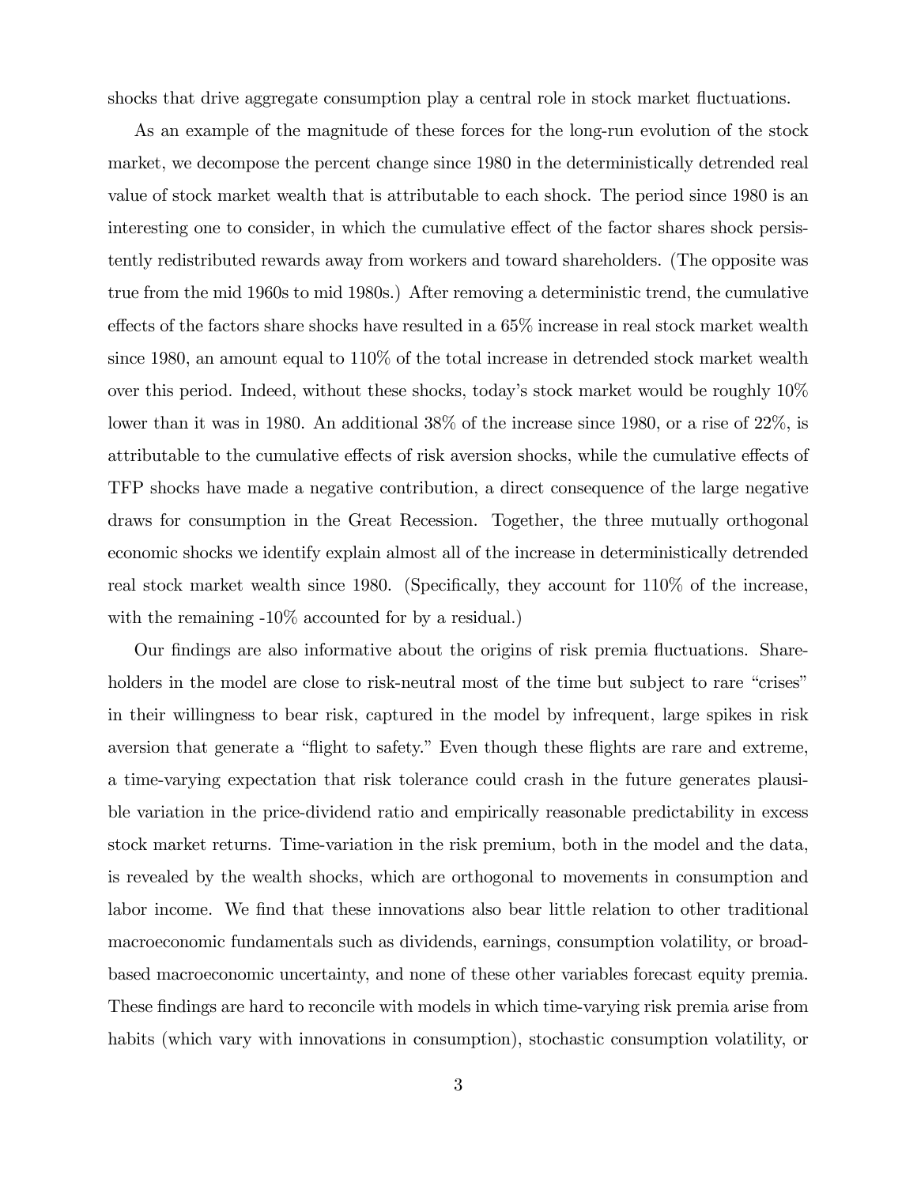shocks that drive aggregate consumption play a central role in stock market fluctuations.

As an example of the magnitude of these forces for the long-run evolution of the stock market, we decompose the percent change since 1980 in the deterministically detrended real value of stock market wealth that is attributable to each shock. The period since 1980 is an interesting one to consider, in which the cumulative effect of the factor shares shock persistently redistributed rewards away from workers and toward shareholders. (The opposite was true from the mid 1960s to mid 1980s.) After removing a deterministic trend, the cumulative effects of the factors share shocks have resulted in a 65% increase in real stock market wealth since 1980, an amount equal to 110% of the total increase in detrended stock market wealth over this period. Indeed, without these shocks, today's stock market would be roughly 10% lower than it was in 1980. An additional 38% of the increase since 1980, or a rise of 22%, is attributable to the cumulative effects of risk aversion shocks, while the cumulative effects of TFP shocks have made a negative contribution, a direct consequence of the large negative draws for consumption in the Great Recession. Together, the three mutually orthogonal economic shocks we identify explain almost all of the increase in deterministically detrended real stock market wealth since 1980. (Specifically, they account for 110% of the increase, with the remaining -10% accounted for by a residual.)

Our findings are also informative about the origins of risk premia fluctuations. Shareholders in the model are close to risk-neutral most of the time but subject to rare "crises" in their willingness to bear risk, captured in the model by infrequent, large spikes in risk aversion that generate a "flight to safety." Even though these flights are rare and extreme, a time-varying expectation that risk tolerance could crash in the future generates plausible variation in the price-dividend ratio and empirically reasonable predictability in excess stock market returns. Time-variation in the risk premium, both in the model and the data, is revealed by the wealth shocks, which are orthogonal to movements in consumption and labor income. We find that these innovations also bear little relation to other traditional macroeconomic fundamentals such as dividends, earnings, consumption volatility, or broad-based macroeconomic uncertainty, and none of these other variables forecast equity premia. These findings are hard to reconcile with models in which time-varying risk premia arise from habits (which vary with innovations in consumption), stochastic consumption volatility, or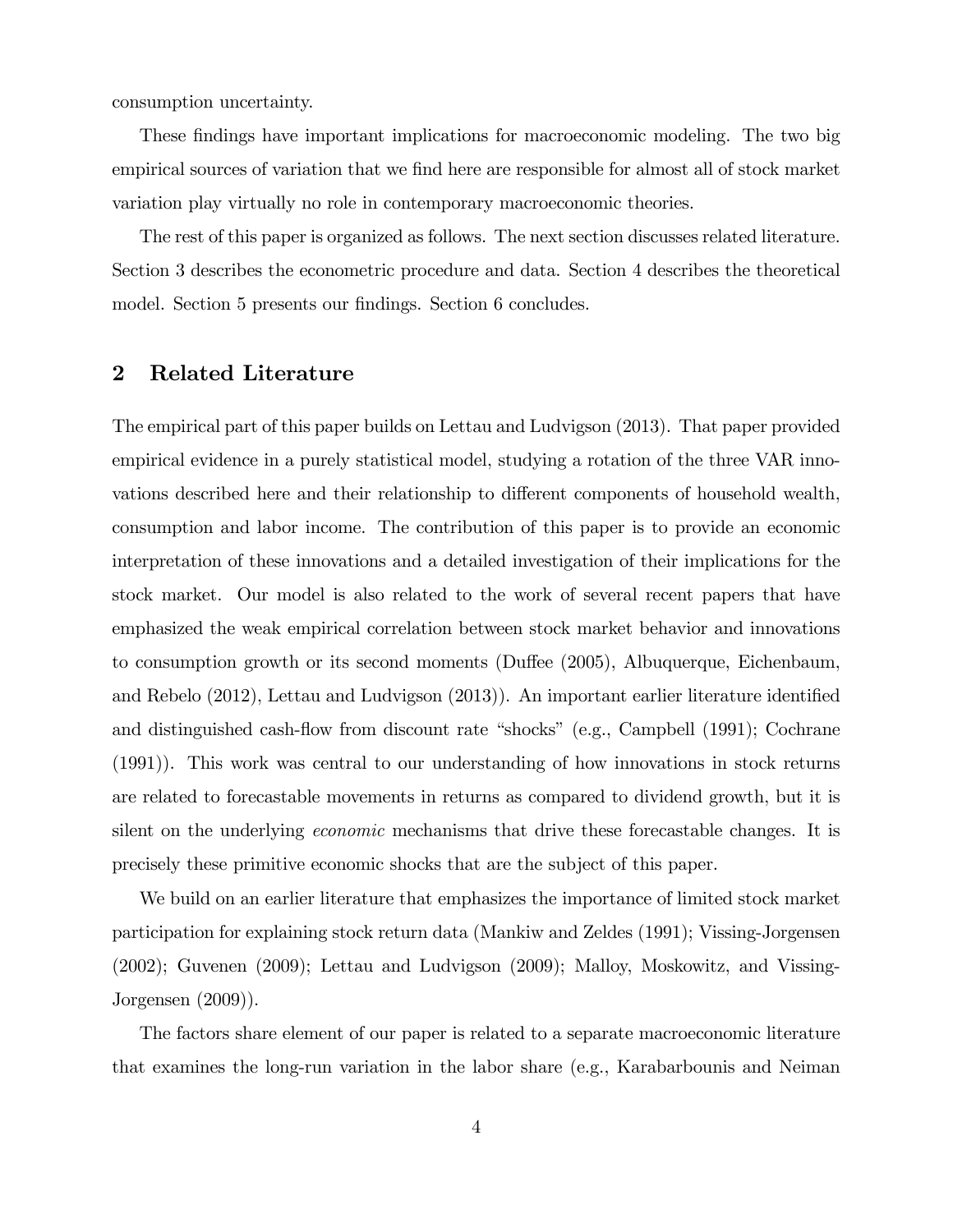consumption uncertainty.

These findings have important implications for macroeconomic modeling. The two big empirical sources of variation that we find here are responsible for almost all of stock market variation play virtually no role in contemporary macroeconomic theories.

The rest of this paper is organized as follows. The next section discusses related literature. Section 3 describes the econometric procedure and data. Section 4 describes the theoretical model. Section 5 presents our findings. Section 6 concludes.

## 2 Related Literature

The empirical part of this paper builds on Lettau and Ludvigson (2013). That paper provided empirical evidence in a purely statistical model, studying a rotation of the three VAR innovations described here and their relationship to different components of household wealth, consumption and labor income. The contribution of this paper is to provide an economic interpretation of these innovations and a detailed investigation of their implications for the stock market. Our model is also related to the work of several recent papers that have emphasized the weak empirical correlation between stock market behavior and innovations to consumption growth or its second moments (Duffee (2005), Albuquerque, Eichenbaum, and Rebelo (2012), Lettau and Ludvigson (2013)). An important earlier literature identified and distinguished cash-flow from discount rate "shocks" (e.g., Campbell (1991); Cochrane (1991)). This work was central to our understanding of how innovations in stock returns are related to forecastable movements in returns as compared to dividend growth, but it is silent on the underlying *economic* mechanisms that drive these forecastable changes. It is precisely these primitive economic shocks that are the subject of this paper.

We build on an earlier literature that emphasizes the importance of limited stock market participation for explaining stock return data (Mankiw and Zeldes (1991); Vissing-Jorgensen (2002); Guvenen (2009); Lettau and Ludvigson (2009); Malloy, Moskowitz, and Vissing-Jorgensen (2009)).

The factors share element of our paper is related to a separate macroeconomic literature that examines the long-run variation in the labor share (e.g., Karabarbounis and Neiman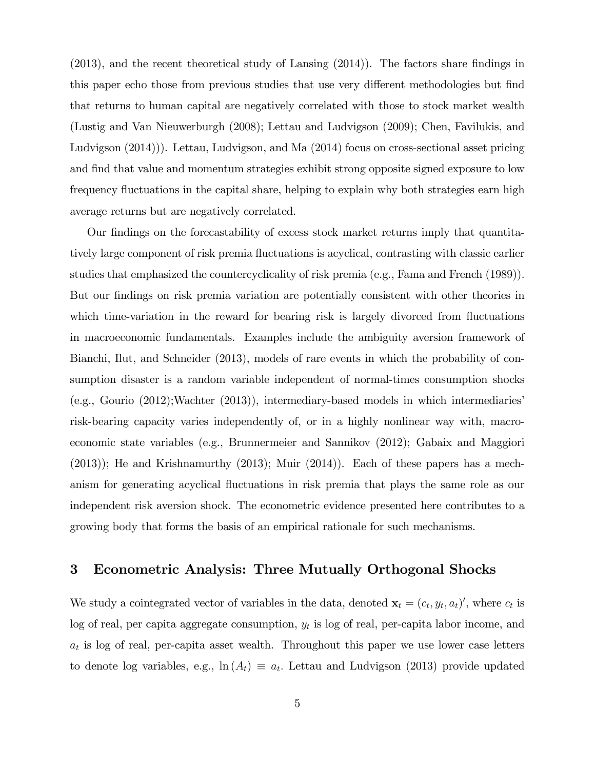(2013), and the recent theoretical study of Lansing (2014)). The factors share findings in this paper echo those from previous studies that use very different methodologies but find that returns to human capital are negatively correlated with those to stock market wealth (Lustig and Van Nieuwerburgh (2008); Lettau and Ludvigson (2009); Chen, Favilukis, and Ludvigson (2014))). Lettau, Ludvigson, and Ma (2014) focus on cross-sectional asset pricing and find that value and momentum strategies exhibit strong opposite signed exposure to low frequency fluctuations in the capital share, helping to explain why both strategies earn high average returns but are negatively correlated.

Our findings on the forecastability of excess stock market returns imply that quantitatively large component of risk premia fluctuations is acyclical, contrasting with classic earlier studies that emphasized the countercyclicality of risk premia (e.g., Fama and French (1989)). But our findings on risk premia variation are potentially consistent with other theories in which time-variation in the reward for bearing risk is largely divorced from fluctuations in macroeconomic fundamentals. Examples include the ambiguity aversion framework of Bianchi, Ilut, and Schneider (2013), models of rare events in which the probability of consumption disaster is a random variable independent of normal-times consumption shocks (e.g., Gourio (2012);Wachter (2013)), intermediary-based models in which intermediaries' risk-bearing capacity varies independently of, or in a highly nonlinear way with, macroeconomic state variables (e.g., Brunnermeier and Sannikov (2012); Gabaix and Maggiori (2013)); He and Krishnamurthy (2013); Muir (2014)). Each of these papers has a mechanism for generating acyclical fluctuations in risk premia that plays the same role as our independent risk aversion shock. The econometric evidence presented here contributes to a growing body that forms the basis of an empirical rationale for such mechanisms.

## 3 Econometric Analysis: Three Mutually Orthogonal Shocks

We study a cointegrated vector of variables in the data, denoted $\mathbf{x}_t = (c_t, y_t, a_t)'$, where $c_t$ is log of real, per capita aggregate consumption, $y_t$ is log of real, per-capita labor income, and $a_t$ is log of real, per-capita asset wealth. Throughout this paper we use lower case letters to denote log variables, e.g., $\ln(A_t) \equiv a_t$. Lettau and Ludvigson (2013) provide updated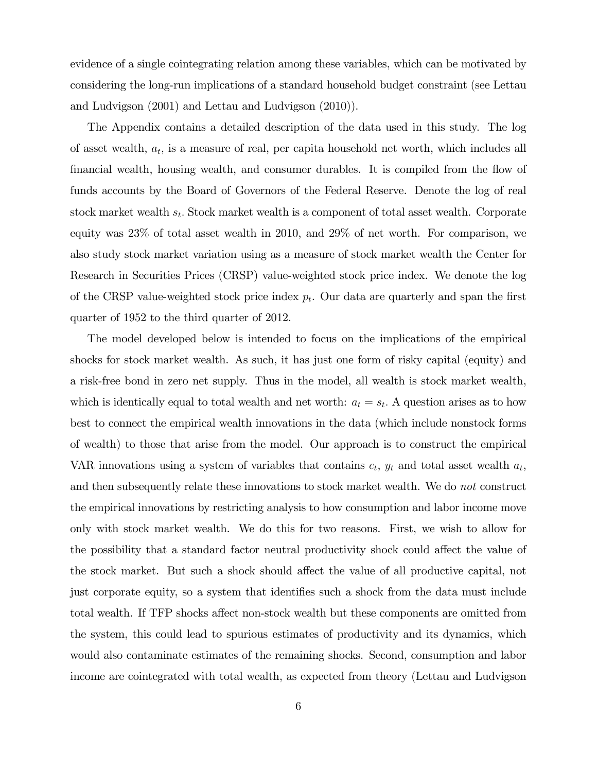evidence of a single cointegrating relation among these variables, which can be motivated by considering the long-run implications of a standard household budget constraint (see Lettau and Ludvigson (2001) and Lettau and Ludvigson (2010)).

The Appendix contains a detailed description of the data used in this study. The log of asset wealth, $a_t$, is a measure of real, per capita household net worth, which includes all financial wealth, housing wealth, and consumer durables. It is compiled from the flow of funds accounts by the Board of Governors of the Federal Reserve. Denote the log of real stock market wealth $s_t$. Stock market wealth is a component of total asset wealth. Corporate equity was 23% of total asset wealth in 2010, and 29% of net worth. For comparison, we also study stock market variation using as a measure of stock market wealth the Center for Research in Securities Prices (CRSP) value-weighted stock price index. We denote the log of the CRSP value-weighted stock price index $p_t$. Our data are quarterly and span the first quarter of 1952 to the third quarter of 2012.

The model developed below is intended to focus on the implications of the empirical shocks for stock market wealth. As such, it has just one form of risky capital (equity) and a risk-free bond in zero net supply. Thus in the model, all wealth is stock market wealth, which is identically equal to total wealth and net worth: $a_t = s_t$. A question arises as to how best to connect the empirical wealth innovations in the data (which include nonstock forms of wealth) to those that arise from the model. Our approach is to construct the empirical VAR innovations using a system of variables that contains $c_t$, $y_t$ and total asset wealth $a_t$, and then subsequently relate these innovations to stock market wealth. We do *not* construct the empirical innovations by restricting analysis to how consumption and labor income move only with stock market wealth. We do this for two reasons. First, we wish to allow for the possibility that a standard factor neutral productivity shock could affect the value of the stock market. But such a shock should affect the value of all productive capital, not just corporate equity, so a system that identifies such a shock from the data must include total wealth. If TFP shocks affect non-stock wealth but these components are omitted from the system, this could lead to spurious estimates of productivity and its dynamics, which would also contaminate estimates of the remaining shocks. Second, consumption and labor income are cointegrated with total wealth, as expected from theory (Lettau and Ludvigson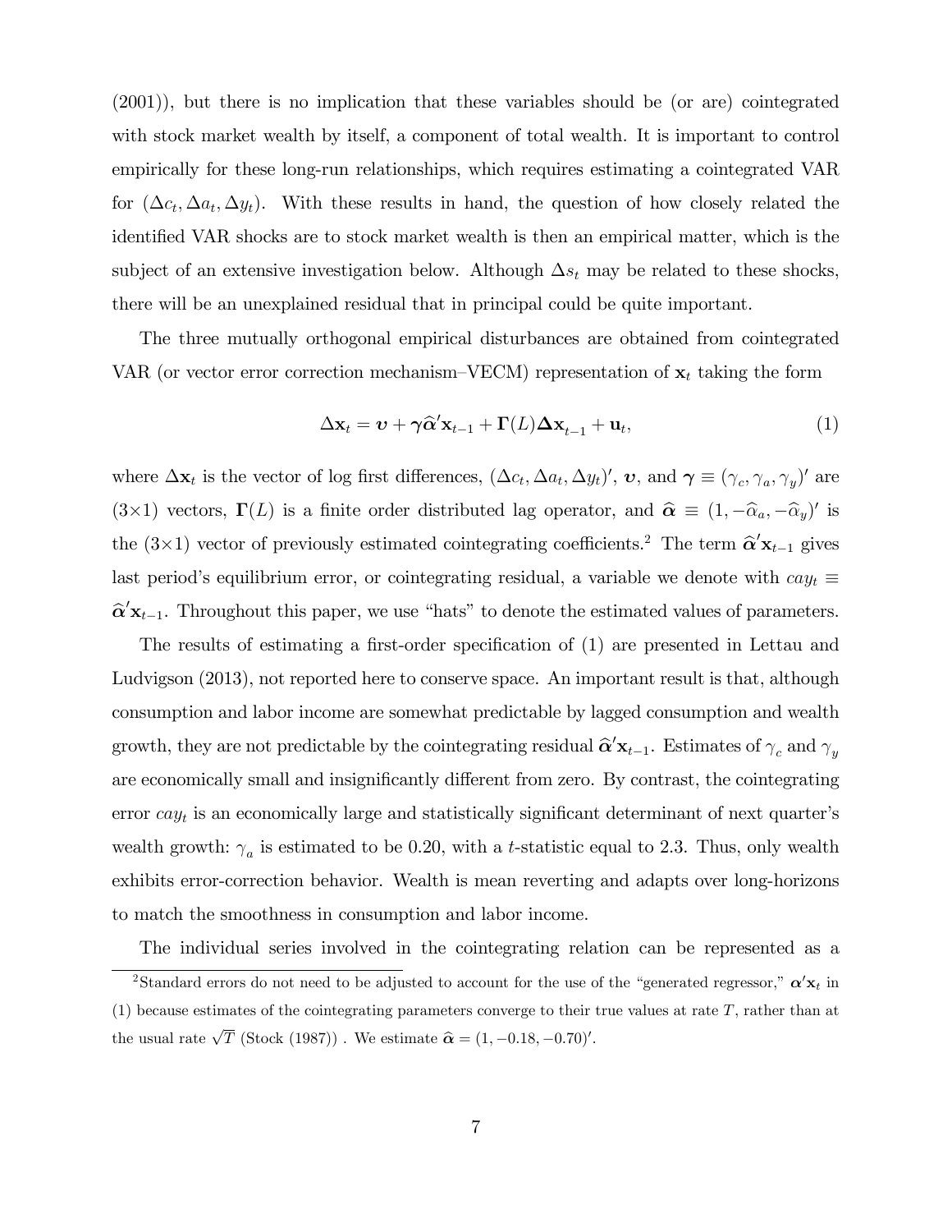(2001)), but there is no implication that these variables should be (or are) cointegrated with stock market wealth by itself, a component of total wealth. It is important to control empirically for these long-run relationships, which requires estimating a cointegrated VAR for $(\Delta c_t, \Delta a_t, \Delta y_t)$. With these results in hand, the question of how closely related the identified VAR shocks are to stock market wealth is then an empirical matter, which is the subject of an extensive investigation below. Although $\Delta s_t$ may be related to these shocks, there will be an unexplained residual that in principal could be quite important.

The three mutually orthogonal empirical disturbances are obtained from cointegrated VAR (or vector error correction mechanism–VECM) representation of $\mathbf{x}_t$ taking the form

$$\Delta \mathbf{x}_t = \boldsymbol{\upsilon} + \boldsymbol{\gamma} \widehat{\boldsymbol{\alpha}}' \mathbf{x}_{t-1} + \boldsymbol{\Gamma}(L) \boldsymbol{\Delta} \mathbf{x}_{t-1} + \mathbf{u}_t, \tag{1}$$

where $\Delta \mathbf{x}_t$ is the vector of log first differences, $(\Delta c_t, \Delta a_t, \Delta y_t)'$, $\boldsymbol{\upsilon}$, and $\boldsymbol{\gamma} \equiv (\gamma_c, \gamma_a, \gamma_y)'$ are $(3 \times 1)$ vectors, $\boldsymbol{\Gamma}(L)$ is a finite order distributed lag operator, and $\widehat{\boldsymbol{\alpha}} \equiv (1, -\widehat{\alpha}_a, -\widehat{\alpha}_y)'$ is the $(3 \times 1)$ vector of previously estimated cointegrating coefficients.[2] The term $\widehat{\boldsymbol{\alpha}}' \mathbf{x}_{t-1}$ gives last period's equilibrium error, or cointegrating residual, a variable we denote with $cay_t \equiv \widehat{\boldsymbol{\alpha}}' \mathbf{x}_{t-1}$. Throughout this paper, we use "hats" to denote the estimated values of parameters.

The results of estimating a first-order specification of (1) are presented in Lettau and Ludvigson (2013), not reported here to conserve space. An important result is that, although consumption and labor income are somewhat predictable by lagged consumption and wealth growth, they are not predictable by the cointegrating residual $\widehat{\boldsymbol{\alpha}}' \mathbf{x}_{t-1}$. Estimates of $\gamma_c$ and $\gamma_y$ are economically small and insignificantly different from zero. By contrast, the cointegrating error $cay_t$ is an economically large and statistically significant determinant of next quarter's wealth growth: $\gamma_a$ is estimated to be 0.20, with a $t$-statistic equal to 2.3. Thus, only wealth exhibits error-correction behavior. Wealth is mean reverting and adapts over long-horizons to match the smoothness in consumption and labor income.

The individual series involved in the cointegrating relation can be represented as a

[2] Standard errors do not need to be adjusted to account for the use of the "generated regressor," $\boldsymbol{\alpha}' \mathbf{x}_t$ in (1) because estimates of the cointegrating parameters converge to their true values at rate $T$, rather than at the usual rate $\sqrt{T}$ (Stock (1987)) . We estimate $\widehat{\boldsymbol{\alpha}} = (1, -0.18, -0.70)'$.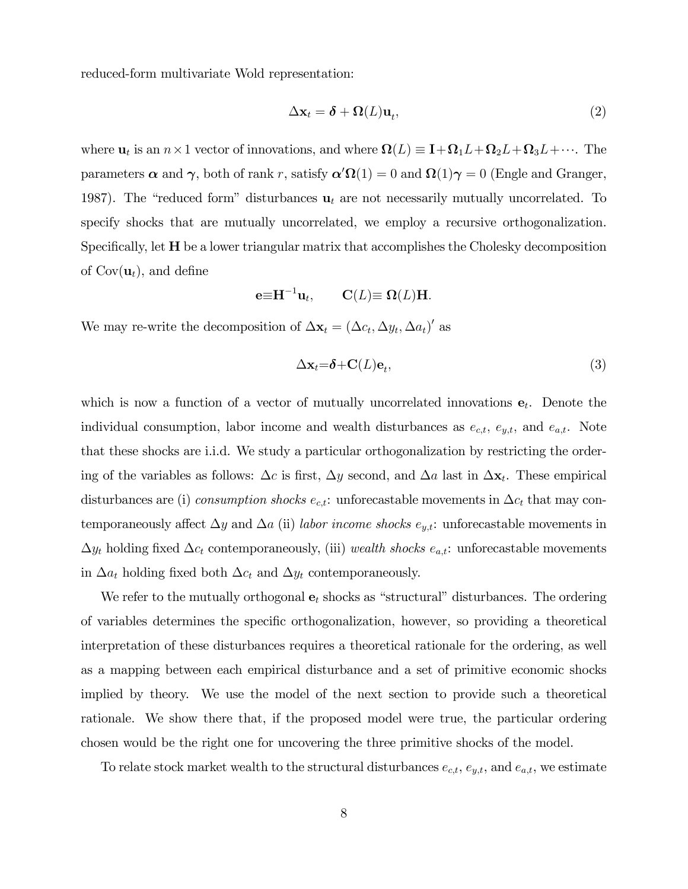reduced-form multivariate Wold representation:

$$\Delta \mathbf{x}_t = \boldsymbol{\delta} + \boldsymbol{\Omega}(L)\mathbf{u}_t, \tag{2}$$

where $\mathbf{u}_t$ is an $n \times 1$ vector of innovations, and where $\boldsymbol{\Omega}(L) \equiv \mathbf{I} + \boldsymbol{\Omega}_1 L + \boldsymbol{\Omega}_2 L + \boldsymbol{\Omega}_3 L + \cdots$. The parameters $\boldsymbol{\alpha}$ and $\boldsymbol{\gamma}$, both of rank $r$, satisfy $\boldsymbol{\alpha}'\boldsymbol{\Omega}(1) = 0$ and $\boldsymbol{\Omega}(1)\boldsymbol{\gamma} = 0$ (Engle and Granger, 1987). The "reduced form" disturbances $\mathbf{u}_t$ are not necessarily mutually uncorrelated. To specify shocks that are mutually uncorrelated, we employ a recursive orthogonalization. Specifically, let $\mathbf{H}$ be a lower triangular matrix that accomplishes the Cholesky decomposition of $\text{Cov}(\mathbf{u}_t)$, and define

$$\mathbf{e} \equiv \mathbf{H}^{-1}\mathbf{u}_t, \qquad \mathbf{C}(L) \equiv \boldsymbol{\Omega}(L)\mathbf{H}.$$

We may re-write the decomposition of $\Delta \mathbf{x}_t = (\Delta c_t, \Delta y_t, \Delta a_t)'$ as

$$\Delta \mathbf{x}_t = \boldsymbol{\delta} + \mathbf{C}(L)\mathbf{e}_t, \tag{3}$$

which is now a function of a vector of mutually uncorrelated innovations $\mathbf{e}_t$. Denote the individual consumption, labor income and wealth disturbances as $e_{c,t}$, $e_{y,t}$, and $e_{a,t}$. Note that these shocks are i.i.d. We study a particular orthogonalization by restricting the ordering of the variables as follows: $\Delta c$ is first, $\Delta y$ second, and $\Delta a$ last in $\Delta \mathbf{x}_t$. These empirical disturbances are (i) *consumption shocks* $e_{c,t}$: unforecastable movements in $\Delta c_t$ that may contemporaneously affect $\Delta y$ and $\Delta a$ (ii) *labor income shocks* $e_{y,t}$: unforecastable movements in $\Delta y_t$ holding fixed $\Delta c_t$ contemporaneously, (iii) *wealth shocks* $e_{a,t}$: unforecastable movements in $\Delta a_t$ holding fixed both $\Delta c_t$ and $\Delta y_t$ contemporaneously.

We refer to the mutually orthogonal $\mathbf{e}_t$ shocks as "structural" disturbances. The ordering of variables determines the specific orthogonalization, however, so providing a theoretical interpretation of these disturbances requires a theoretical rationale for the ordering, as well as a mapping between each empirical disturbance and a set of primitive economic shocks implied by theory. We use the model of the next section to provide such a theoretical rationale. We show there that, if the proposed model were true, the particular ordering chosen would be the right one for uncovering the three primitive shocks of the model.

To relate stock market wealth to the structural disturbances $e_{c,t}$, $e_{y,t}$, and $e_{a,t}$, we estimate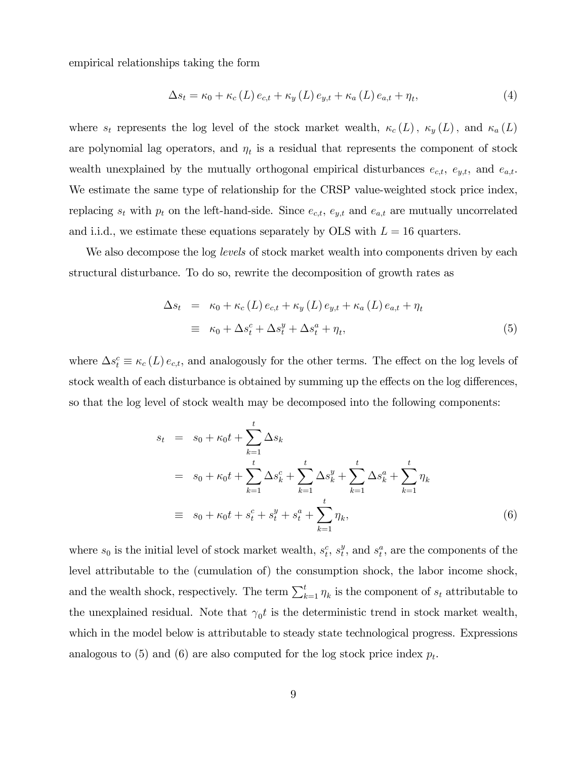empirical relationships taking the form

$$\Delta s_t = \kappa_0 + \kappa_c(L)\, e_{c,t} + \kappa_y(L)\, e_{y,t} + \kappa_a(L)\, e_{a,t} + \eta_t, \tag{4}$$

where $s_t$ represents the log level of the stock market wealth, $\kappa_c(L)$, $\kappa_y(L)$, and $\kappa_a(L)$ are polynomial lag operators, and $\eta_t$ is a residual that represents the component of stock wealth unexplained by the mutually orthogonal empirical disturbances $e_{c,t}$, $e_{y,t}$, and $e_{a,t}$. We estimate the same type of relationship for the CRSP value-weighted stock price index, replacing $s_t$ with $p_t$ on the left-hand-side. Since $e_{c,t}$, $e_{y,t}$ and $e_{a,t}$ are mutually uncorrelated and i.i.d., we estimate these equations separately by OLS with $L = 16$ quarters.

We also decompose the log *levels* of stock market wealth into components driven by each structural disturbance. To do so, rewrite the decomposition of growth rates as

$$\begin{aligned}
\Delta s_t &= \kappa_0 + \kappa_c(L)\, e_{c,t} + \kappa_y(L)\, e_{y,t} + \kappa_a(L)\, e_{a,t} + \eta_t \\
&\equiv \kappa_0 + \Delta s_t^c + \Delta s_t^y + \Delta s_t^a + \eta_t,
\end{aligned} \tag{5}$$

where $\Delta s_t^c \equiv \kappa_c(L)\, e_{c,t}$, and analogously for the other terms. The effect on the log levels of stock wealth of each disturbance is obtained by summing up the effects on the log differences, so that the log level of stock wealth may be decomposed into the following components:

$$\begin{aligned}
s_t &= s_0 + \kappa_0 t + \sum_{k=1}^{t} \Delta s_k \\
&= s_0 + \kappa_0 t + \sum_{k=1}^{t} \Delta s_k^c + \sum_{k=1}^{t} \Delta s_k^y + \sum_{k=1}^{t} \Delta s_k^a + \sum_{k=1}^{t} \eta_k \\
&\equiv s_0 + \kappa_0 t + s_t^c + s_t^y + s_t^a + \sum_{k=1}^{t} \eta_k,
\end{aligned} \tag{6}$$

where $s_0$ is the initial level of stock market wealth, $s_t^c$, $s_t^y$, and $s_t^a$, are the components of the level attributable to the (cumulation of) the consumption shock, the labor income shock, and the wealth shock, respectively. The term $\sum_{k=1}^{t} \eta_k$ is the component of $s_t$ attributable to the unexplained residual. Note that $\gamma_0 t$ is the deterministic trend in stock market wealth, which in the model below is attributable to steady state technological progress. Expressions analogous to (5) and (6) are also computed for the log stock price index $p_t$.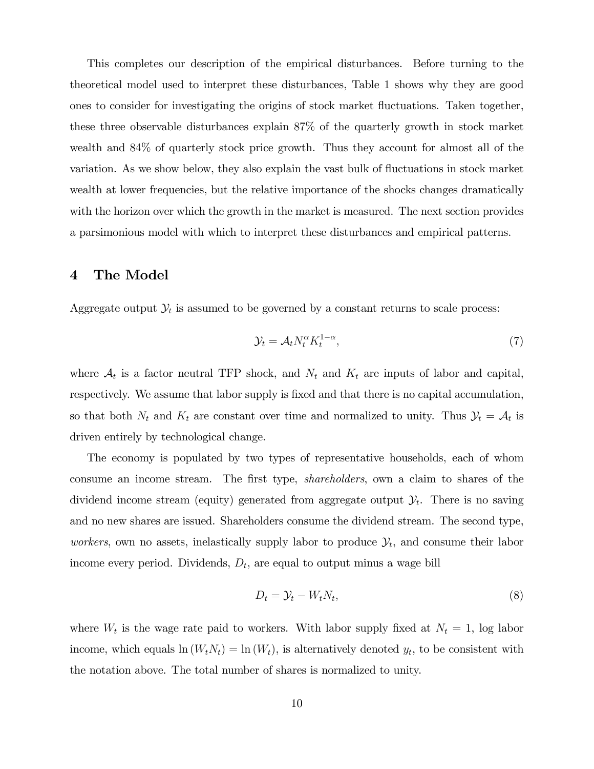This completes our description of the empirical disturbances. Before turning to the theoretical model used to interpret these disturbances, Table 1 shows why they are good ones to consider for investigating the origins of stock market fluctuations. Taken together, these three observable disturbances explain 87% of the quarterly growth in stock market wealth and 84% of quarterly stock price growth. Thus they account for almost all of the variation. As we show below, they also explain the vast bulk of fluctuations in stock market wealth at lower frequencies, but the relative importance of the shocks changes dramatically with the horizon over which the growth in the market is measured. The next section provides a parsimonious model with which to interpret these disturbances and empirical patterns.

## 4 The Model

Aggregate output $\mathcal{Y}_t$ is assumed to be governed by a constant returns to scale process:

$$\mathcal{Y}_t = \mathcal{A}_t N_t^{\alpha} K_t^{1-\alpha}, \tag{7}$$

where $\mathcal{A}_t$ is a factor neutral TFP shock, and $N_t$ and $K_t$ are inputs of labor and capital, respectively. We assume that labor supply is fixed and that there is no capital accumulation, so that both $N_t$ and $K_t$ are constant over time and normalized to unity. Thus $\mathcal{Y}_t = \mathcal{A}_t$ is driven entirely by technological change.

The economy is populated by two types of representative households, each of whom consume an income stream. The first type, *shareholders*, own a claim to shares of the dividend income stream (equity) generated from aggregate output $\mathcal{Y}_t$. There is no saving and no new shares are issued. Shareholders consume the dividend stream. The second type, *workers*, own no assets, inelastically supply labor to produce $\mathcal{Y}_t$, and consume their labor income every period. Dividends, $D_t$, are equal to output minus a wage bill

$$D_t = \mathcal{Y}_t - W_t N_t, \tag{8}$$

where $W_t$ is the wage rate paid to workers. With labor supply fixed at $N_t = 1$, log labor income, which equals $\ln(W_t N_t) = \ln(W_t)$, is alternatively denoted $y_t$, to be consistent with the notation above. The total number of shares is normalized to unity.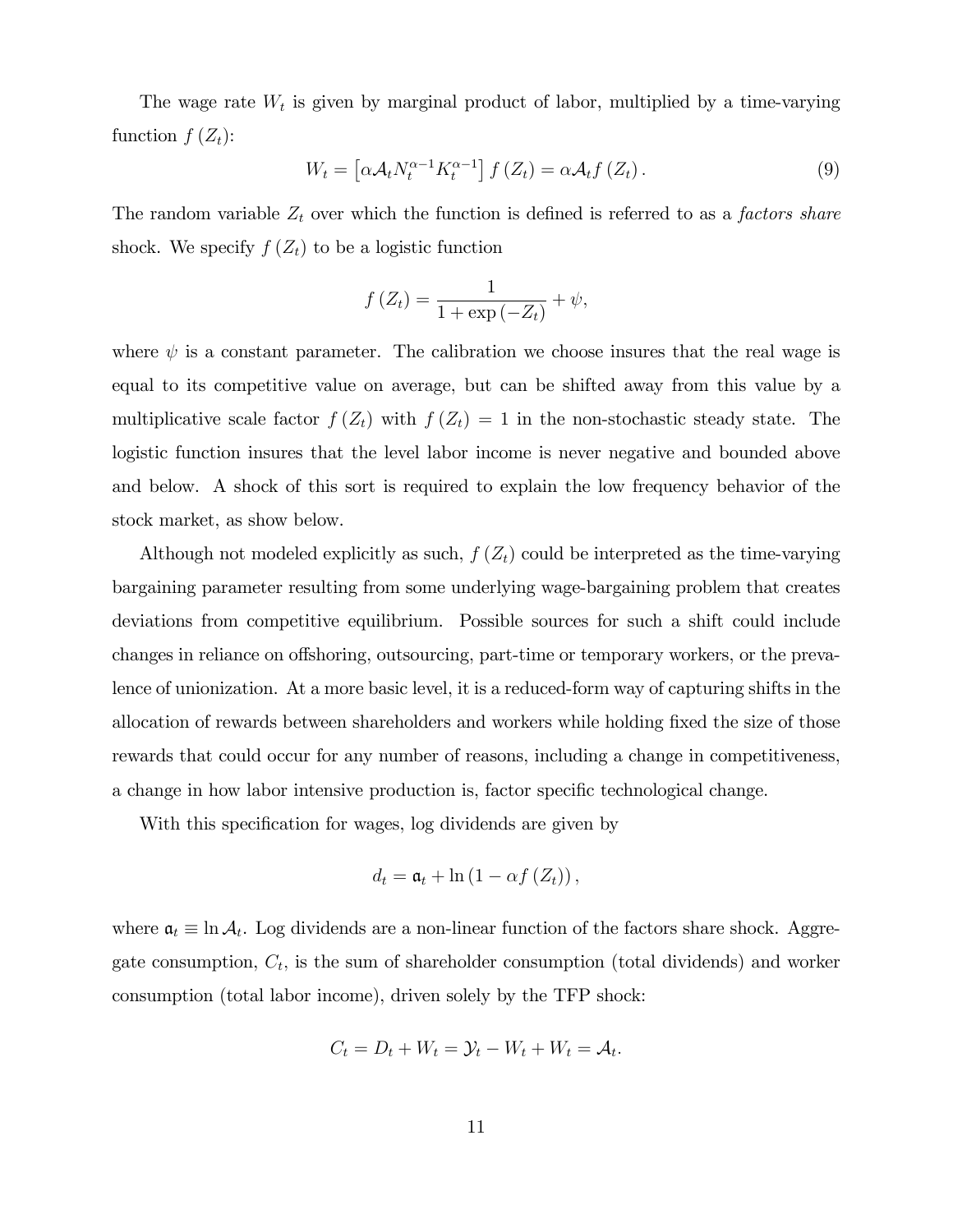The wage rate $W_t$ is given by marginal product of labor, multiplied by a time-varying function $f(Z_t)$:

$$W_t = \left[\alpha \mathcal{A}_t N_t^{\alpha-1} K_t^{\alpha-1}\right] f(Z_t) = \alpha \mathcal{A}_t f(Z_t). \tag{9}$$

The random variable $Z_t$ over which the function is defined is referred to as a *factors share* shock. We specify $f(Z_t)$ to be a logistic function

$$f(Z_t) = \frac{1}{1+\exp(-Z_t)} + \psi,$$

where $\psi$ is a constant parameter. The calibration we choose insures that the real wage is equal to its competitive value on average, but can be shifted away from this value by a multiplicative scale factor $f(Z_t)$ with $f(Z_t) = 1$ in the non-stochastic steady state. The logistic function insures that the level labor income is never negative and bounded above and below. A shock of this sort is required to explain the low frequency behavior of the stock market, as show below.

Although not modeled explicitly as such, $f(Z_t)$ could be interpreted as the time-varying bargaining parameter resulting from some underlying wage-bargaining problem that creates deviations from competitive equilibrium. Possible sources for such a shift could include changes in reliance on offshoring, outsourcing, part-time or temporary workers, or the prevalence of unionization. At a more basic level, it is a reduced-form way of capturing shifts in the allocation of rewards between shareholders and workers while holding fixed the size of those rewards that could occur for any number of reasons, including a change in competitiveness, a change in how labor intensive production is, factor specific technological change.

With this specification for wages, log dividends are given by

$$d_t = \mathfrak{a}_t + \ln(1 - \alpha f(Z_t)),$$

where $\mathfrak{a}_t \equiv \ln \mathcal{A}_t$. Log dividends are a non-linear function of the factors share shock. Aggregate consumption, $C_t$, is the sum of shareholder consumption (total dividends) and worker consumption (total labor income), driven solely by the TFP shock:

$$C_t = D_t + W_t = \mathcal{Y}_t - W_t + W_t = \mathcal{A}_t.$$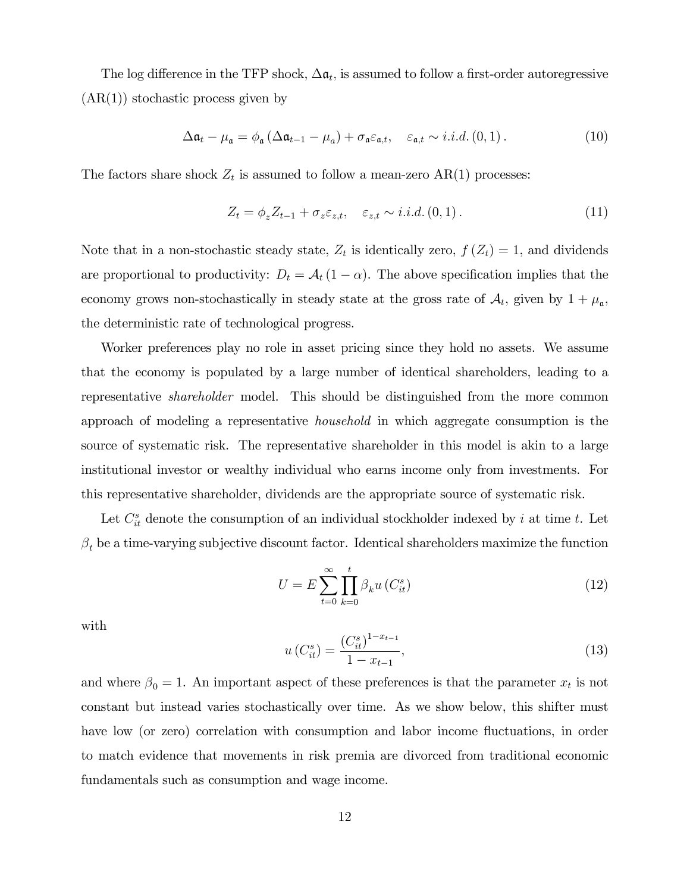The log difference in the TFP shock, $\Delta\mathfrak{a}_t$, is assumed to follow a first-order autoregressive (AR(1)) stochastic process given by

$$\Delta\mathfrak{a}_t - \mu_{\mathfrak{a}} = \phi_{\mathfrak{a}}\left(\Delta\mathfrak{a}_{t-1} - \mu_a\right) + \sigma_{\mathfrak{a}}\varepsilon_{\mathfrak{a},t}, \quad \varepsilon_{\mathfrak{a},t} \sim i.i.d.\,(0,1)\,. \tag{10}$$

The factors share shock $Z_t$ is assumed to follow a mean-zero AR(1) processes:

$$Z_t = \phi_z Z_{t-1} + \sigma_z \varepsilon_{z,t}, \quad \varepsilon_{z,t} \sim i.i.d.\,(0,1)\,. \tag{11}$$

Note that in a non-stochastic steady state, $Z_t$ is identically zero, $f(Z_t) = 1$, and dividends are proportional to productivity: $D_t = \mathcal{A}_t(1-\alpha)$. The above specification implies that the economy grows non-stochastically in steady state at the gross rate of $\mathcal{A}_t$, given by $1 + \mu_{\mathfrak{a}}$, the deterministic rate of technological progress.

Worker preferences play no role in asset pricing since they hold no assets. We assume that the economy is populated by a large number of identical shareholders, leading to a representative *shareholder* model. This should be distinguished from the more common approach of modeling a representative *household* in which aggregate consumption is the source of systematic risk. The representative shareholder in this model is akin to a large institutional investor or wealthy individual who earns income only from investments. For this representative shareholder, dividends are the appropriate source of systematic risk.

Let $C_{it}^s$ denote the consumption of an individual stockholder indexed by $i$ at time $t$. Let $\beta_t$ be a time-varying subjective discount factor. Identical shareholders maximize the function

$$U = E\sum_{t=0}^{\infty}\prod_{k=0}^{t}\beta_k u\left(C_{it}^s\right) \tag{12}$$

with

$$u\left(C_{it}^s\right) = \frac{\left(C_{it}^s\right)^{1-x_{t-1}}}{1-x_{t-1}}, \tag{13}$$

and where $\beta_0 = 1$. An important aspect of these preferences is that the parameter $x_t$ is not constant but instead varies stochastically over time. As we show below, this shifter must have low (or zero) correlation with consumption and labor income fluctuations, in order to match evidence that movements in risk premia are divorced from traditional economic fundamentals such as consumption and wage income.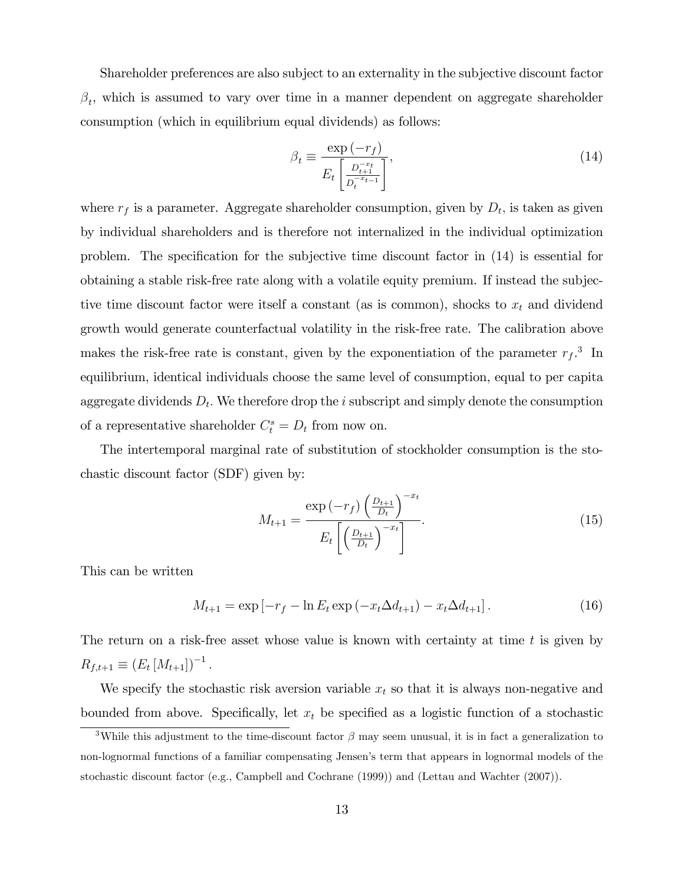Shareholder preferences are also subject to an externality in the subjective discount factor $\beta_t$, which is assumed to vary over time in a manner dependent on aggregate shareholder consumption (which in equilibrium equal dividends) as follows:

$$\beta_t \equiv \frac{\exp(-r_f)}{E_t\left[\frac{D_{t+1}^{-x_t}}{D_t^{-x_{t-1}}}\right]}, \tag{14}$$

where $r_f$ is a parameter. Aggregate shareholder consumption, given by $D_t$, is taken as given by individual shareholders and is therefore not internalized in the individual optimization problem. The specification for the subjective time discount factor in (14) is essential for obtaining a stable risk-free rate along with a volatile equity premium. If instead the subjective time discount factor were itself a constant (as is common), shocks to $x_t$ and dividend growth would generate counterfactual volatility in the risk-free rate. The calibration above makes the risk-free rate is constant, given by the exponentiation of the parameter $r_f$.[3] In equilibrium, identical individuals choose the same level of consumption, equal to per capita aggregate dividends $D_t$. We therefore drop the $i$ subscript and simply denote the consumption of a representative shareholder $C_t^s = D_t$ from now on.

The intertemporal marginal rate of substitution of stockholder consumption is the stochastic discount factor (SDF) given by:

$$M_{t+1} = \frac{\exp(-r_f)\left(\frac{D_{t+1}}{D_t}\right)^{-x_t}}{E_t\left[\left(\frac{D_{t+1}}{D_t}\right)^{-x_t}\right]}. \tag{15}$$

This can be written

$$M_{t+1} = \exp\left[-r_f - \ln E_t \exp(-x_t \Delta d_{t+1}) - x_t \Delta d_{t+1}\right]. \tag{16}$$

The return on a risk-free asset whose value is known with certainty at time $t$ is given by $R_{f,t+1} \equiv (E_t[M_{t+1}])^{-1}$.

We specify the stochastic risk aversion variable $x_t$ so that it is always non-negative and bounded from above. Specifically, let $x_t$ be specified as a logistic function of a stochastic

[3] While this adjustment to the time-discount factor $\beta$ may seem unusual, it is in fact a generalization to non-lognormal functions of a familiar compensating Jensen's term that appears in lognormal models of the stochastic discount factor (e.g., Campbell and Cochrane (1999)) and (Lettau and Wachter (2007)).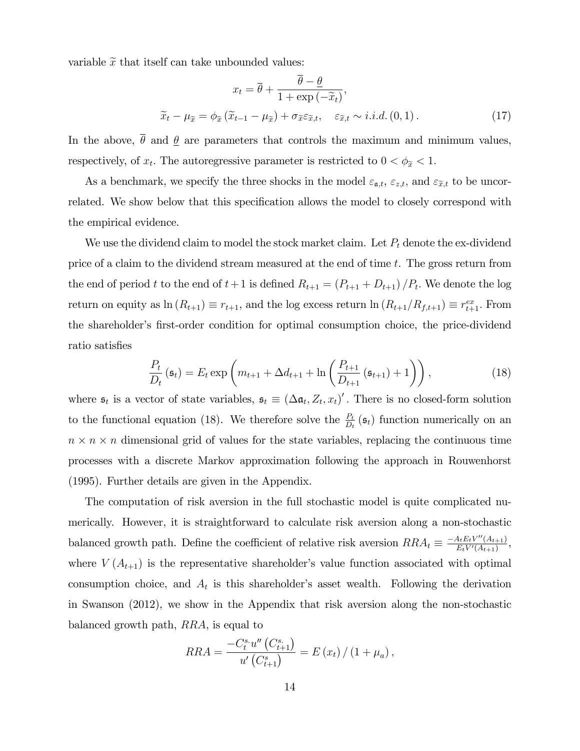variable $\widetilde{x}$ that itself can take unbounded values:

$$x_t = \overline{\theta} + \frac{\overline{\theta} - \underline{\theta}}{1 + \exp\left(-\widetilde{x}_t\right)},$$

$$\widetilde{x}_t - \mu_{\widetilde{x}} = \phi_{\widetilde{x}}\left(\widetilde{x}_{t-1} - \mu_{\widetilde{x}}\right) + \sigma_{\widetilde{x}}\varepsilon_{\widetilde{x},t}, \quad \varepsilon_{\widetilde{x},t} \sim i.i.d.\left(0,1\right). \tag{17}$$

In the above, $\overline{\theta}$ and $\underline{\theta}$ are parameters that controls the maximum and minimum values, respectively, of $x_t$. The autoregressive parameter is restricted to $0 < \phi_{\widetilde{x}} < 1$.

As a benchmark, we specify the three shocks in the model $\varepsilon_{\mathfrak{a},t}$, $\varepsilon_{z,t}$, and $\varepsilon_{\widetilde{x},t}$ to be uncorrelated. We show below that this specification allows the model to closely correspond with the empirical evidence.

We use the dividend claim to model the stock market claim. Let $P_t$ denote the ex-dividend price of a claim to the dividend stream measured at the end of time $t$. The gross return from the end of period $t$ to the end of $t+1$ is defined $R_{t+1} = \left(P_{t+1} + D_{t+1}\right)/P_t$. We denote the log return on equity as $\ln\left(R_{t+1}\right) \equiv r_{t+1}$, and the log excess return $\ln\left(R_{t+1}/R_{f,t+1}\right) \equiv r^{ex}_{t+1}$. From the shareholder's first-order condition for optimal consumption choice, the price-dividend ratio satisfies

$$\frac{P_t}{D_t}\left(\mathfrak{s}_t\right) = E_t \exp\left(m_{t+1} + \Delta d_{t+1} + \ln\left(\frac{P_{t+1}}{D_{t+1}}\left(\mathfrak{s}_{t+1}\right) + 1\right)\right), \tag{18}$$

where $\mathfrak{s}_t$ is a vector of state variables, $\mathfrak{s}_t \equiv \left(\Delta\mathfrak{a}_t, Z_t, x_t\right)'$. There is no closed-form solution to the functional equation (18). We therefore solve the $\frac{P_t}{D_t}\left(\mathfrak{s}_t\right)$ function numerically on an $n \times n \times n$ dimensional grid of values for the state variables, replacing the continuous time processes with a discrete Markov approximation following the approach in Rouwenhorst (1995). Further details are given in the Appendix.

The computation of risk aversion in the full stochastic model is quite complicated numerically. However, it is straightforward to calculate risk aversion along a non-stochastic balanced growth path. Define the coefficient of relative risk aversion $RRA_t \equiv \frac{-A_t E_t V''\left(A_{t+1}\right)}{E_t V'\left(A_{t+1}\right)}$, where $V\left(A_{t+1}\right)$ is the representative shareholder's value function associated with optimal consumption choice, and $A_t$ is this shareholder's asset wealth. Following the derivation in Swanson (2012), we show in the Appendix that risk aversion along the non-stochastic balanced growth path, $RRA$, is equal to

$$RRA = \frac{-C^{s.}_t u''\left(C^{s.}_{t+1}\right)}{u'\left(C^{s}_{t+1}\right)} = E\left(x_t\right)/\left(1 + \mu_a\right),$$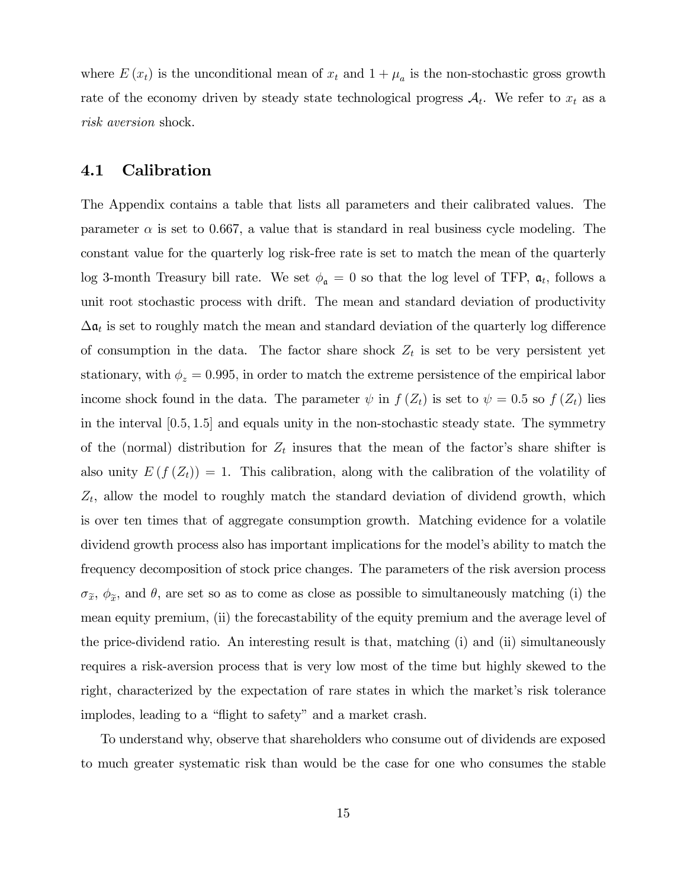where $E(x_t)$ is the unconditional mean of $x_t$ and $1 + \mu_a$ is the non-stochastic gross growth rate of the economy driven by steady state technological progress $\mathcal{A}_t$. We refer to $x_t$ as a *risk aversion* shock.

## 4.1 Calibration

The Appendix contains a table that lists all parameters and their calibrated values. The parameter $\alpha$ is set to 0.667, a value that is standard in real business cycle modeling. The constant value for the quarterly log risk-free rate is set to match the mean of the quarterly log 3-month Treasury bill rate. We set $\phi_{\mathfrak{a}} = 0$ so that the log level of TFP, $\mathfrak{a}_t$, follows a unit root stochastic process with drift. The mean and standard deviation of productivity $\Delta\mathfrak{a}_t$ is set to roughly match the mean and standard deviation of the quarterly log difference of consumption in the data. The factor share shock $Z_t$ is set to be very persistent yet stationary, with $\phi_z = 0.995$, in order to match the extreme persistence of the empirical labor income shock found in the data. The parameter $\psi$ in $f(Z_t)$ is set to $\psi = 0.5$ so $f(Z_t)$ lies in the interval $[0.5, 1.5]$ and equals unity in the non-stochastic steady state. The symmetry of the (normal) distribution for $Z_t$ insures that the mean of the factor's share shifter is also unity $E(f(Z_t)) = 1$. This calibration, along with the calibration of the volatility of $Z_t$, allow the model to roughly match the standard deviation of dividend growth, which is over ten times that of aggregate consumption growth. Matching evidence for a volatile dividend growth process also has important implications for the model's ability to match the frequency decomposition of stock price changes. The parameters of the risk aversion process $\sigma_{\widetilde{x}}$, $\phi_{\widetilde{x}}$, and $\theta$, are set so as to come as close as possible to simultaneously matching (i) the mean equity premium, (ii) the forecastability of the equity premium and the average level of the price-dividend ratio. An interesting result is that, matching (i) and (ii) simultaneously requires a risk-aversion process that is very low most of the time but highly skewed to the right, characterized by the expectation of rare states in which the market's risk tolerance implodes, leading to a "flight to safety" and a market crash.

To understand why, observe that shareholders who consume out of dividends are exposed to much greater systematic risk than would be the case for one who consumes the stable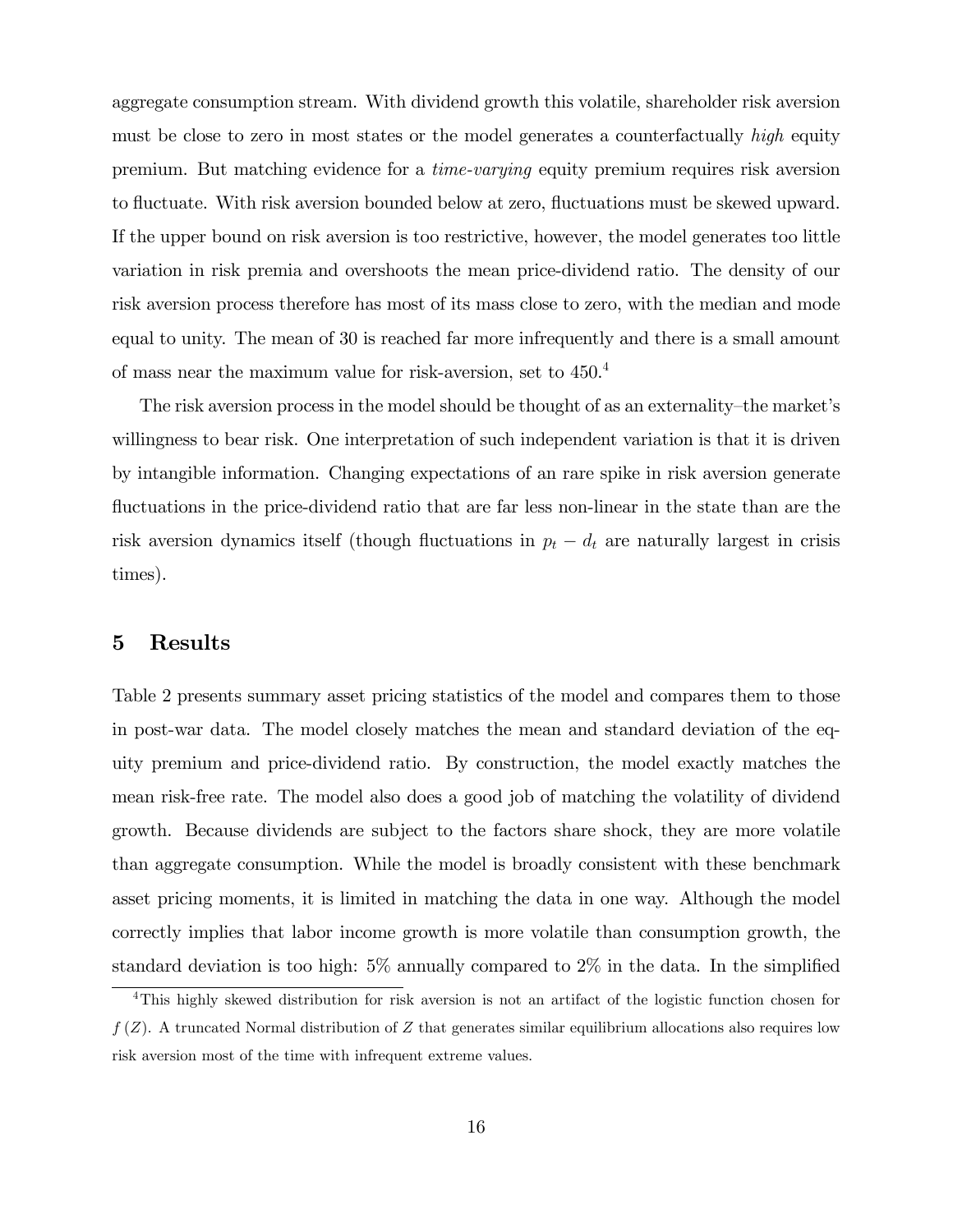aggregate consumption stream. With dividend growth this volatile, shareholder risk aversion must be close to zero in most states or the model generates a counterfactually *high* equity premium. But matching evidence for a *time-varying* equity premium requires risk aversion to fluctuate. With risk aversion bounded below at zero, fluctuations must be skewed upward. If the upper bound on risk aversion is too restrictive, however, the model generates too little variation in risk premia and overshoots the mean price-dividend ratio. The density of our risk aversion process therefore has most of its mass close to zero, with the median and mode equal to unity. The mean of 30 is reached far more infrequently and there is a small amount of mass near the maximum value for risk-aversion, set to 450.[4]

The risk aversion process in the model should be thought of as an externality–the market's willingness to bear risk. One interpretation of such independent variation is that it is driven by intangible information. Changing expectations of an rare spike in risk aversion generate fluctuations in the price-dividend ratio that are far less non-linear in the state than are the risk aversion dynamics itself (though fluctuations in $p_t - d_t$ are naturally largest in crisis times).

# 5 Results

Table 2 presents summary asset pricing statistics of the model and compares them to those in post-war data. The model closely matches the mean and standard deviation of the equity premium and price-dividend ratio. By construction, the model exactly matches the mean risk-free rate. The model also does a good job of matching the volatility of dividend growth. Because dividends are subject to the factors share shock, they are more volatile than aggregate consumption. While the model is broadly consistent with these benchmark asset pricing moments, it is limited in matching the data in one way. Although the model correctly implies that labor income growth is more volatile than consumption growth, the standard deviation is too high: 5% annually compared to 2% in the data. In the simplified

[4] This highly skewed distribution for risk aversion is not an artifact of the logistic function chosen for $f(Z)$. A truncated Normal distribution of $Z$ that generates similar equilibrium allocations also requires low risk aversion most of the time with infrequent extreme values.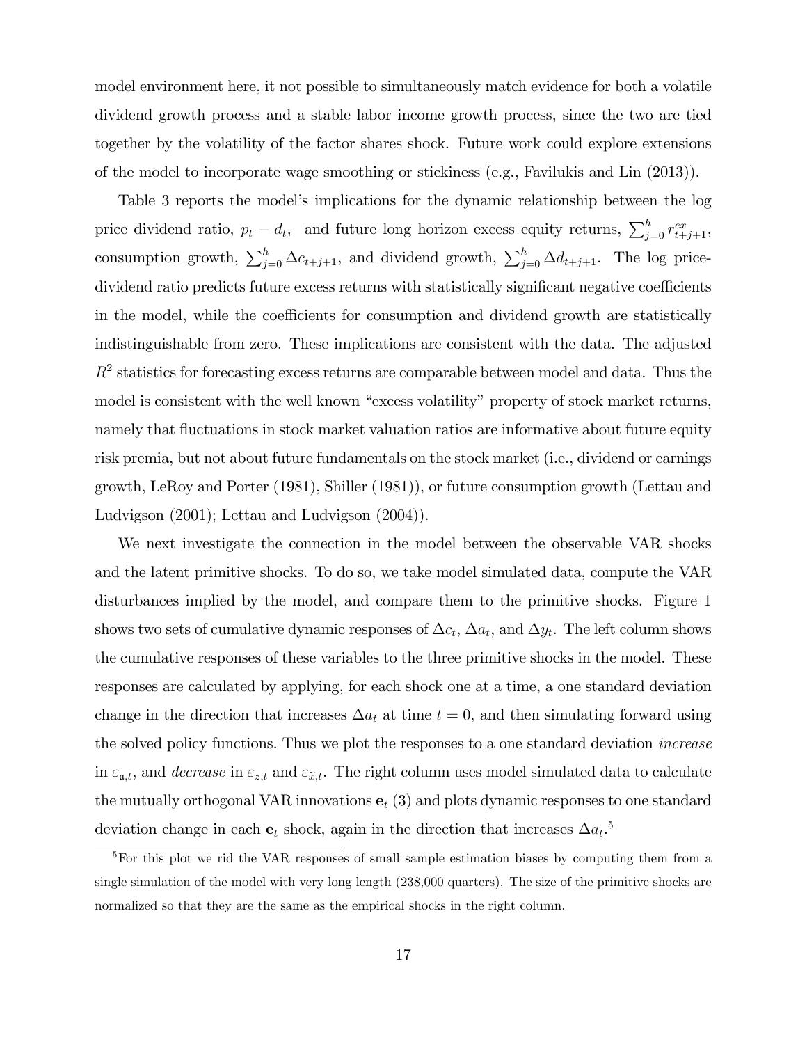model environment here, it not possible to simultaneously match evidence for both a volatile dividend growth process and a stable labor income growth process, since the two are tied together by the volatility of the factor shares shock. Future work could explore extensions of the model to incorporate wage smoothing or stickiness (e.g., Favilukis and Lin (2013)).

Table 3 reports the model's implications for the dynamic relationship between the log price dividend ratio, $p_t - d_t$, and future long horizon excess equity returns, $\sum_{j=0}^{h} r_{t+j+1}^{ex}$, consumption growth, $\sum_{j=0}^{h} \Delta c_{t+j+1}$, and dividend growth, $\sum_{j=0}^{h} \Delta d_{t+j+1}$. The log price-dividend ratio predicts future excess returns with statistically significant negative coefficients in the model, while the coefficients for consumption and dividend growth are statistically indistinguishable from zero. These implications are consistent with the data. The adjusted $R^2$ statistics for forecasting excess returns are comparable between model and data. Thus the model is consistent with the well known "excess volatility" property of stock market returns, namely that fluctuations in stock market valuation ratios are informative about future equity risk premia, but not about future fundamentals on the stock market (i.e., dividend or earnings growth, LeRoy and Porter (1981), Shiller (1981)), or future consumption growth (Lettau and Ludvigson (2001); Lettau and Ludvigson (2004)).

We next investigate the connection in the model between the observable VAR shocks and the latent primitive shocks. To do so, we take model simulated data, compute the VAR disturbances implied by the model, and compare them to the primitive shocks. Figure 1 shows two sets of cumulative dynamic responses of $\Delta c_t$, $\Delta a_t$, and $\Delta y_t$. The left column shows the cumulative responses of these variables to the three primitive shocks in the model. These responses are calculated by applying, for each shock one at a time, a one standard deviation change in the direction that increases $\Delta a_t$ at time $t = 0$, and then simulating forward using the solved policy functions. Thus we plot the responses to a one standard deviation *increase* in $\varepsilon_{\mathfrak{a},t}$, and *decrease* in $\varepsilon_{z,t}$ and $\varepsilon_{\widetilde{x},t}$. The right column uses model simulated data to calculate the mutually orthogonal VAR innovations $\mathbf{e}_t$ (3) and plots dynamic responses to one standard deviation change in each $\mathbf{e}_t$ shock, again in the direction that increases $\Delta a_t$.[5]

[5] For this plot we rid the VAR responses of small sample estimation biases by computing them from a single simulation of the model with very long length (238,000 quarters). The size of the primitive shocks are normalized so that they are the same as the empirical shocks in the right column.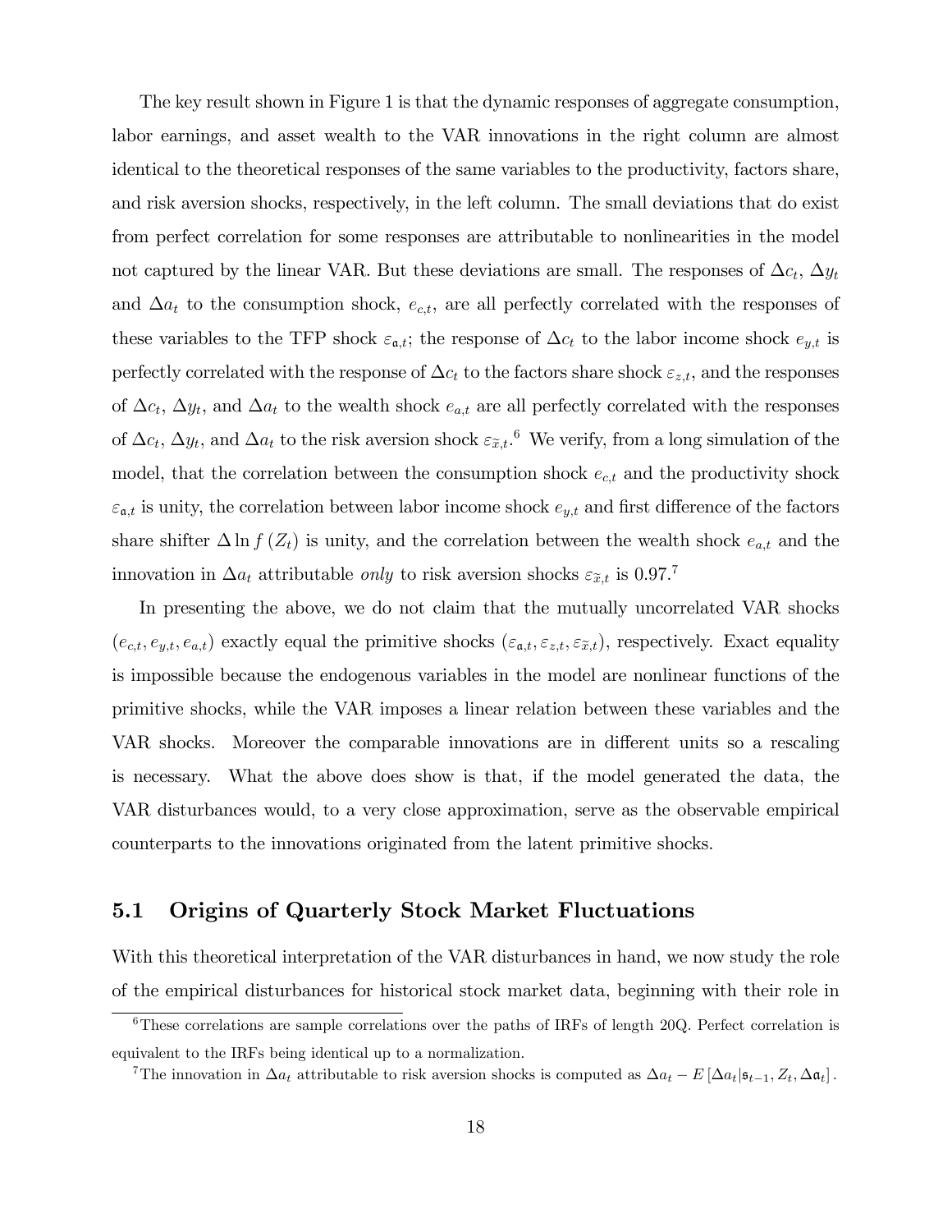The key result shown in Figure 1 is that the dynamic responses of aggregate consumption, labor earnings, and asset wealth to the VAR innovations in the right column are almost identical to the theoretical responses of the same variables to the productivity, factors share, and risk aversion shocks, respectively, in the left column. The small deviations that do exist from perfect correlation for some responses are attributable to nonlinearities in the model not captured by the linear VAR. But these deviations are small. The responses of $\Delta c_t$, $\Delta y_t$ and $\Delta a_t$ to the consumption shock, $e_{c,t}$, are all perfectly correlated with the responses of these variables to the TFP shock $\varepsilon_{\mathfrak{a},t}$; the response of $\Delta c_t$ to the labor income shock $e_{y,t}$ is perfectly correlated with the response of $\Delta c_t$ to the factors share shock $\varepsilon_{z,t}$, and the responses of $\Delta c_t$, $\Delta y_t$, and $\Delta a_t$ to the wealth shock $e_{a,t}$ are all perfectly correlated with the responses of $\Delta c_t$, $\Delta y_t$, and $\Delta a_t$ to the risk aversion shock $\varepsilon_{\widetilde{x},t}$.[6] We verify, from a long simulation of the model, that the correlation between the consumption shock $e_{c,t}$ and the productivity shock $\varepsilon_{\mathfrak{a},t}$ is unity, the correlation between labor income shock $e_{y,t}$ and first difference of the factors share shifter $\Delta \ln f(Z_t)$ is unity, and the correlation between the wealth shock $e_{a,t}$ and the innovation in $\Delta a_t$ attributable *only* to risk aversion shocks $\varepsilon_{\widetilde{x},t}$ is 0.97.[7]

In presenting the above, we do not claim that the mutually uncorrelated VAR shocks $(e_{c,t}, e_{y,t}, e_{a,t})$ exactly equal the primitive shocks $(\varepsilon_{\mathfrak{a},t}, \varepsilon_{z,t}, \varepsilon_{\widetilde{x},t})$, respectively. Exact equality is impossible because the endogenous variables in the model are nonlinear functions of the primitive shocks, while the VAR imposes a linear relation between these variables and the VAR shocks. Moreover the comparable innovations are in different units so a rescaling is necessary. What the above does show is that, if the model generated the data, the VAR disturbances would, to a very close approximation, serve as the observable empirical counterparts to the innovations originated from the latent primitive shocks.

## 5.1 Origins of Quarterly Stock Market Fluctuations

With this theoretical interpretation of the VAR disturbances in hand, we now study the role of the empirical disturbances for historical stock market data, beginning with their role in

[6] These correlations are sample correlations over the paths of IRFs of length 20Q. Perfect correlation is equivalent to the IRFs being identical up to a normalization.

[7] The innovation in $\Delta a_t$ attributable to risk aversion shocks is computed as $\Delta a_t - E[\Delta a_t | \mathfrak{s}_{t-1}, Z_t, \Delta \mathfrak{a}_t]$.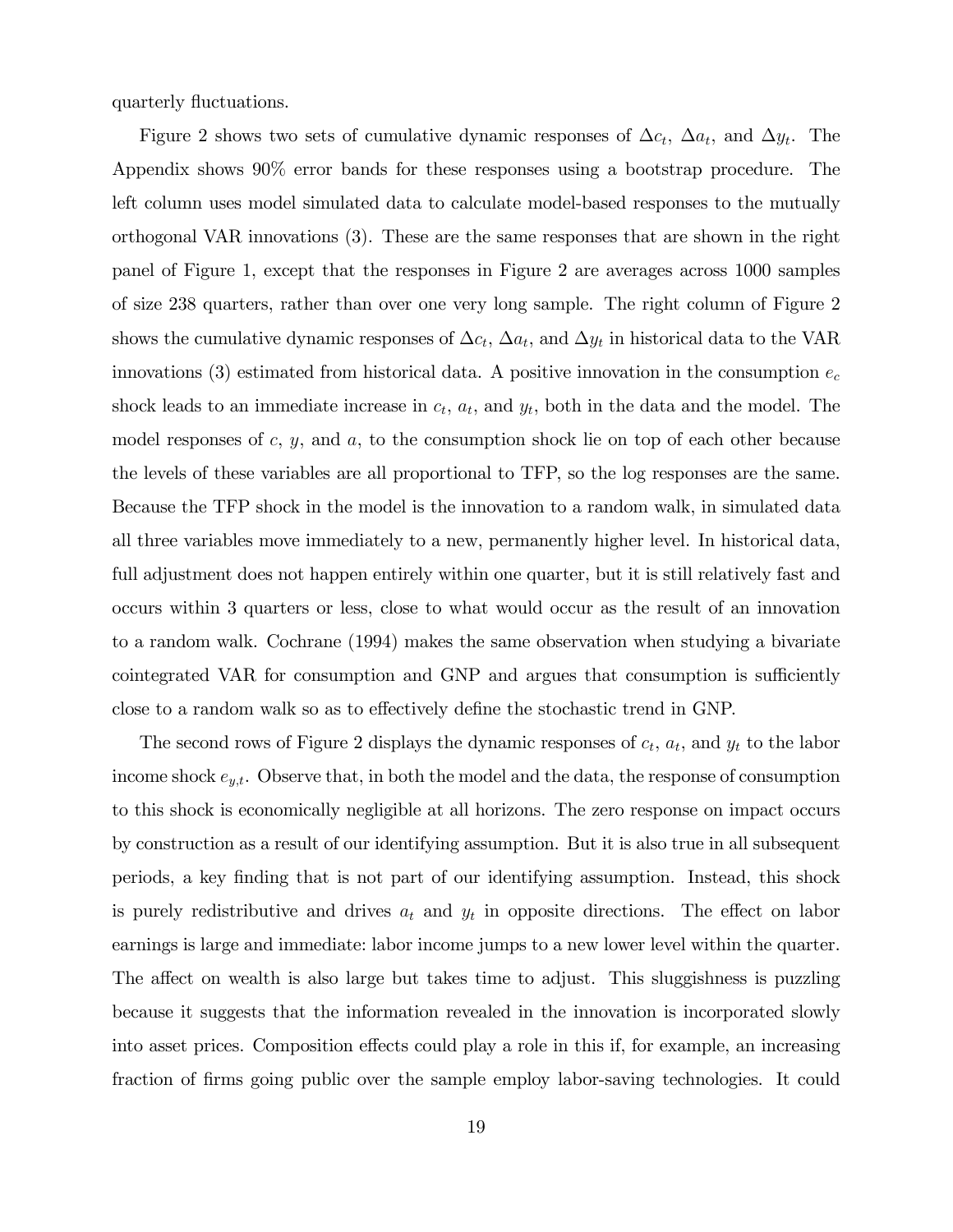quarterly fluctuations.

Figure 2 shows two sets of cumulative dynamic responses of $\Delta c_t$, $\Delta a_t$, and $\Delta y_t$. The Appendix shows 90% error bands for these responses using a bootstrap procedure. The left column uses model simulated data to calculate model-based responses to the mutually orthogonal VAR innovations (3). These are the same responses that are shown in the right panel of Figure 1, except that the responses in Figure 2 are averages across 1000 samples of size 238 quarters, rather than over one very long sample. The right column of Figure 2 shows the cumulative dynamic responses of $\Delta c_t$, $\Delta a_t$, and $\Delta y_t$ in historical data to the VAR innovations (3) estimated from historical data. A positive innovation in the consumption $e_c$ shock leads to an immediate increase in $c_t$, $a_t$, and $y_t$, both in the data and the model. The model responses of $c$, $y$, and $a$, to the consumption shock lie on top of each other because the levels of these variables are all proportional to TFP, so the log responses are the same. Because the TFP shock in the model is the innovation to a random walk, in simulated data all three variables move immediately to a new, permanently higher level. In historical data, full adjustment does not happen entirely within one quarter, but it is still relatively fast and occurs within 3 quarters or less, close to what would occur as the result of an innovation to a random walk. Cochrane (1994) makes the same observation when studying a bivariate cointegrated VAR for consumption and GNP and argues that consumption is sufficiently close to a random walk so as to effectively define the stochastic trend in GNP.

The second rows of Figure 2 displays the dynamic responses of $c_t$, $a_t$, and $y_t$ to the labor income shock $e_{y,t}$. Observe that, in both the model and the data, the response of consumption to this shock is economically negligible at all horizons. The zero response on impact occurs by construction as a result of our identifying assumption. But it is also true in all subsequent periods, a key finding that is not part of our identifying assumption. Instead, this shock is purely redistributive and drives $a_t$ and $y_t$ in opposite directions. The effect on labor earnings is large and immediate: labor income jumps to a new lower level within the quarter. The affect on wealth is also large but takes time to adjust. This sluggishness is puzzling because it suggests that the information revealed in the innovation is incorporated slowly into asset prices. Composition effects could play a role in this if, for example, an increasing fraction of firms going public over the sample employ labor-saving technologies. It could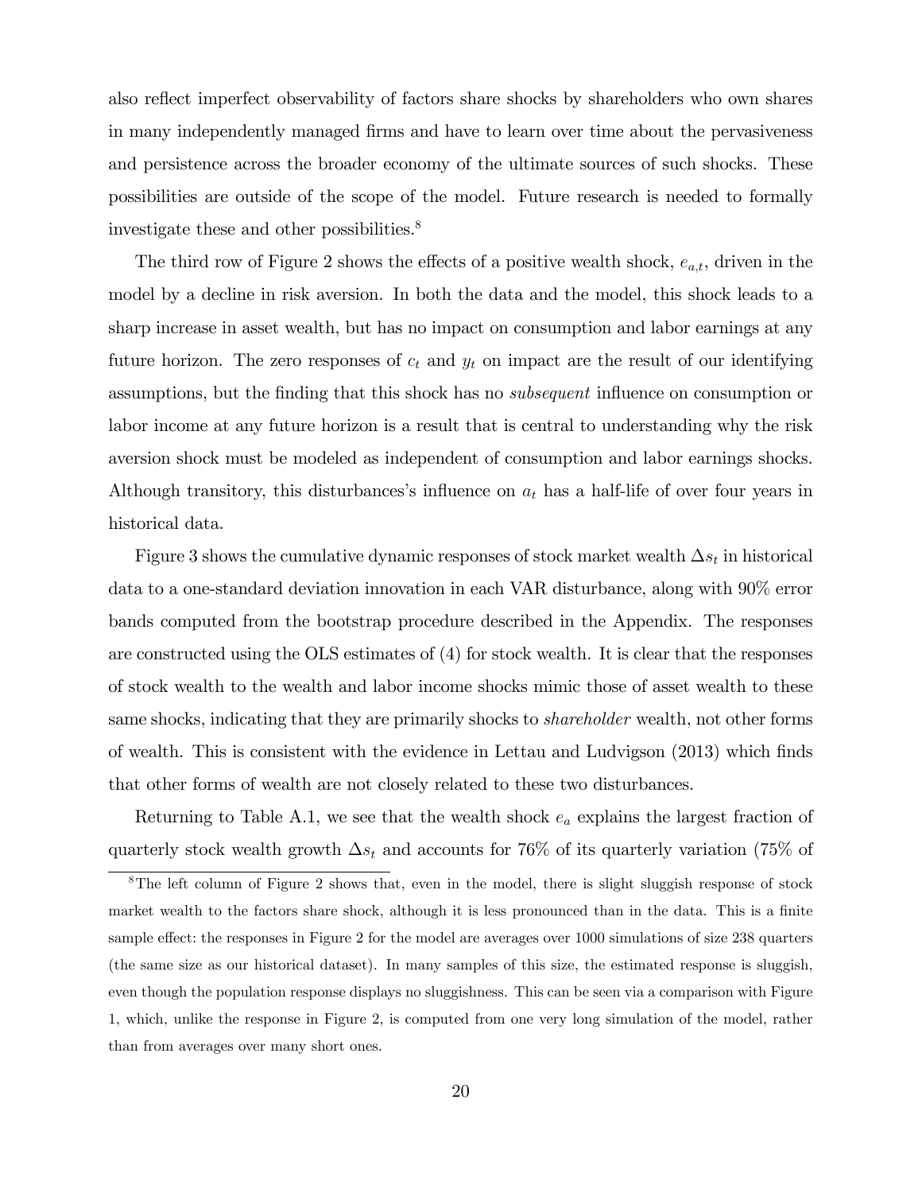also reflect imperfect observability of factors share shocks by shareholders who own shares in many independently managed firms and have to learn over time about the pervasiveness and persistence across the broader economy of the ultimate sources of such shocks. These possibilities are outside of the scope of the model. Future research is needed to formally investigate these and other possibilities.[8]

The third row of Figure 2 shows the effects of a positive wealth shock, $e_{a,t}$, driven in the model by a decline in risk aversion. In both the data and the model, this shock leads to a sharp increase in asset wealth, but has no impact on consumption and labor earnings at any future horizon. The zero responses of $c_t$ and $y_t$ on impact are the result of our identifying assumptions, but the finding that this shock has no *subsequent* influence on consumption or labor income at any future horizon is a result that is central to understanding why the risk aversion shock must be modeled as independent of consumption and labor earnings shocks. Although transitory, this disturbances's influence on $a_t$ has a half-life of over four years in historical data.

Figure 3 shows the cumulative dynamic responses of stock market wealth $\Delta s_t$ in historical data to a one-standard deviation innovation in each VAR disturbance, along with 90% error bands computed from the bootstrap procedure described in the Appendix. The responses are constructed using the OLS estimates of (4) for stock wealth. It is clear that the responses of stock wealth to the wealth and labor income shocks mimic those of asset wealth to these same shocks, indicating that they are primarily shocks to *shareholder* wealth, not other forms of wealth. This is consistent with the evidence in Lettau and Ludvigson (2013) which finds that other forms of wealth are not closely related to these two disturbances.

Returning to Table A.1, we see that the wealth shock $e_a$ explains the largest fraction of quarterly stock wealth growth $\Delta s_t$ and accounts for 76% of its quarterly variation (75% of

[8]The left column of Figure 2 shows that, even in the model, there is slight sluggish response of stock market wealth to the factors share shock, although it is less pronounced than in the data. This is a finite sample effect: the responses in Figure 2 for the model are averages over 1000 simulations of size 238 quarters (the same size as our historical dataset). In many samples of this size, the estimated response is sluggish, even though the population response displays no sluggishness. This can be seen via a comparison with Figure 1, which, unlike the response in Figure 2, is computed from one very long simulation of the model, rather than from averages over many short ones.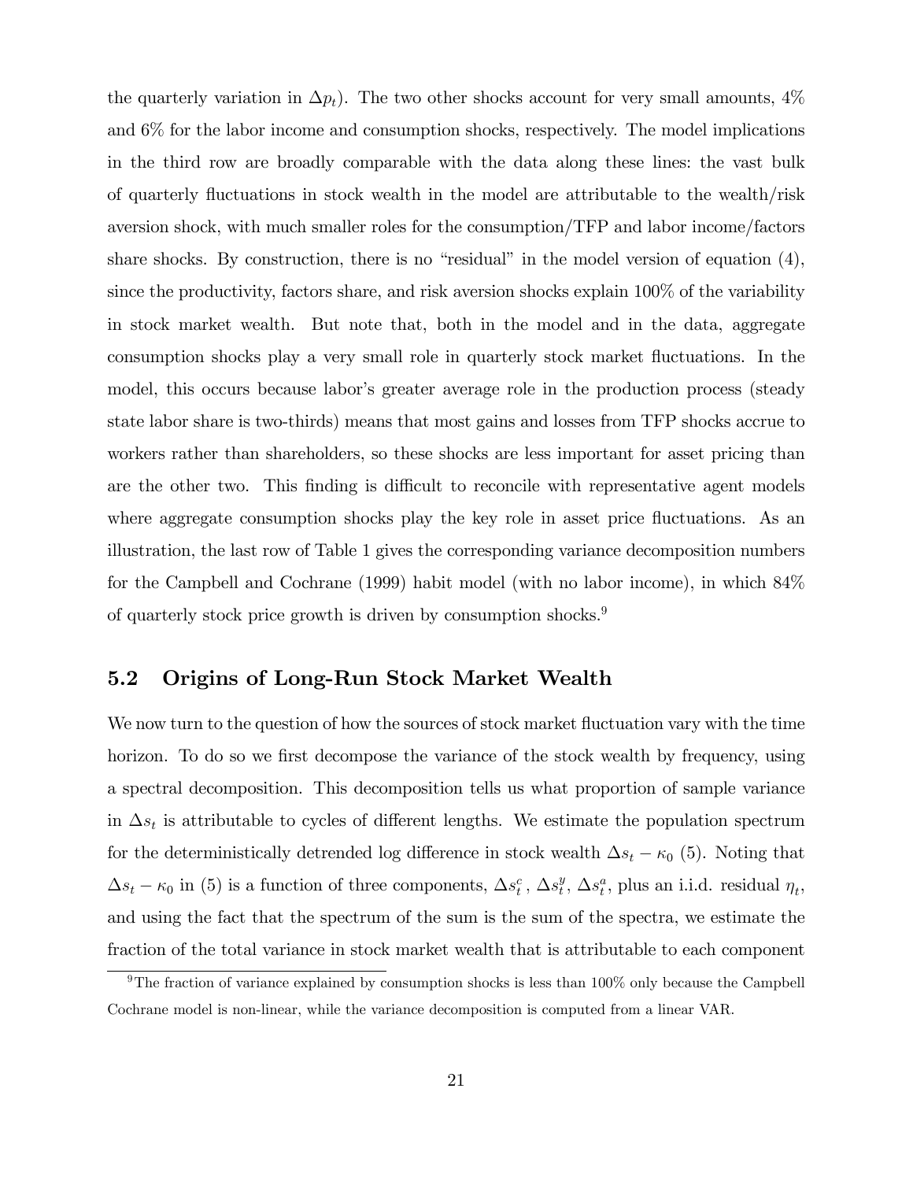the quarterly variation in $\Delta p_t$). The two other shocks account for very small amounts, 4% and 6% for the labor income and consumption shocks, respectively. The model implications in the third row are broadly comparable with the data along these lines: the vast bulk of quarterly fluctuations in stock wealth in the model are attributable to the wealth/risk aversion shock, with much smaller roles for the consumption/TFP and labor income/factors share shocks. By construction, there is no "residual" in the model version of equation (4), since the productivity, factors share, and risk aversion shocks explain 100% of the variability in stock market wealth. But note that, both in the model and in the data, aggregate consumption shocks play a very small role in quarterly stock market fluctuations. In the model, this occurs because labor's greater average role in the production process (steady state labor share is two-thirds) means that most gains and losses from TFP shocks accrue to workers rather than shareholders, so these shocks are less important for asset pricing than are the other two. This finding is difficult to reconcile with representative agent models where aggregate consumption shocks play the key role in asset price fluctuations. As an illustration, the last row of Table 1 gives the corresponding variance decomposition numbers for the Campbell and Cochrane (1999) habit model (with no labor income), in which 84% of quarterly stock price growth is driven by consumption shocks.[9]

## 5.2 Origins of Long-Run Stock Market Wealth

We now turn to the question of how the sources of stock market fluctuation vary with the time horizon. To do so we first decompose the variance of the stock wealth by frequency, using a spectral decomposition. This decomposition tells us what proportion of sample variance in $\Delta s_t$ is attributable to cycles of different lengths. We estimate the population spectrum for the deterministically detrended log difference in stock wealth $\Delta s_t - \kappa_0$ (5). Noting that $\Delta s_t - \kappa_0$ in (5) is a function of three components, $\Delta s_t^c$, $\Delta s_t^y$, $\Delta s_t^a$, plus an i.i.d. residual $\eta_t$, and using the fact that the spectrum of the sum is the sum of the spectra, we estimate the fraction of the total variance in stock market wealth that is attributable to each component

[9] The fraction of variance explained by consumption shocks is less than 100% only because the Campbell Cochrane model is non-linear, while the variance decomposition is computed from a linear VAR.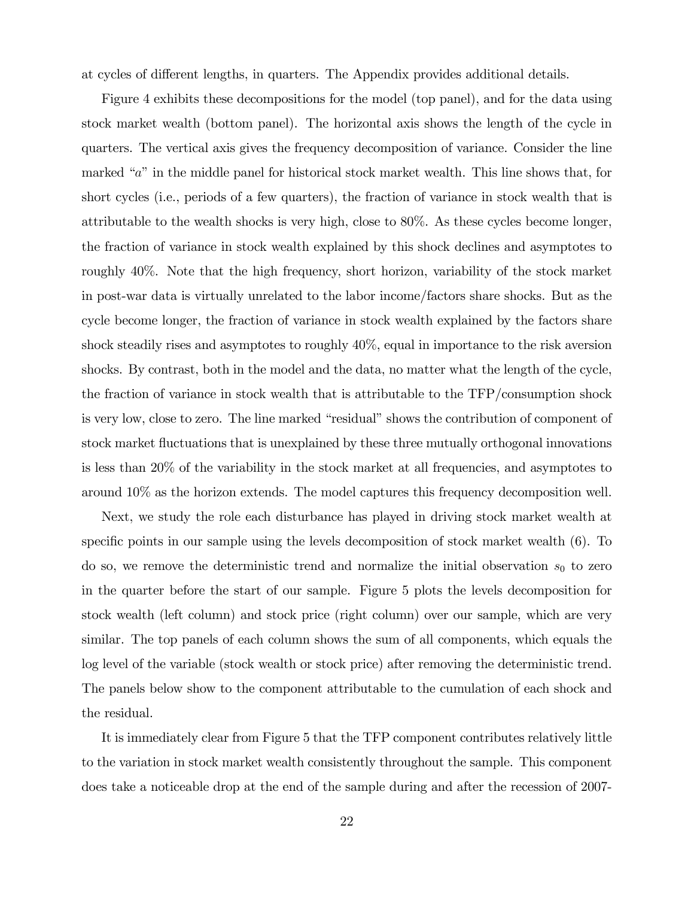at cycles of different lengths, in quarters. The Appendix provides additional details.

Figure 4 exhibits these decompositions for the model (top panel), and for the data using stock market wealth (bottom panel). The horizontal axis shows the length of the cycle in quarters. The vertical axis gives the frequency decomposition of variance. Consider the line marked "$a$" in the middle panel for historical stock market wealth. This line shows that, for short cycles (i.e., periods of a few quarters), the fraction of variance in stock wealth that is attributable to the wealth shocks is very high, close to 80%. As these cycles become longer, the fraction of variance in stock wealth explained by this shock declines and asymptotes to roughly 40%. Note that the high frequency, short horizon, variability of the stock market in post-war data is virtually unrelated to the labor income/factors share shocks. But as the cycle become longer, the fraction of variance in stock wealth explained by the factors share shock steadily rises and asymptotes to roughly 40%, equal in importance to the risk aversion shocks. By contrast, both in the model and the data, no matter what the length of the cycle, the fraction of variance in stock wealth that is attributable to the TFP/consumption shock is very low, close to zero. The line marked "residual" shows the contribution of component of stock market fluctuations that is unexplained by these three mutually orthogonal innovations is less than 20% of the variability in the stock market at all frequencies, and asymptotes to around 10% as the horizon extends. The model captures this frequency decomposition well.

Next, we study the role each disturbance has played in driving stock market wealth at specific points in our sample using the levels decomposition of stock market wealth (6). To do so, we remove the deterministic trend and normalize the initial observation $s_0$ to zero in the quarter before the start of our sample. Figure 5 plots the levels decomposition for stock wealth (left column) and stock price (right column) over our sample, which are very similar. The top panels of each column shows the sum of all components, which equals the log level of the variable (stock wealth or stock price) after removing the deterministic trend. The panels below show to the component attributable to the cumulation of each shock and the residual.

It is immediately clear from Figure 5 that the TFP component contributes relatively little to the variation in stock market wealth consistently throughout the sample. This component does take a noticeable drop at the end of the sample during and after the recession of 2007-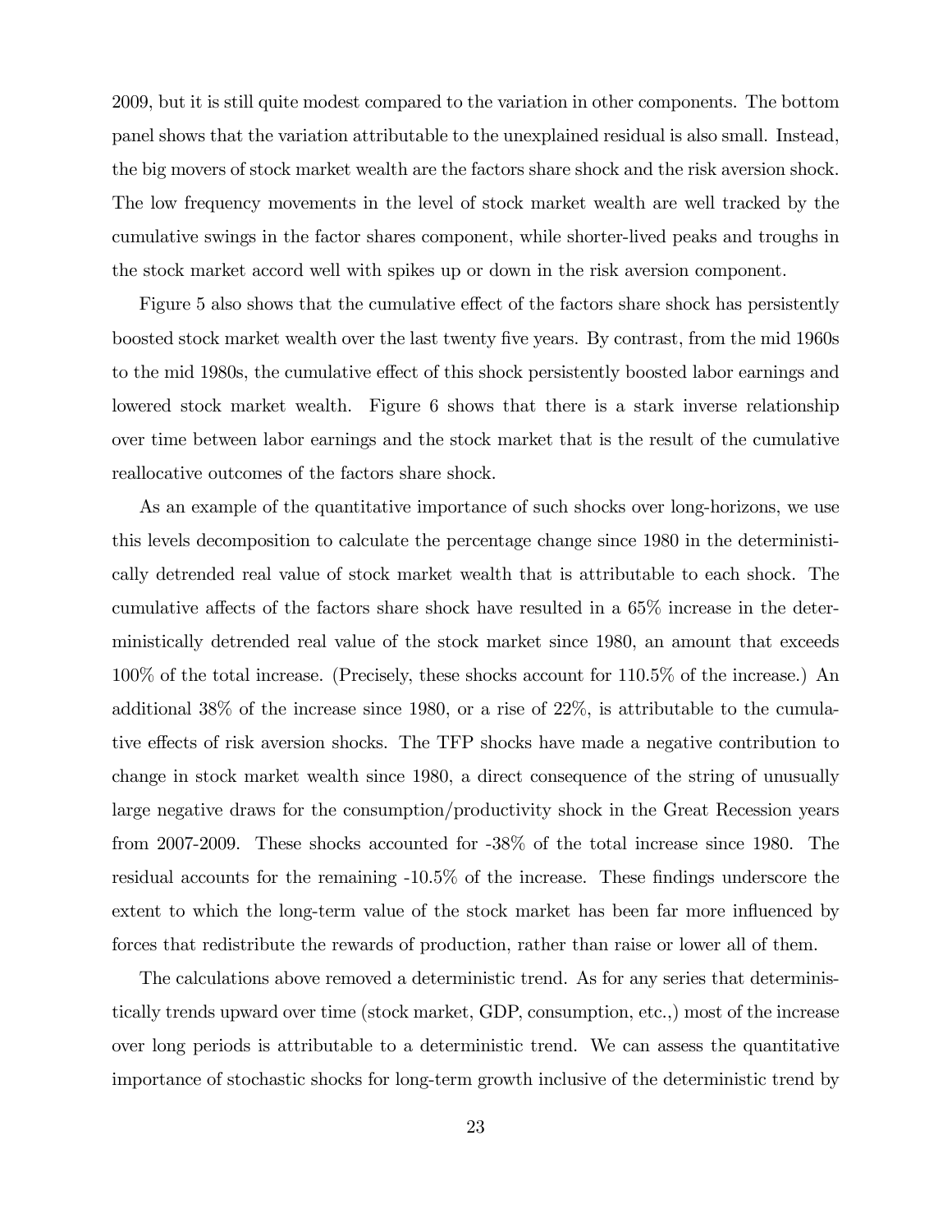2009, but it is still quite modest compared to the variation in other components. The bottom panel shows that the variation attributable to the unexplained residual is also small. Instead, the big movers of stock market wealth are the factors share shock and the risk aversion shock. The low frequency movements in the level of stock market wealth are well tracked by the cumulative swings in the factor shares component, while shorter-lived peaks and troughs in the stock market accord well with spikes up or down in the risk aversion component.

Figure 5 also shows that the cumulative effect of the factors share shock has persistently boosted stock market wealth over the last twenty five years. By contrast, from the mid 1960s to the mid 1980s, the cumulative effect of this shock persistently boosted labor earnings and lowered stock market wealth. Figure 6 shows that there is a stark inverse relationship over time between labor earnings and the stock market that is the result of the cumulative reallocative outcomes of the factors share shock.

As an example of the quantitative importance of such shocks over long-horizons, we use this levels decomposition to calculate the percentage change since 1980 in the deterministically detrended real value of stock market wealth that is attributable to each shock. The cumulative affects of the factors share shock have resulted in a 65% increase in the deterministically detrended real value of the stock market since 1980, an amount that exceeds 100% of the total increase. (Precisely, these shocks account for 110.5% of the increase.) An additional 38% of the increase since 1980, or a rise of 22%, is attributable to the cumulative effects of risk aversion shocks. The TFP shocks have made a negative contribution to change in stock market wealth since 1980, a direct consequence of the string of unusually large negative draws for the consumption/productivity shock in the Great Recession years from 2007-2009. These shocks accounted for -38% of the total increase since 1980. The residual accounts for the remaining -10.5% of the increase. These findings underscore the extent to which the long-term value of the stock market has been far more influenced by forces that redistribute the rewards of production, rather than raise or lower all of them.

The calculations above removed a deterministic trend. As for any series that deterministically trends upward over time (stock market, GDP, consumption, etc.,) most of the increase over long periods is attributable to a deterministic trend. We can assess the quantitative importance of stochastic shocks for long-term growth inclusive of the deterministic trend by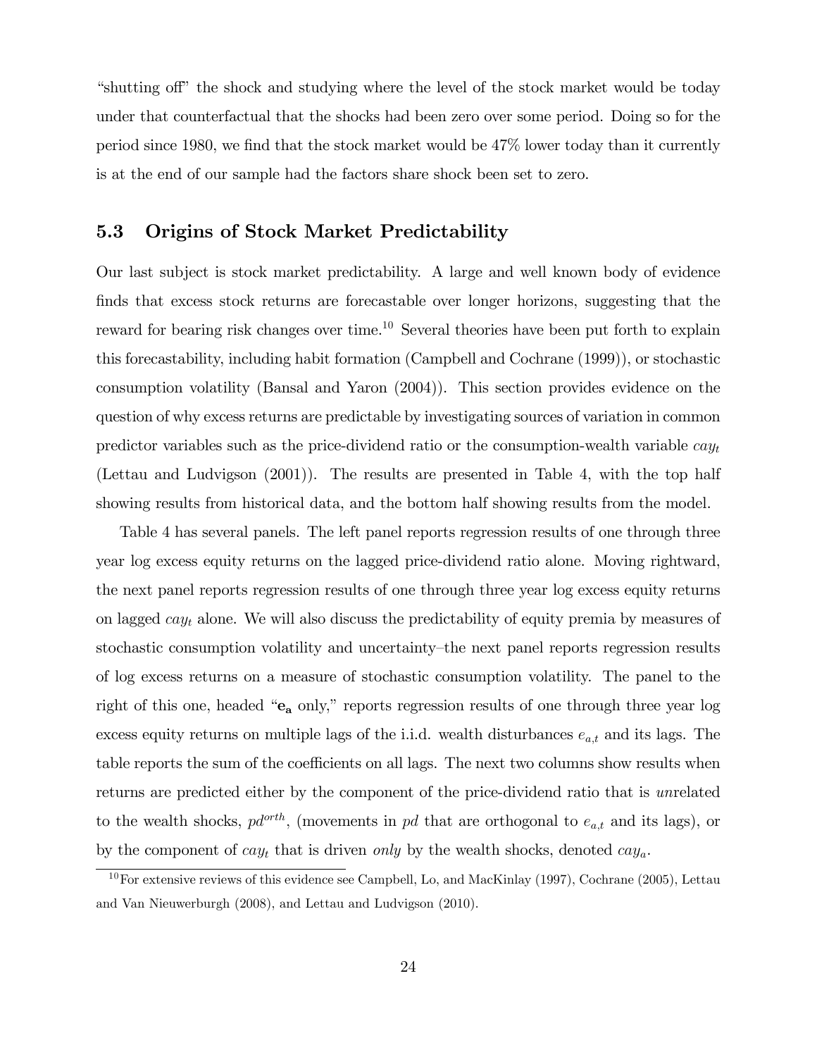"shutting off" the shock and studying where the level of the stock market would be today under that counterfactual that the shocks had been zero over some period. Doing so for the period since 1980, we find that the stock market would be 47% lower today than it currently is at the end of our sample had the factors share shock been set to zero.

## 5.3 Origins of Stock Market Predictability

Our last subject is stock market predictability. A large and well known body of evidence finds that excess stock returns are forecastable over longer horizons, suggesting that the reward for bearing risk changes over time.[10] Several theories have been put forth to explain this forecastability, including habit formation (Campbell and Cochrane (1999)), or stochastic consumption volatility (Bansal and Yaron (2004)). This section provides evidence on the question of why excess returns are predictable by investigating sources of variation in common predictor variables such as the price-dividend ratio or the consumption-wealth variable $cay_t$ (Lettau and Ludvigson (2001)). The results are presented in Table 4, with the top half showing results from historical data, and the bottom half showing results from the model.

Table 4 has several panels. The left panel reports regression results of one through three year log excess equity returns on the lagged price-dividend ratio alone. Moving rightward, the next panel reports regression results of one through three year log excess equity returns on lagged $cay_t$ alone. We will also discuss the predictability of equity premia by measures of stochastic consumption volatility and uncertainty–the next panel reports regression results of log excess returns on a measure of stochastic consumption volatility. The panel to the right of this one, headed "$\mathbf{e_a}$ only," reports regression results of one through three year log excess equity returns on multiple lags of the i.i.d. wealth disturbances $e_{a,t}$ and its lags. The table reports the sum of the coefficients on all lags. The next two columns show results when returns are predicted either by the component of the price-dividend ratio that is *un*related to the wealth shocks, $pd^{orth}$, (movements in $pd$ that are orthogonal to $e_{a,t}$ and its lags), or by the component of $cay_t$ that is driven *only* by the wealth shocks, denoted $cay_a$.

[10] For extensive reviews of this evidence see Campbell, Lo, and MacKinlay (1997), Cochrane (2005), Lettau and Van Nieuwerburgh (2008), and Lettau and Ludvigson (2010).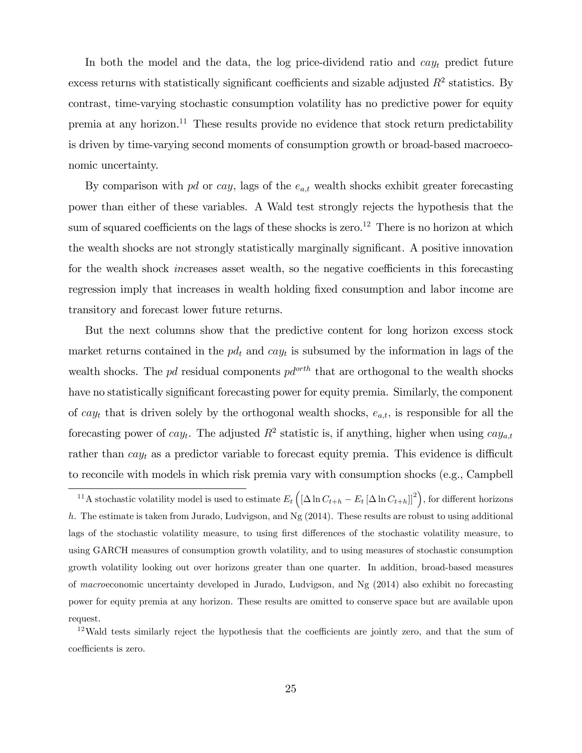In both the model and the data, the log price-dividend ratio and $cay_t$ predict future excess returns with statistically significant coefficients and sizable adjusted $R^2$ statistics. By contrast, time-varying stochastic consumption volatility has no predictive power for equity premia at any horizon.[11] These results provide no evidence that stock return predictability is driven by time-varying second moments of consumption growth or broad-based macroeconomic uncertainty.

By comparison with $pd$ or $cay$, lags of the $e_{a,t}$ wealth shocks exhibit greater forecasting power than either of these variables. A Wald test strongly rejects the hypothesis that the sum of squared coefficients on the lags of these shocks is zero.[12] There is no horizon at which the wealth shocks are not strongly statistically marginally significant. A positive innovation for the wealth shock *in*creases asset wealth, so the negative coefficients in this forecasting regression imply that increases in wealth holding fixed consumption and labor income are transitory and forecast lower future returns.

But the next columns show that the predictive content for long horizon excess stock market returns contained in the $pd_t$ and $cay_t$ is subsumed by the information in lags of the wealth shocks. The $pd$ residual components $pd^{orth}$ that are orthogonal to the wealth shocks have no statistically significant forecasting power for equity premia. Similarly, the component of $cay_t$ that is driven solely by the orthogonal wealth shocks, $e_{a,t}$, is responsible for all the forecasting power of $cay_t$. The adjusted $R^2$ statistic is, if anything, higher when using $cay_{a,t}$ rather than $cay_t$ as a predictor variable to forecast equity premia. This evidence is difficult to reconcile with models in which risk premia vary with consumption shocks (e.g., Campbell

[11] A stochastic volatility model is used to estimate $E_t\left(\left[\Delta \ln C_{t+h} - E_t\left[\Delta \ln C_{t+h}\right]\right]^2\right)$, for different horizons $h$. The estimate is taken from Jurado, Ludvigson, and Ng (2014). These results are robust to using additional lags of the stochastic volatility measure, to using first differences of the stochastic volatility measure, to using GARCH measures of consumption growth volatility, and to using measures of stochastic consumption growth volatility looking out over horizons greater than one quarter. In addition, broad-based measures of *macro*economic uncertainty developed in Jurado, Ludvigson, and Ng (2014) also exhibit no forecasting power for equity premia at any horizon. These results are omitted to conserve space but are available upon request.

[12] Wald tests similarly reject the hypothesis that the coefficients are jointly zero, and that the sum of coefficients is zero.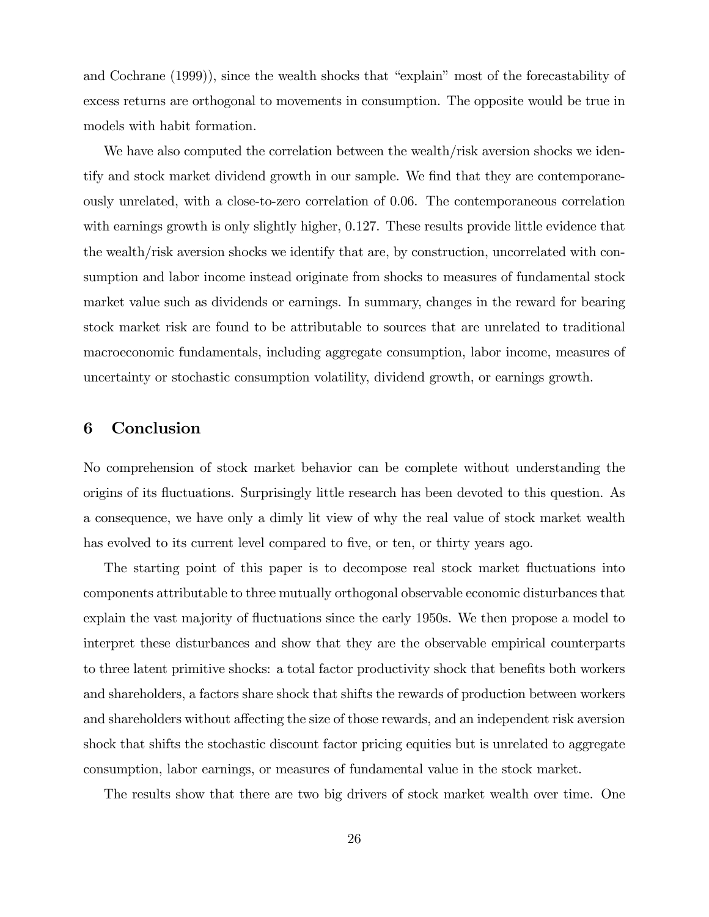and Cochrane (1999)), since the wealth shocks that "explain" most of the forecastability of excess returns are orthogonal to movements in consumption. The opposite would be true in models with habit formation.

We have also computed the correlation between the wealth/risk aversion shocks we identify and stock market dividend growth in our sample. We find that they are contemporaneously unrelated, with a close-to-zero correlation of 0.06. The contemporaneous correlation with earnings growth is only slightly higher, 0.127. These results provide little evidence that the wealth/risk aversion shocks we identify that are, by construction, uncorrelated with consumption and labor income instead originate from shocks to measures of fundamental stock market value such as dividends or earnings. In summary, changes in the reward for bearing stock market risk are found to be attributable to sources that are unrelated to traditional macroeconomic fundamentals, including aggregate consumption, labor income, measures of uncertainty or stochastic consumption volatility, dividend growth, or earnings growth.

## 6 Conclusion

No comprehension of stock market behavior can be complete without understanding the origins of its fluctuations. Surprisingly little research has been devoted to this question. As a consequence, we have only a dimly lit view of why the real value of stock market wealth has evolved to its current level compared to five, or ten, or thirty years ago.

The starting point of this paper is to decompose real stock market fluctuations into components attributable to three mutually orthogonal observable economic disturbances that explain the vast majority of fluctuations since the early 1950s. We then propose a model to interpret these disturbances and show that they are the observable empirical counterparts to three latent primitive shocks: a total factor productivity shock that benefits both workers and shareholders, a factors share shock that shifts the rewards of production between workers and shareholders without affecting the size of those rewards, and an independent risk aversion shock that shifts the stochastic discount factor pricing equities but is unrelated to aggregate consumption, labor earnings, or measures of fundamental value in the stock market.

The results show that there are two big drivers of stock market wealth over time. One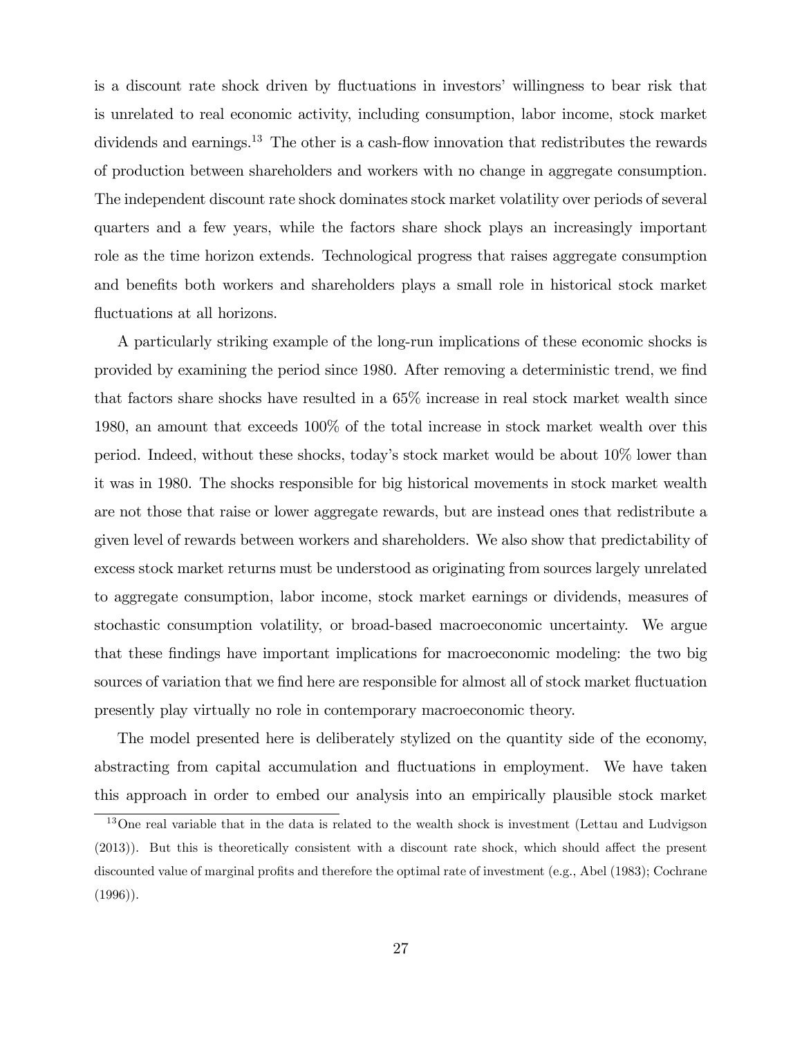is a discount rate shock driven by fluctuations in investors' willingness to bear risk that is unrelated to real economic activity, including consumption, labor income, stock market dividends and earnings.[13] The other is a cash-flow innovation that redistributes the rewards of production between shareholders and workers with no change in aggregate consumption. The independent discount rate shock dominates stock market volatility over periods of several quarters and a few years, while the factors share shock plays an increasingly important role as the time horizon extends. Technological progress that raises aggregate consumption and benefits both workers and shareholders plays a small role in historical stock market fluctuations at all horizons.

A particularly striking example of the long-run implications of these economic shocks is provided by examining the period since 1980. After removing a deterministic trend, we find that factors share shocks have resulted in a 65% increase in real stock market wealth since 1980, an amount that exceeds 100% of the total increase in stock market wealth over this period. Indeed, without these shocks, today's stock market would be about 10% lower than it was in 1980. The shocks responsible for big historical movements in stock market wealth are not those that raise or lower aggregate rewards, but are instead ones that redistribute a given level of rewards between workers and shareholders. We also show that predictability of excess stock market returns must be understood as originating from sources largely unrelated to aggregate consumption, labor income, stock market earnings or dividends, measures of stochastic consumption volatility, or broad-based macroeconomic uncertainty. We argue that these findings have important implications for macroeconomic modeling: the two big sources of variation that we find here are responsible for almost all of stock market fluctuation presently play virtually no role in contemporary macroeconomic theory.

The model presented here is deliberately stylized on the quantity side of the economy, abstracting from capital accumulation and fluctuations in employment. We have taken this approach in order to embed our analysis into an empirically plausible stock market

[13] One real variable that in the data is related to the wealth shock is investment (Lettau and Ludvigson (2013)). But this is theoretically consistent with a discount rate shock, which should affect the present discounted value of marginal profits and therefore the optimal rate of investment (e.g., Abel (1983); Cochrane (1996)).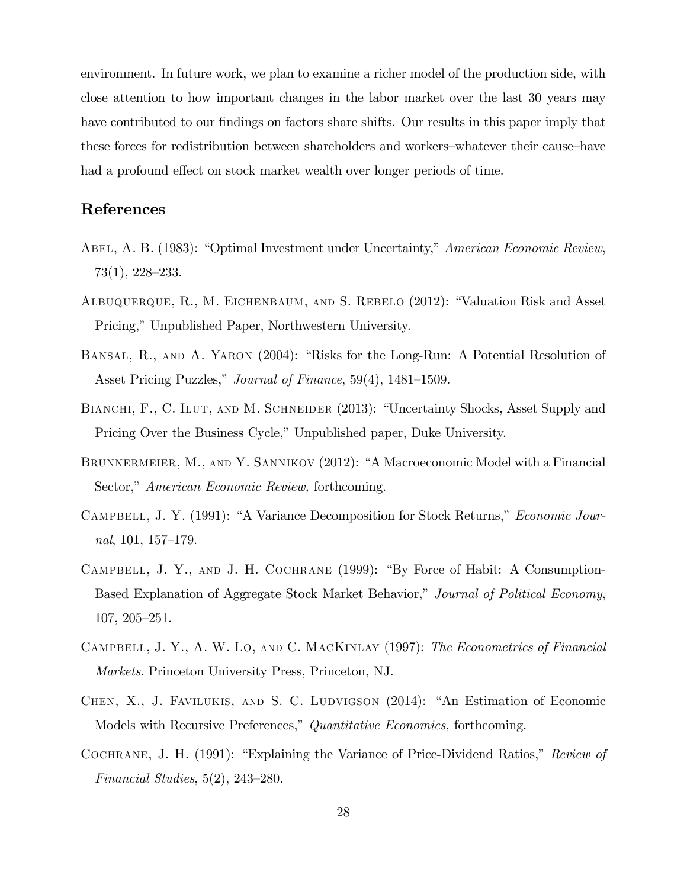environment. In future work, we plan to examine a richer model of the production side, with close attention to how important changes in the labor market over the last 30 years may have contributed to our findings on factors share shifts. Our results in this paper imply that these forces for redistribution between shareholders and workers–whatever their cause–have had a profound effect on stock market wealth over longer periods of time.

## References

Abel, A. B. (1983): "Optimal Investment under Uncertainty," *American Economic Review*, 73(1), 228–233.

Albuquerque, R., M. Eichenbaum, and S. Rebelo (2012): "Valuation Risk and Asset Pricing," Unpublished Paper, Northwestern University.

Bansal, R., and A. Yaron (2004): "Risks for the Long-Run: A Potential Resolution of Asset Pricing Puzzles," *Journal of Finance*, 59(4), 1481–1509.

Bianchi, F., C. Ilut, and M. Schneider (2013): "Uncertainty Shocks, Asset Supply and Pricing Over the Business Cycle," Unpublished paper, Duke University.

Brunnermeier, M., and Y. Sannikov (2012): "A Macroeconomic Model with a Financial Sector," *American Economic Review,* forthcoming.

Campbell, J. Y. (1991): "A Variance Decomposition for Stock Returns," *Economic Journal*, 101, 157–179.

Campbell, J. Y., and J. H. Cochrane (1999): "By Force of Habit: A Consumption-Based Explanation of Aggregate Stock Market Behavior," *Journal of Political Economy*, 107, 205–251.

Campbell, J. Y., A. W. Lo, and C. MacKinlay (1997): *The Econometrics of Financial Markets*. Princeton University Press, Princeton, NJ.

Chen, X., J. Favilukis, and S. C. Ludvigson (2014): "An Estimation of Economic Models with Recursive Preferences," *Quantitative Economics,* forthcoming.

Cochrane, J. H. (1991): "Explaining the Variance of Price-Dividend Ratios," *Review of Financial Studies*, 5(2), 243–280.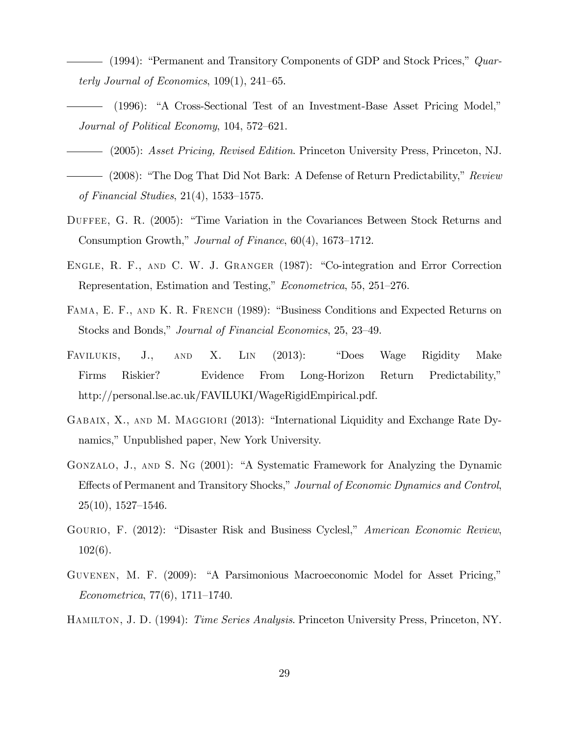——— (1994): "Permanent and Transitory Components of GDP and Stock Prices," *Quarterly Journal of Economics*, 109(1), 241–65.

——— (1996): "A Cross-Sectional Test of an Investment-Base Asset Pricing Model," *Journal of Political Economy*, 104, 572–621.

——— (2005): *Asset Pricing, Revised Edition*. Princeton University Press, Princeton, NJ.

——— (2008): "The Dog That Did Not Bark: A Defense of Return Predictability," *Review of Financial Studies*, 21(4), 1533–1575.

Duffee, G. R. (2005): "Time Variation in the Covariances Between Stock Returns and Consumption Growth," *Journal of Finance*, 60(4), 1673–1712.

Engle, R. F., and C. W. J. Granger (1987): "Co-integration and Error Correction Representation, Estimation and Testing," *Econometrica*, 55, 251–276.

Fama, E. F., and K. R. French (1989): "Business Conditions and Expected Returns on Stocks and Bonds," *Journal of Financial Economics*, 25, 23–49.

Favilukis, J., and X. Lin (2013): "Does Wage Rigidity Make Firms Riskier? Evidence From Long-Horizon Return Predictability," http://personal.lse.ac.uk/FAVILUKI/WageRigidEmpirical.pdf.

Gabaix, X., and M. Maggiori (2013): "International Liquidity and Exchange Rate Dynamics," Unpublished paper, New York University.

Gonzalo, J., and S. Ng (2001): "A Systematic Framework for Analyzing the Dynamic Effects of Permanent and Transitory Shocks," *Journal of Economic Dynamics and Control*, 25(10), 1527–1546.

Gourio, F. (2012): "Disaster Risk and Business Cyclesl," *American Economic Review*, 102(6).

Guvenen, M. F. (2009): "A Parsimonious Macroeconomic Model for Asset Pricing," *Econometrica*, 77(6), 1711–1740.

Hamilton, J. D. (1994): *Time Series Analysis*. Princeton University Press, Princeton, NY.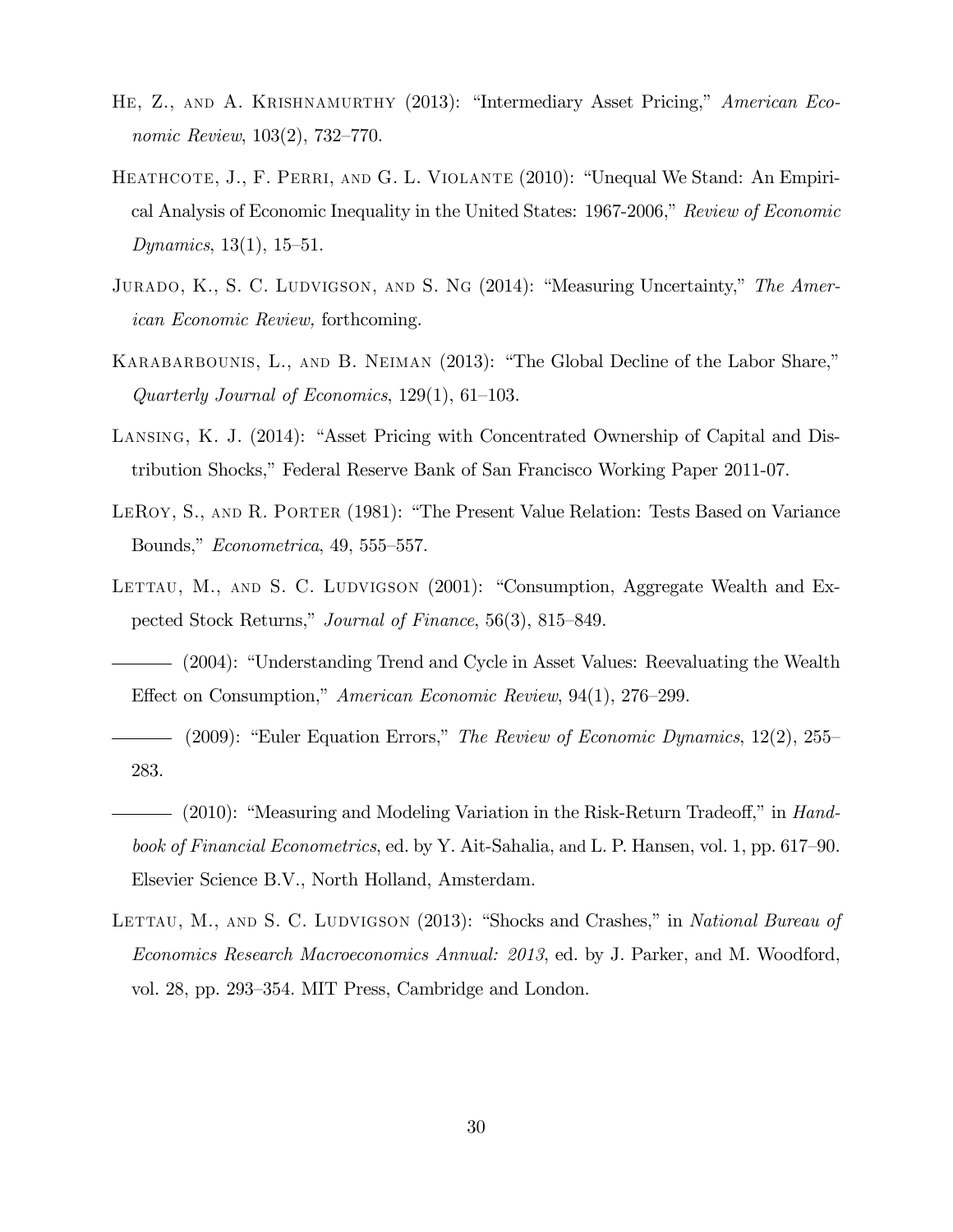He, Z., and A. Krishnamurthy (2013): "Intermediary Asset Pricing," *American Economic Review*, 103(2), 732–770.

Heathcote, J., F. Perri, and G. L. Violante (2010): "Unequal We Stand: An Empirical Analysis of Economic Inequality in the United States: 1967-2006," *Review of Economic Dynamics*, 13(1), 15–51.

Jurado, K., S. C. Ludvigson, and S. Ng (2014): "Measuring Uncertainty," *The American Economic Review,* forthcoming.

Karabarbounis, L., and B. Neiman (2013): "The Global Decline of the Labor Share," *Quarterly Journal of Economics*, 129(1), 61–103.

Lansing, K. J. (2014): "Asset Pricing with Concentrated Ownership of Capital and Distribution Shocks," Federal Reserve Bank of San Francisco Working Paper 2011-07.

LeRoy, S., and R. Porter (1981): "The Present Value Relation: Tests Based on Variance Bounds," *Econometrica*, 49, 555–557.

Lettau, M., and S. C. Ludvigson (2001): "Consumption, Aggregate Wealth and Expected Stock Returns," *Journal of Finance*, 56(3), 815–849.

——— (2004): "Understanding Trend and Cycle in Asset Values: Reevaluating the Wealth Effect on Consumption," *American Economic Review*, 94(1), 276–299.

——— (2009): "Euler Equation Errors," *The Review of Economic Dynamics*, 12(2), 255–283.

——— (2010): "Measuring and Modeling Variation in the Risk-Return Tradeoff," in *Handbook of Financial Econometrics*, ed. by Y. Ait-Sahalia, and L. P. Hansen, vol. 1, pp. 617–90. Elsevier Science B.V., North Holland, Amsterdam.

Lettau, M., and S. C. Ludvigson (2013): "Shocks and Crashes," in *National Bureau of Economics Research Macroeconomics Annual: 2013*, ed. by J. Parker, and M. Woodford, vol. 28, pp. 293–354. MIT Press, Cambridge and London.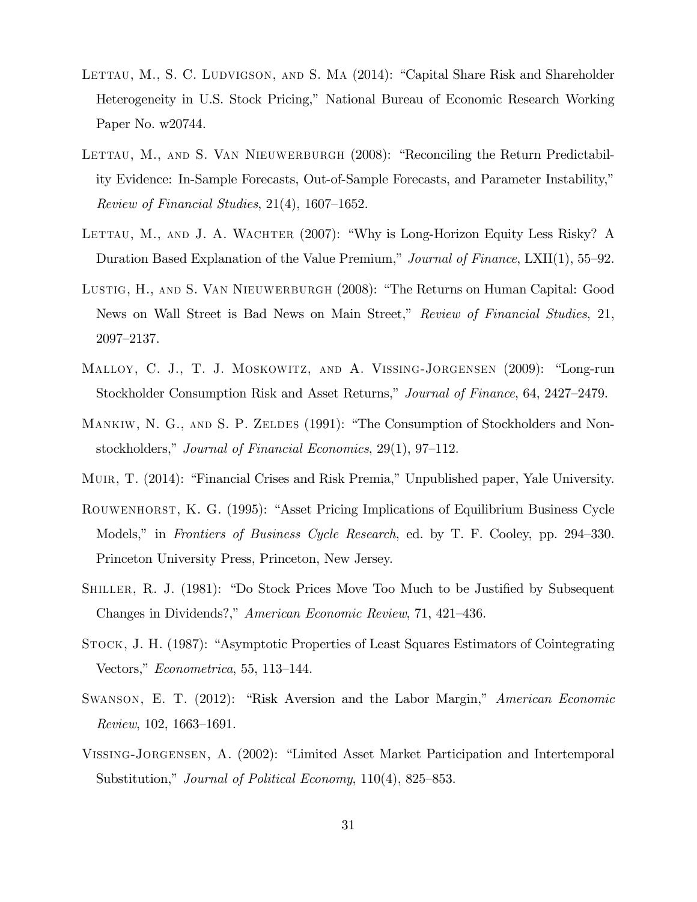Lettau, M., S. C. Ludvigson, and S. Ma (2014): "Capital Share Risk and Shareholder Heterogeneity in U.S. Stock Pricing," National Bureau of Economic Research Working Paper No. w20744.

Lettau, M., and S. Van Nieuwerburgh (2008): "Reconciling the Return Predictability Evidence: In-Sample Forecasts, Out-of-Sample Forecasts, and Parameter Instability," *Review of Financial Studies*, 21(4), 1607–1652.

Lettau, M., and J. A. Wachter (2007): "Why is Long-Horizon Equity Less Risky? A Duration Based Explanation of the Value Premium," *Journal of Finance*, LXII(1), 55–92.

Lustig, H., and S. Van Nieuwerburgh (2008): "The Returns on Human Capital: Good News on Wall Street is Bad News on Main Street," *Review of Financial Studies*, 21, 2097–2137.

Malloy, C. J., T. J. Moskowitz, and A. Vissing-Jorgensen (2009): "Long-run Stockholder Consumption Risk and Asset Returns," *Journal of Finance*, 64, 2427–2479.

Mankiw, N. G., and S. P. Zeldes (1991): "The Consumption of Stockholders and Nonstockholders," *Journal of Financial Economics*, 29(1), 97–112.

Muir, T. (2014): "Financial Crises and Risk Premia," Unpublished paper, Yale University.

Rouwenhorst, K. G. (1995): "Asset Pricing Implications of Equilibrium Business Cycle Models," in *Frontiers of Business Cycle Research*, ed. by T. F. Cooley, pp. 294–330. Princeton University Press, Princeton, New Jersey.

Shiller, R. J. (1981): "Do Stock Prices Move Too Much to be Justified by Subsequent Changes in Dividends?," *American Economic Review*, 71, 421–436.

Stock, J. H. (1987): "Asymptotic Properties of Least Squares Estimators of Cointegrating Vectors," *Econometrica*, 55, 113–144.

Swanson, E. T. (2012): "Risk Aversion and the Labor Margin," *American Economic Review*, 102, 1663–1691.

Vissing-Jorgensen, A. (2002): "Limited Asset Market Participation and Intertemporal Substitution," *Journal of Political Economy*, 110(4), 825–853.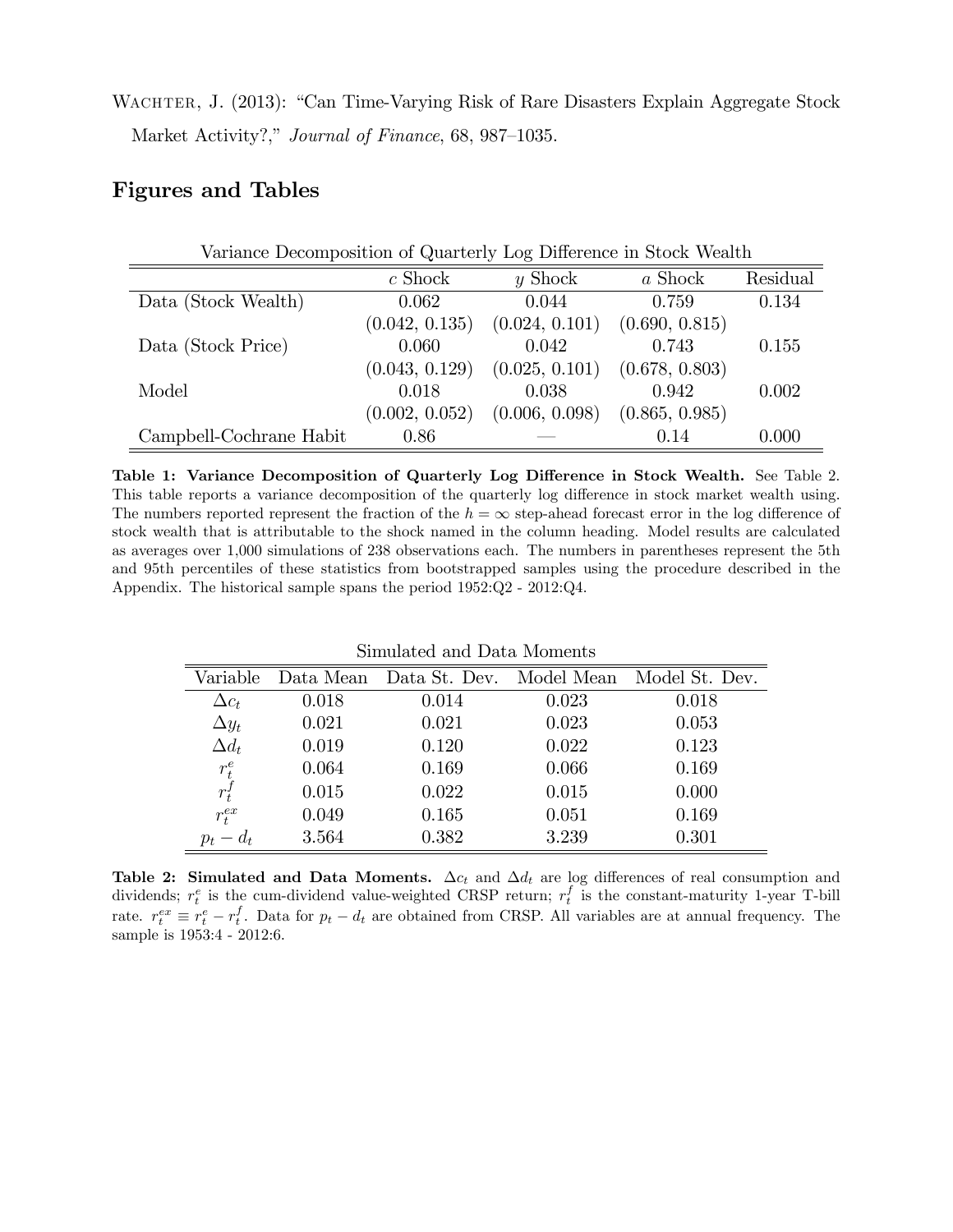Wachter, J. (2013): "Can Time-Varying Risk of Rare Disasters Explain Aggregate Stock Market Activity?," *Journal of Finance*, 68, 987–1035.

## Figures and Tables

Variance Decomposition of Quarterly Log Difference in Stock Wealth

| | $c$ Shock | $y$ Shock | $a$ Shock | Residual |
|---|---|---|---|---|
| Data (Stock Wealth) | 0.062 | 0.044 | 0.759 | 0.134 |
| | (0.042, 0.135) | (0.024, 0.101) | (0.690, 0.815) | |
| Data (Stock Price) | 0.060 | 0.042 | 0.743 | 0.155 |
| | (0.043, 0.129) | (0.025, 0.101) | (0.678, 0.803) | |
| Model | 0.018 | 0.038 | 0.942 | 0.002 |
| | (0.002, 0.052) | (0.006, 0.098) | (0.865, 0.985) | |
| Campbell-Cochrane Habit | 0.86 | — | 0.14 | 0.000 |

**Table 1: Variance Decomposition of Quarterly Log Difference in Stock Wealth.** See Table 2. This table reports a variance decomposition of the quarterly log difference in stock market wealth using. The numbers reported represent the fraction of the $h = \infty$ step-ahead forecast error in the log difference of stock wealth that is attributable to the shock named in the column heading. Model results are calculated as averages over 1,000 simulations of 238 observations each. The numbers in parentheses represent the 5th and 95th percentiles of these statistics from bootstrapped samples using the procedure described in the Appendix. The historical sample spans the period 1952:Q2 - 2012:Q4.

Simulated and Data Moments

| Variable | Data Mean | Data St. Dev. | Model Mean | Model St. Dev. |
|---|---|---|---|---|
| $\Delta c_t$ | 0.018 | 0.014 | 0.023 | 0.018 |
| $\Delta y_t$ | 0.021 | 0.021 | 0.023 | 0.053 |
| $\Delta d_t$ | 0.019 | 0.120 | 0.022 | 0.123 |
| $r_t^e$ | 0.064 | 0.169 | 0.066 | 0.169 |
| $r_t^f$ | 0.015 | 0.022 | 0.015 | 0.000 |
| $r_t^{ex}$ | 0.049 | 0.165 | 0.051 | 0.169 |
| $p_t - d_t$ | 3.564 | 0.382 | 3.239 | 0.301 |

**Table 2: Simulated and Data Moments.** $\Delta c_t$ and $\Delta d_t$ are log differences of real consumption and dividends; $r_t^e$ is the cum-dividend value-weighted CRSP return; $r_t^f$ is the constant-maturity 1-year T-bill rate. $r_t^{ex} \equiv r_t^e - r_t^f$. Data for $p_t - d_t$ are obtained from CRSP. All variables are at annual frequency. The sample is 1953:4 - 2012:6.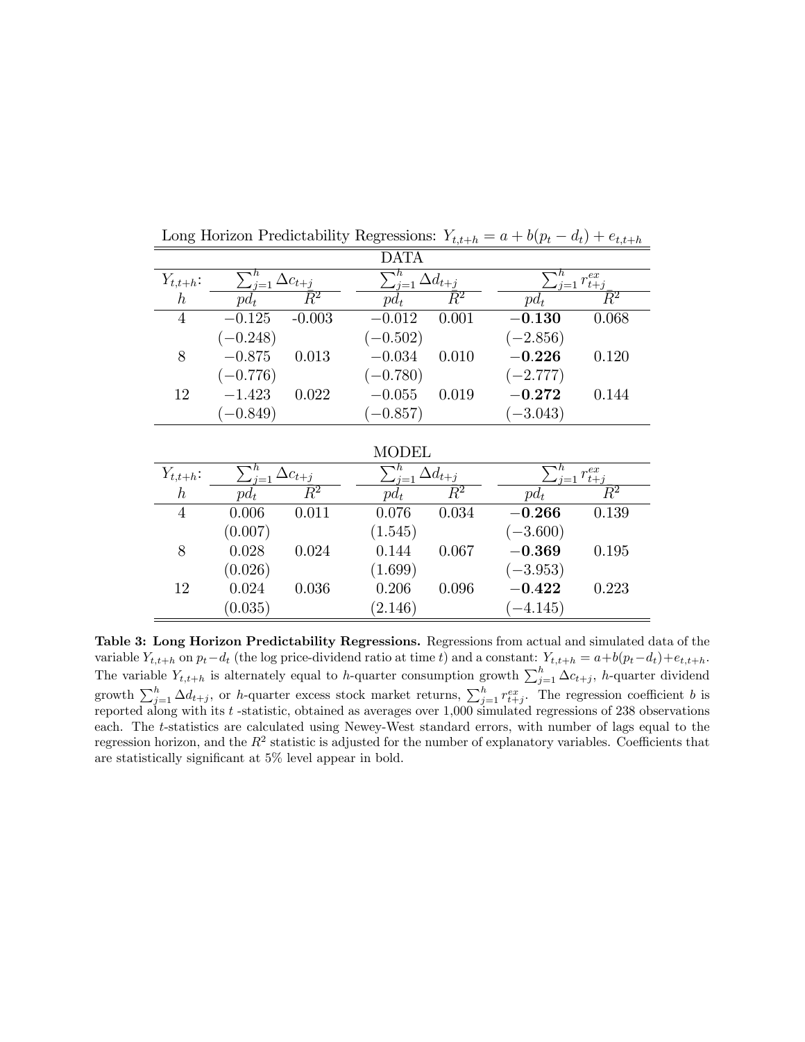Long Horizon Predictability Regressions: $Y_{t,t+h} = a + b(p_t - d_t) + e_{t,t+h}$

| DATA | | | | | | |
|---|---|---|---|---|---|---|
| $Y_{t,t+h}$: | $\sum_{j=1}^{h} \Delta c_{t+j}$ | | $\sum_{j=1}^{h} \Delta d_{t+j}$ | | $\sum_{j=1}^{h} r_{t+j}^{ex}$ | |
| $h$ | $pd_t$ | $\bar{R}^2$ | $pd_t$ | $\bar{R}^2$ | $pd_t$ | $\bar{R}^2$ |
| 4 | $-0.125$ | -0.003 | $-0.012$ | 0.001 | $\mathbf{-0.130}$ | 0.068 |
| | $(-0.248)$ | | $(-0.502)$ | | $(-2.856)$ | |
| 8 | $-0.875$ | 0.013 | $-0.034$ | 0.010 | $\mathbf{-0.226}$ | 0.120 |
| | $(-0.776)$ | | $(-0.780)$ | | $(-2.777)$ | |
| 12 | $-1.423$ | 0.022 | $-0.055$ | 0.019 | $\mathbf{-0.272}$ | 0.144 |
| | $(-0.849)$ | | $(-0.857)$ | | $(-3.043)$ | |

| MODEL | | | | | | |
|---|---|---|---|---|---|---|
| $Y_{t,t+h}$: | $\sum_{j=1}^{h} \Delta c_{t+j}$ | | $\sum_{j=1}^{h} \Delta d_{t+j}$ | | $\sum_{j=1}^{h} r_{t+j}^{ex}$ | |
| $h$ | $pd_t$ | $\bar{R}^2$ | $pd_t$ | $\bar{R}^2$ | $pd_t$ | $\bar{R}^2$ |
| 4 | 0.006 | 0.011 | 0.076 | 0.034 | $\mathbf{-0.266}$ | 0.139 |
| | (0.007) | | (1.545) | | $(-3.600)$ | |
| 8 | 0.028 | 0.024 | 0.144 | 0.067 | $\mathbf{-0.369}$ | 0.195 |
| | (0.026) | | (1.699) | | $(-3.953)$ | |
| 12 | 0.024 | 0.036 | 0.206 | 0.096 | $\mathbf{-0.422}$ | 0.223 |
| | (0.035) | | (2.146) | | $(-4.145)$ | |

**Table 3: Long Horizon Predictability Regressions.** Regressions from actual and simulated data of the variable $Y_{t,t+h}$ on $p_t - d_t$ (the log price-dividend ratio at time $t$) and a constant: $Y_{t,t+h} = a + b(p_t - d_t) + e_{t,t+h}$. The variable $Y_{t,t+h}$ is alternately equal to $h$-quarter consumption growth $\sum_{j=1}^{h} \Delta c_{t+j}$, $h$-quarter dividend growth $\sum_{j=1}^{h} \Delta d_{t+j}$, or $h$-quarter excess stock market returns, $\sum_{j=1}^{h} r_{t+j}^{ex}$. The regression coefficient $b$ is reported along with its $t$ -statistic, obtained as averages over 1,000 simulated regressions of 238 observations each. The $t$-statistics are calculated using Newey-West standard errors, with number of lags equal to the regression horizon, and the $R^2$ statistic is adjusted for the number of explanatory variables. Coefficients that are statistically significant at 5% level appear in bold.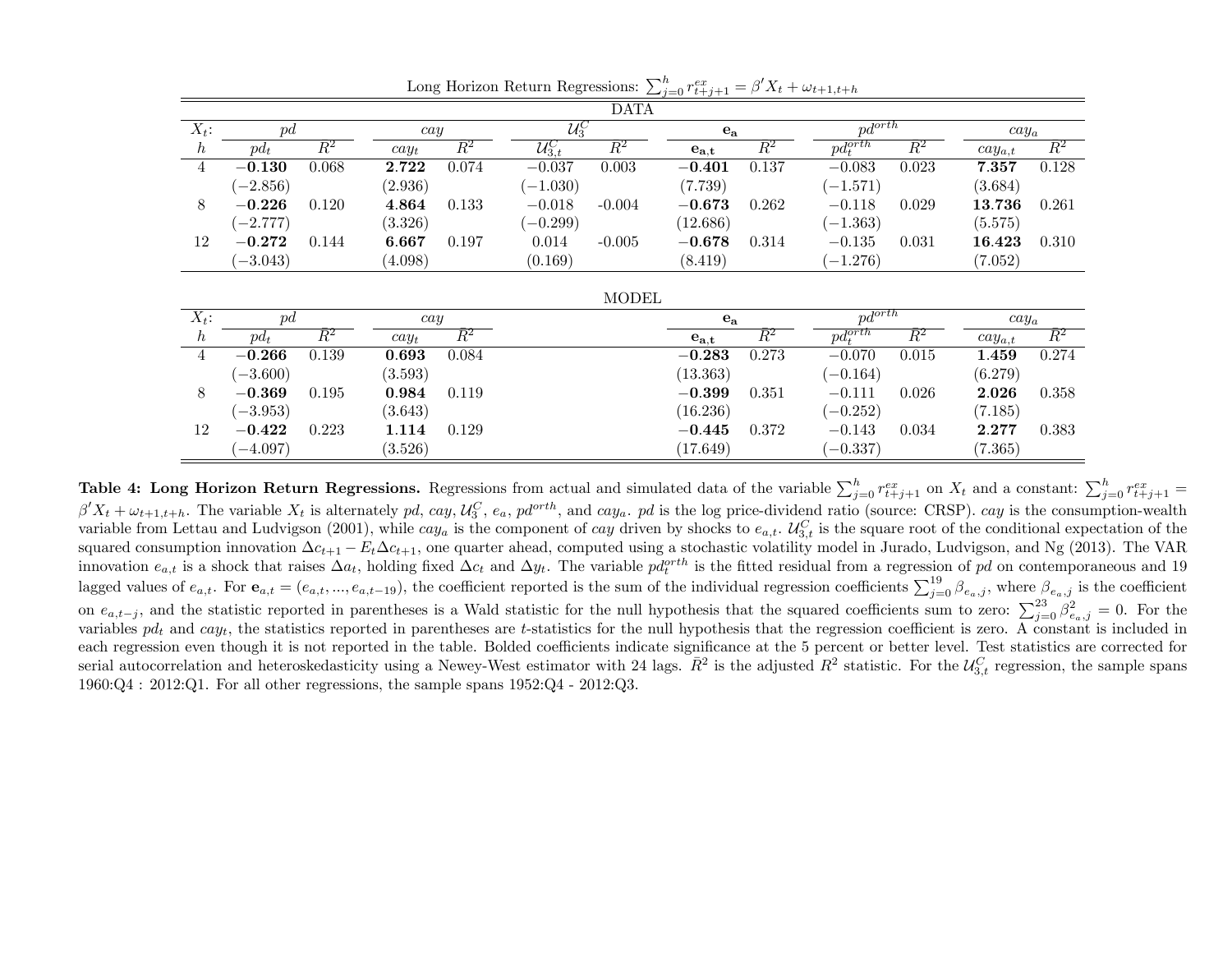Long Horizon Return Regressions: $\sum_{j=0}^{h} r^{ex}_{t+j+1} = \beta' X_t + \omega_{t+1,t+h}$

DATA

| $X_t$: | $pd$ | | $cay$ | | $\mathcal{U}_3^C$ | | $\mathbf{e_a}$ | | $pd^{orth}$ | | $cay_a$ | |
|---|---|---|---|---|---|---|---|---|---|---|---|---|
| $h$ | $pd_t$ | $\bar{R}^2$ | $cay_t$ | $\bar{R}^2$ | $\mathcal{U}_{3,t}^C$ | $\bar{R}^2$ | $\mathbf{e_{a,t}}$ | $\bar{R}^2$ | $pd_t^{orth}$ | $\bar{R}^2$ | $cay_{a,t}$ | $\bar{R}^2$ |
| 4 | **−0.130** | 0.068 | **2.722** | 0.074 | −0.037 | 0.003 | **−0.401** | 0.137 | −0.083 | 0.023 | **7.357** | 0.128 |
| | (−2.856) | | (2.936) | | (−1.030) | | (7.739) | | (−1.571) | | (3.684) | |
| 8 | **−0.226** | 0.120 | **4.864** | 0.133 | −0.018 | -0.004 | **−0.673** | 0.262 | −0.118 | 0.029 | **13.736** | 0.261 |
| | (−2.777) | | (3.326) | | (−0.299) | | (12.686) | | (−1.363) | | (5.575) | |
| 12 | **−0.272** | 0.144 | **6.667** | 0.197 | 0.014 | -0.005 | **−0.678** | 0.314 | −0.135 | 0.031 | **16.423** | 0.310 |
| | (−3.043) | | (4.098) | | (0.169) | | (8.419) | | (−1.276) | | (7.052) | |

MODEL

| $X_t$: | $pd$ | | $cay$ | | $\mathbf{e_a}$ | | $pd^{orth}$ | | $cay_a$ | |
|---|---|---|---|---|---|---|---|---|---|---|
| $h$ | $pd_t$ | $\bar{R}^2$ | $cay_t$ | $\bar{R}^2$ | $\mathbf{e_{a,t}}$ | $\bar{R}^2$ | $pd_t^{orth}$ | $\bar{R}^2$ | $cay_{a,t}$ | $\bar{R}^2$ |
| 4 | **−0.266** | 0.139 | **0.693** | 0.084 | **−0.283** | 0.273 | −0.070 | 0.015 | **1.459** | 0.274 |
| | (−3.600) | | (3.593) | | (13.363) | | (−0.164) | | (6.279) | |
| 8 | **−0.369** | 0.195 | **0.984** | 0.119 | **−0.399** | 0.351 | −0.111 | 0.026 | **2.026** | 0.358 |
| | (−3.953) | | (3.643) | | (16.236) | | (−0.252) | | (7.185) | |
| 12 | **−0.422** | 0.223 | **1.114** | 0.129 | **−0.445** | 0.372 | −0.143 | 0.034 | **2.277** | 0.383 |
| | (−4.097) | | (3.526) | | (17.649) | | (−0.337) | | (7.365) | |

**Table 4: Long Horizon Return Regressions.** Regressions from actual and simulated data of the variable $\sum_{j=0}^{h} r^{ex}_{t+j+1}$ on $X_t$ and a constant: $\sum_{j=0}^{h} r^{ex}_{t+j+1} = \beta' X_t + \omega_{t+1,t+h}$. The variable $X_t$ is alternately $pd$, $cay$, $\mathcal{U}_3^C$, $e_a$, $pd^{orth}$, and $cay_a$. $pd$ is the log price-dividend ratio (source: CRSP). $cay$ is the consumption-wealth variable from Lettau and Ludvigson (2001), while $cay_a$ is the component of $cay$ driven by shocks to $e_{a,t}$. $\mathcal{U}_{3,t}^C$ is the square root of the conditional expectation of the squared consumption innovation $\Delta c_{t+1} - E_t \Delta c_{t+1}$, one quarter ahead, computed using a stochastic volatility model in Jurado, Ludvigson, and Ng (2013). The VAR innovation $e_{a,t}$ is a shock that raises $\Delta a_t$, holding fixed $\Delta c_t$ and $\Delta y_t$. The variable $pd_t^{orth}$ is the fitted residual from a regression of $pd$ on contemporaneous and 19 lagged values of $e_{a,t}$. For $\mathbf{e}_{a,t} = (e_{a,t}, ..., e_{a,t-19})$, the coefficient reported is the sum of the individual regression coefficients $\sum_{j=0}^{19} \beta_{e_a,j}$, where $\beta_{e_a,j}$ is the coefficient on $e_{a,t-j}$, and the statistic reported in parentheses is a Wald statistic for the null hypothesis that the squared coefficients sum to zero: $\sum_{j=0}^{23} \beta^2_{e_a,j} = 0$. For the variables $pd_t$ and $cay_t$, the statistics reported in parentheses are $t$-statistics for the null hypothesis that the regression coefficient is zero. A constant is included in each regression even though it is not reported in the table. Bolded coefficients indicate significance at the 5 percent or better level. Test statistics are corrected for serial autocorrelation and heteroskedasticity using a Newey-West estimator with 24 lags. $\bar{R}^2$ is the adjusted $R^2$ statistic. For the $\mathcal{U}_{3,t}^C$ regression, the sample spans 1960:Q4 : 2012:Q1. For all other regressions, the sample spans 1952:Q4 - 2012:Q3.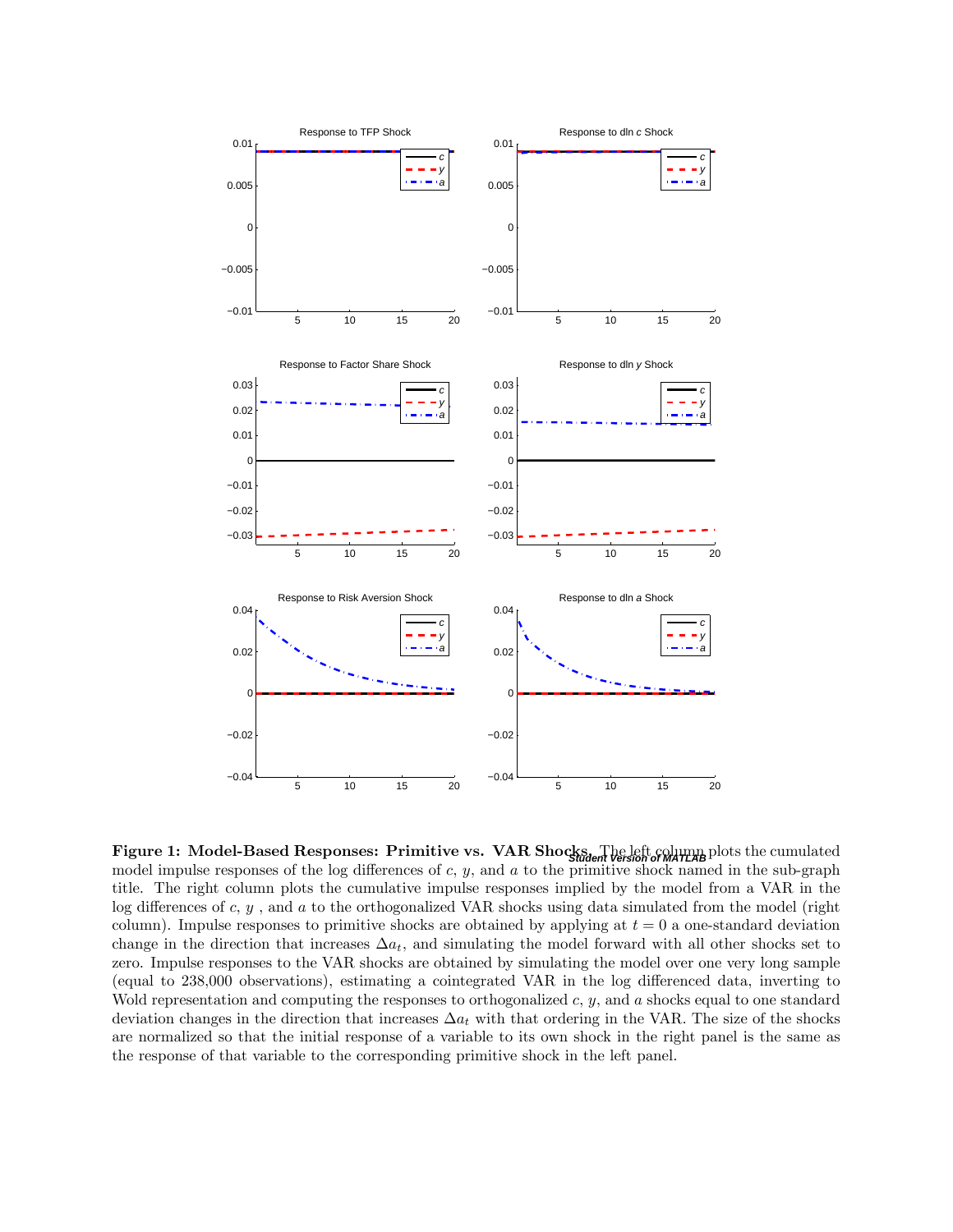**Figure 1: Model-Based Responses: Primitive vs. VAR Shocks.** The left column plots the cumulated model impulse responses of the log differences of $c$, $y$, and $a$ to the primitive shock named in the sub-graph title. The right column plots the cumulative impulse responses implied by the model from a VAR in the log differences of $c$, $y$ , and $a$ to the orthogonalized VAR shocks using data simulated from the model (right column). Impulse responses to primitive shocks are obtained by applying at $t = 0$ a one-standard deviation change in the direction that increases $\Delta a_t$, and simulating the model forward with all other shocks set to zero. Impulse responses to the VAR shocks are obtained by simulating the model over one very long sample (equal to 238,000 observations), estimating a cointegrated VAR in the log differenced data, inverting to Wold representation and computing the responses to orthogonalized $c$, $y$, and $a$ shocks equal to one standard deviation changes in the direction that increases $\Delta a_t$ with that ordering in the VAR. The size of the shocks are normalized so that the initial response of a variable to its own shock in the right panel is the same as the response of that variable to the corresponding primitive shock in the left panel.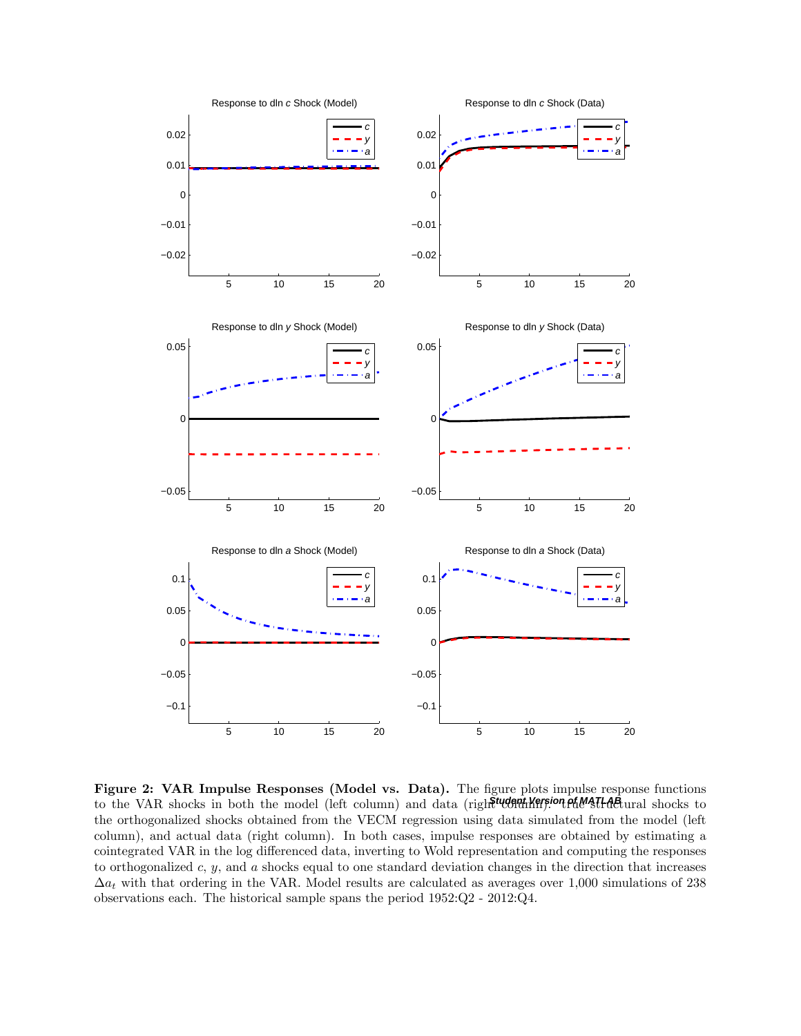**Figure 2: VAR Impulse Responses (Model vs. Data).** The figure plots impulse response functions to the VAR shocks in both the model (left column) and data (right column). True structural shocks to the orthogonalized shocks obtained from the VECM regression using data simulated from the model (left column), and actual data (right column). In both cases, impulse responses are obtained by estimating a cointegrated VAR in the log differenced data, inverting to Wold representation and computing the responses to orthogonalized $c$, $y$, and $a$ shocks equal to one standard deviation changes in the direction that increases $\Delta a_t$ with that ordering in the VAR. Model results are calculated as averages over 1,000 simulations of 238 observations each. The historical sample spans the period 1952:Q2 - 2012:Q4.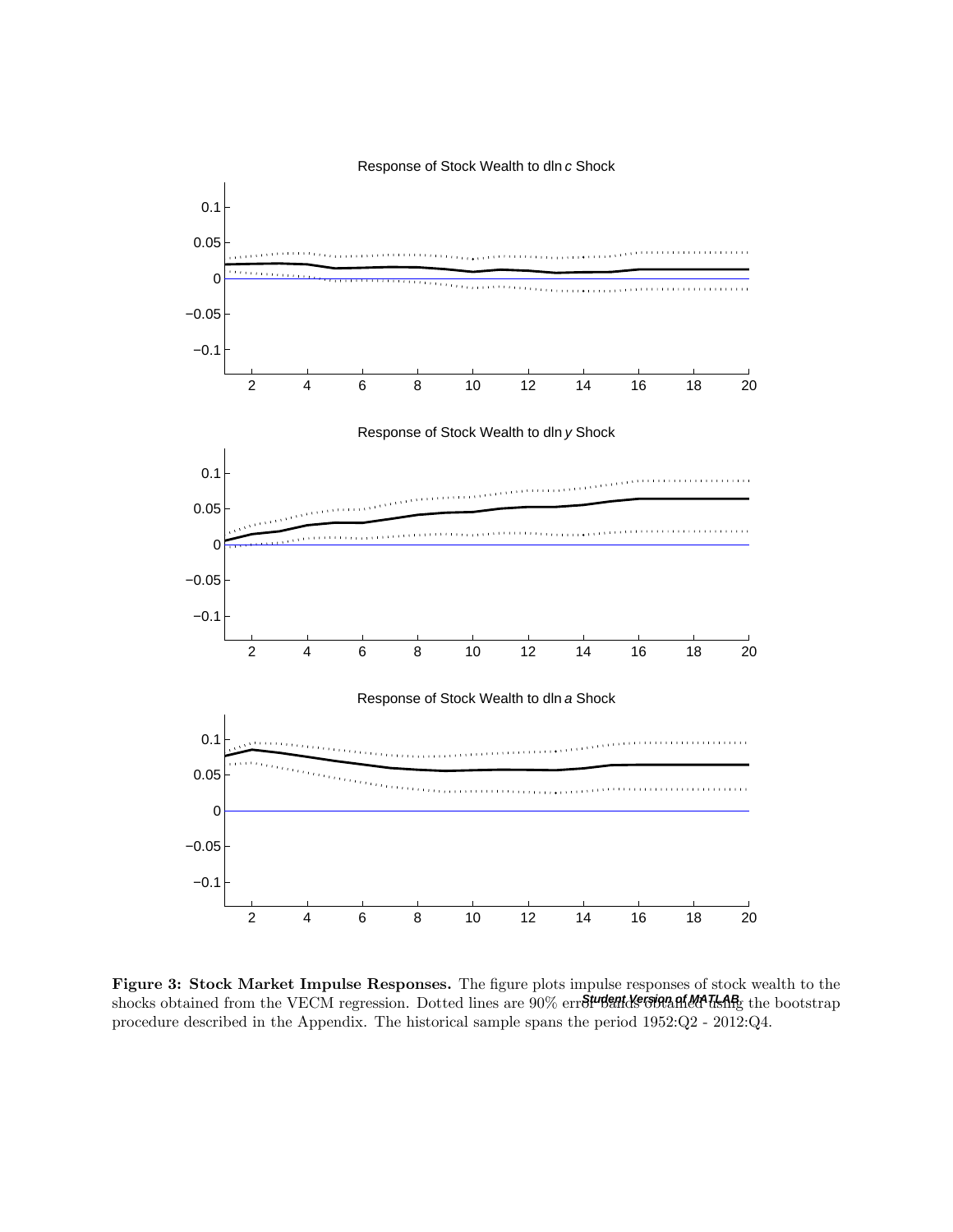**Figure 3: Stock Market Impulse Responses.** The figure plots impulse responses of stock wealth to the shocks obtained from the VECM regression. Dotted lines are 90% error bands obtained using the bootstrap procedure described in the Appendix. The historical sample spans the period 1952:Q2 - 2012:Q4.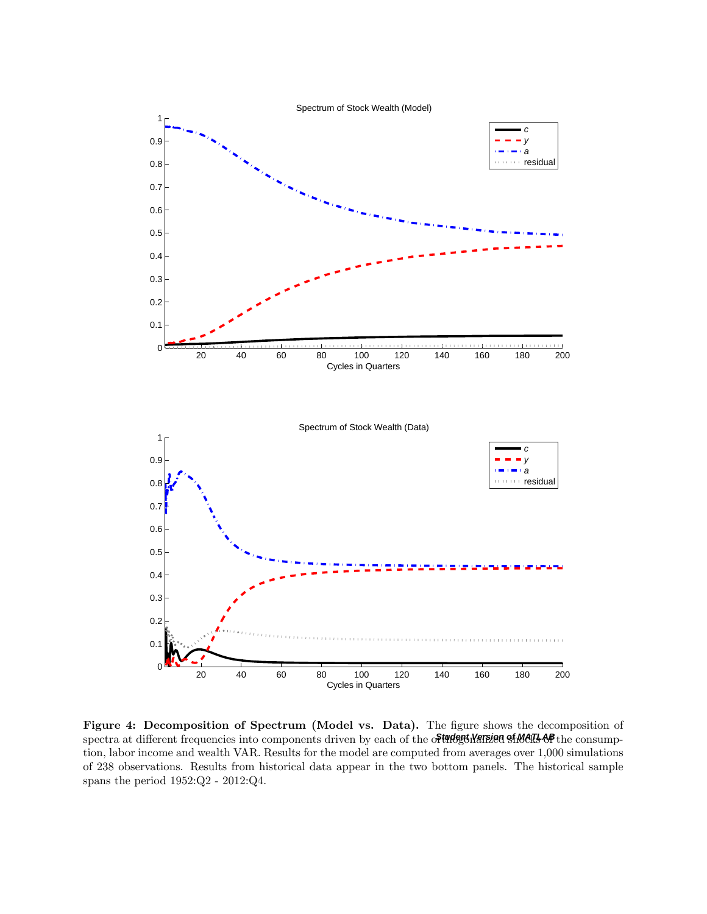**Figure 4: Decomposition of Spectrum (Model vs. Data).** The figure shows the decomposition of spectra at different frequencies into components driven by each of the orthogonalized shocks of the consumption, labor income and wealth VAR. Results for the model are computed from averages over 1,000 simulations of 238 observations. Results from historical data appear in the two bottom panels. The historical sample spans the period 1952:Q2 - 2012:Q4.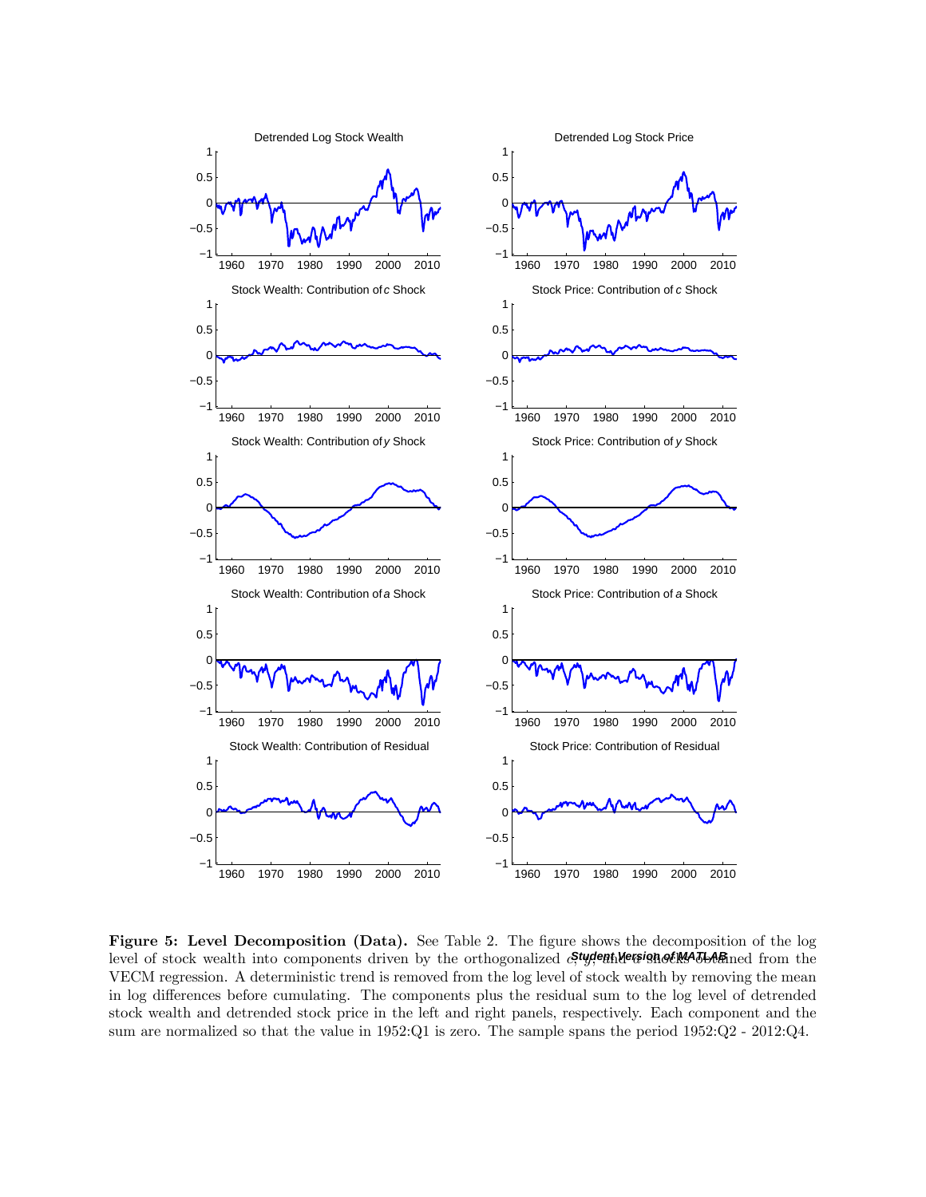**Figure 5: Level Decomposition (Data).** See Table 2. The figure shows the decomposition of the log level of stock wealth into components driven by the orthogonalized $c$, $y$, and $a$ shocks obtained from the VECM regression. A deterministic trend is removed from the log level of stock wealth by removing the mean in log differences before cumulating. The components plus the residual sum to the log level of detrended stock wealth and detrended stock price in the left and right panels, respectively. Each component and the sum are normalized so that the value in 1952:Q1 is zero. The sample spans the period 1952:Q2 - 2012:Q4.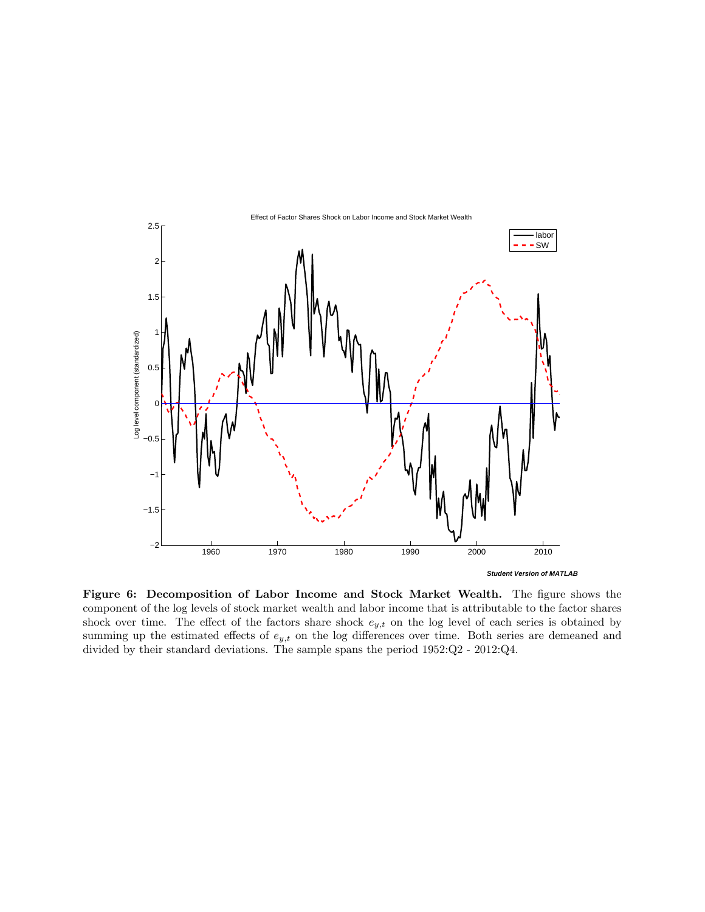**Figure 6: Decomposition of Labor Income and Stock Market Wealth.** The figure shows the component of the log levels of stock market wealth and labor income that is attributable to the factor shares shock over time. The effect of the factors share shock $e_{y,t}$ on the log level of each series is obtained by summing up the estimated effects of $e_{y,t}$ on the log differences over time. Both series are demeaned and divided by their standard deviations. The sample spans the period 1952:Q2 - 2012:Q4.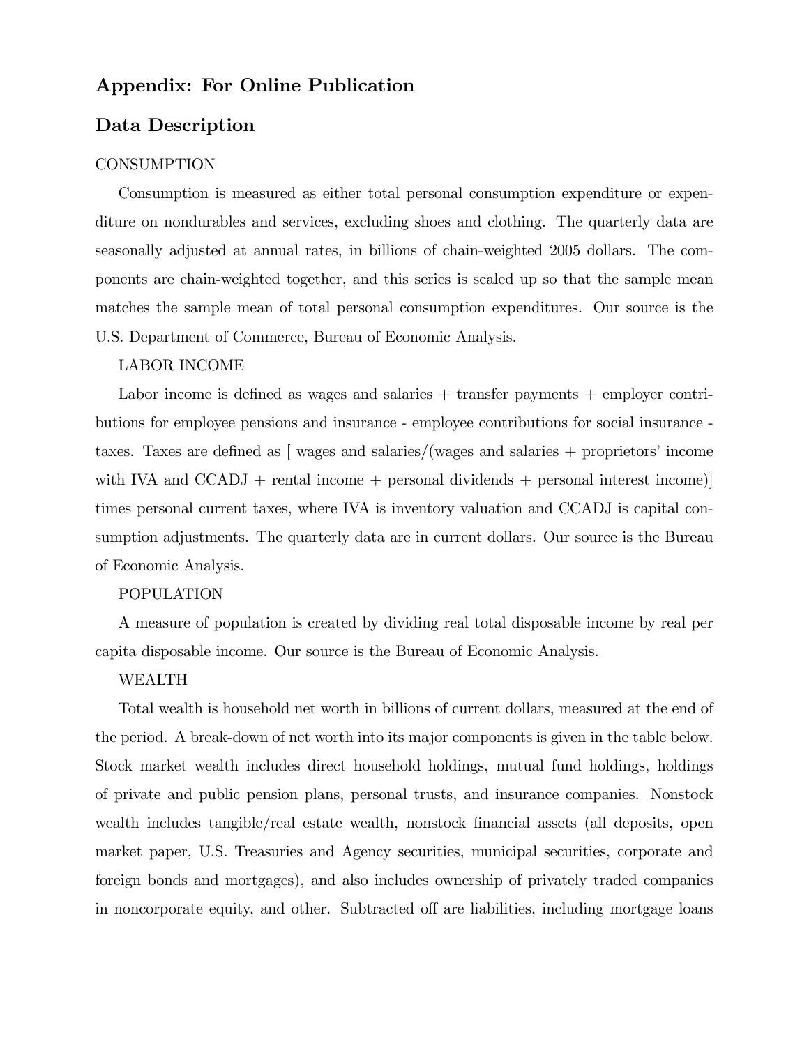## Appendix: For Online Publication

## Data Description

CONSUMPTION

Consumption is measured as either total personal consumption expenditure or expenditure on nondurables and services, excluding shoes and clothing. The quarterly data are seasonally adjusted at annual rates, in billions of chain-weighted 2005 dollars. The components are chain-weighted together, and this series is scaled up so that the sample mean matches the sample mean of total personal consumption expenditures. Our source is the U.S. Department of Commerce, Bureau of Economic Analysis.

LABOR INCOME

Labor income is defined as wages and salaries + transfer payments + employer contributions for employee pensions and insurance - employee contributions for social insurance - taxes. Taxes are defined as [ wages and salaries/(wages and salaries + proprietors' income with IVA and CCADJ + rental income + personal dividends + personal interest income)] times personal current taxes, where IVA is inventory valuation and CCADJ is capital consumption adjustments. The quarterly data are in current dollars. Our source is the Bureau of Economic Analysis.

POPULATION

A measure of population is created by dividing real total disposable income by real per capita disposable income. Our source is the Bureau of Economic Analysis.

WEALTH

Total wealth is household net worth in billions of current dollars, measured at the end of the period. A break-down of net worth into its major components is given in the table below. Stock market wealth includes direct household holdings, mutual fund holdings, holdings of private and public pension plans, personal trusts, and insurance companies. Nonstock wealth includes tangible/real estate wealth, nonstock financial assets (all deposits, open market paper, U.S. Treasuries and Agency securities, municipal securities, corporate and foreign bonds and mortgages), and also includes ownership of privately traded companies in noncorporate equity, and other. Subtracted off are liabilities, including mortgage loans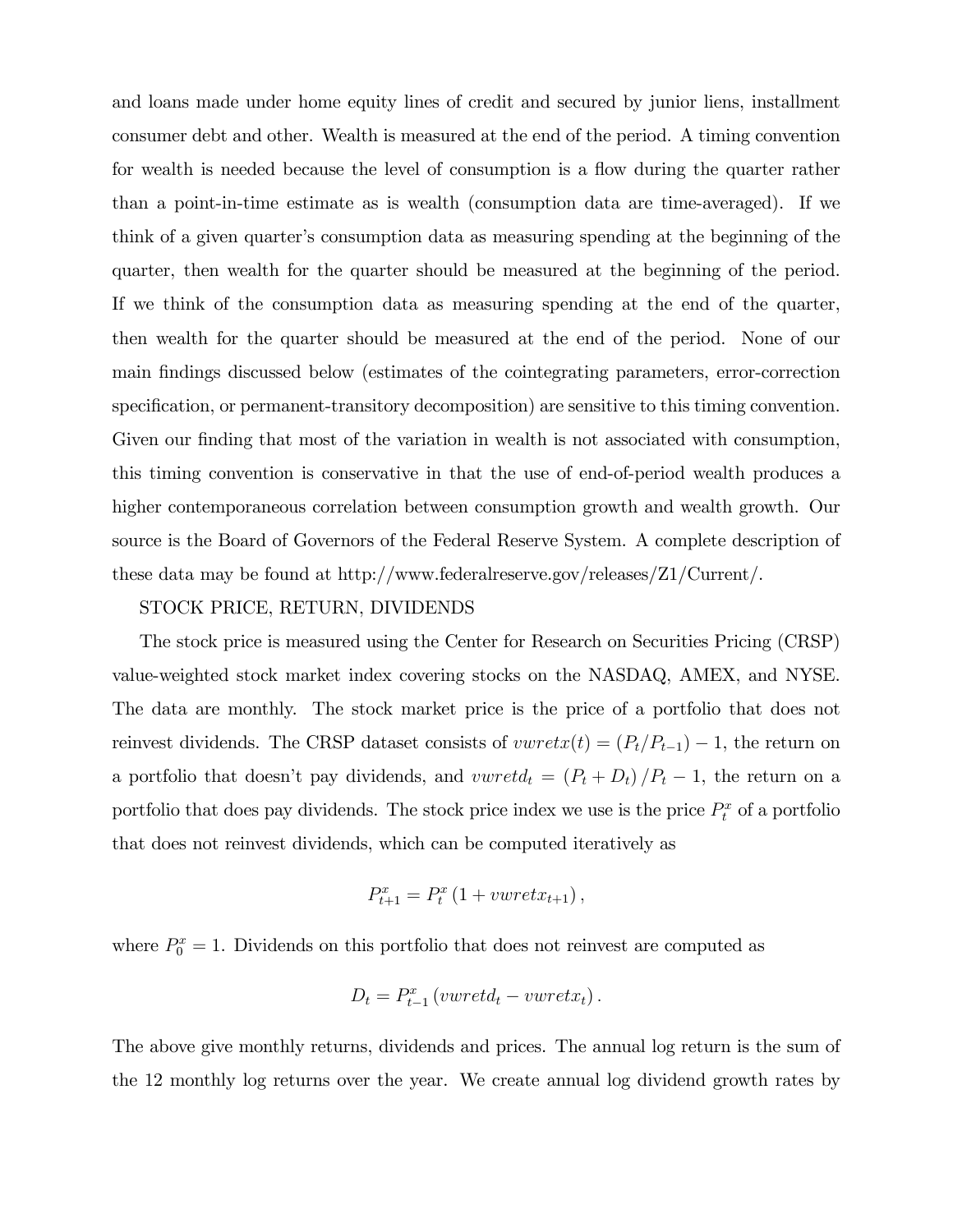and loans made under home equity lines of credit and secured by junior liens, installment consumer debt and other. Wealth is measured at the end of the period. A timing convention for wealth is needed because the level of consumption is a flow during the quarter rather than a point-in-time estimate as is wealth (consumption data are time-averaged). If we think of a given quarter's consumption data as measuring spending at the beginning of the quarter, then wealth for the quarter should be measured at the beginning of the period. If we think of the consumption data as measuring spending at the end of the quarter, then wealth for the quarter should be measured at the end of the period. None of our main findings discussed below (estimates of the cointegrating parameters, error-correction specification, or permanent-transitory decomposition) are sensitive to this timing convention. Given our finding that most of the variation in wealth is not associated with consumption, this timing convention is conservative in that the use of end-of-period wealth produces a higher contemporaneous correlation between consumption growth and wealth growth. Our source is the Board of Governors of the Federal Reserve System. A complete description of these data may be found at http://www.federalreserve.gov/releases/Z1/Current/.

STOCK PRICE, RETURN, DIVIDENDS

The stock price is measured using the Center for Research on Securities Pricing (CRSP) value-weighted stock market index covering stocks on the NASDAQ, AMEX, and NYSE. The data are monthly. The stock market price is the price of a portfolio that does not reinvest dividends. The CRSP dataset consists of $vwretx(t) = (P_t/P_{t-1}) - 1$, the return on a portfolio that doesn't pay dividends, and $vwretd_t = (P_t + D_t)/P_t - 1$, the return on a portfolio that does pay dividends. The stock price index we use is the price $P_t^x$ of a portfolio that does not reinvest dividends, which can be computed iteratively as

$$P_{t+1}^x = P_t^x \left(1 + vwretx_{t+1}\right),$$

where $P_0^x = 1$. Dividends on this portfolio that does not reinvest are computed as

$$D_t = P_{t-1}^x \left(vwretd_t - vwretx_t\right).$$

The above give monthly returns, dividends and prices. The annual log return is the sum of the 12 monthly log returns over the year. We create annual log dividend growth rates by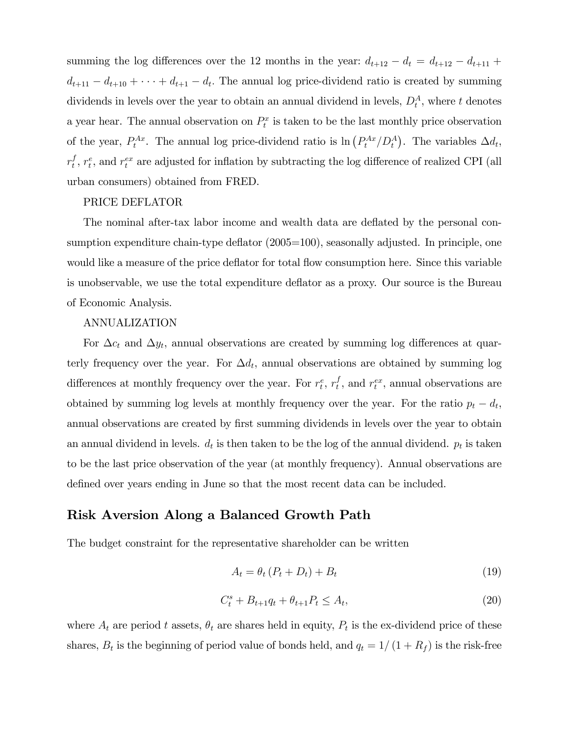summing the log differences over the 12 months in the year: $d_{t+12} - d_t = d_{t+12} - d_{t+11} + d_{t+11} - d_{t+10} + \cdots + d_{t+1} - d_t$. The annual log price-dividend ratio is created by summing dividends in levels over the year to obtain an annual dividend in levels, $D_t^A$, where $t$ denotes a year hear. The annual observation on $P_t^x$ is taken to be the last monthly price observation of the year, $P_t^{Ax}$. The annual log price-dividend ratio is $\ln\left(P_t^{Ax}/D_t^A\right)$. The variables $\Delta d_t$, $r_t^f$, $r_t^e$, and $r_t^{ex}$ are adjusted for inflation by subtracting the log difference of realized CPI (all urban consumers) obtained from FRED.

PRICE DEFLATOR

The nominal after-tax labor income and wealth data are deflated by the personal consumption expenditure chain-type deflator (2005=100), seasonally adjusted. In principle, one would like a measure of the price deflator for total flow consumption here. Since this variable is unobservable, we use the total expenditure deflator as a proxy. Our source is the Bureau of Economic Analysis.

ANNUALIZATION

For $\Delta c_t$ and $\Delta y_t$, annual observations are created by summing log differences at quarterly frequency over the year. For $\Delta d_t$, annual observations are obtained by summing log differences at monthly frequency over the year. For $r_t^e$, $r_t^f$, and $r_t^{ex}$, annual observations are obtained by summing log levels at monthly frequency over the year. For the ratio $p_t - d_t$, annual observations are created by first summing dividends in levels over the year to obtain an annual dividend in levels. $d_t$ is then taken to be the log of the annual dividend. $p_t$ is taken to be the last price observation of the year (at monthly frequency). Annual observations are defined over years ending in June so that the most recent data can be included.

## Risk Aversion Along a Balanced Growth Path

The budget constraint for the representative shareholder can be written

$$A_t = \theta_t \left(P_t + D_t\right) + B_t \tag{19}$$

$$C_t^s + B_{t+1} q_t + \theta_{t+1} P_t \leq A_t, \tag{20}$$

where $A_t$ are period $t$ assets, $\theta_t$ are shares held in equity, $P_t$ is the ex-dividend price of these shares, $B_t$ is the beginning of period value of bonds held, and $q_t = 1/\left(1 + R_f\right)$ is the risk-free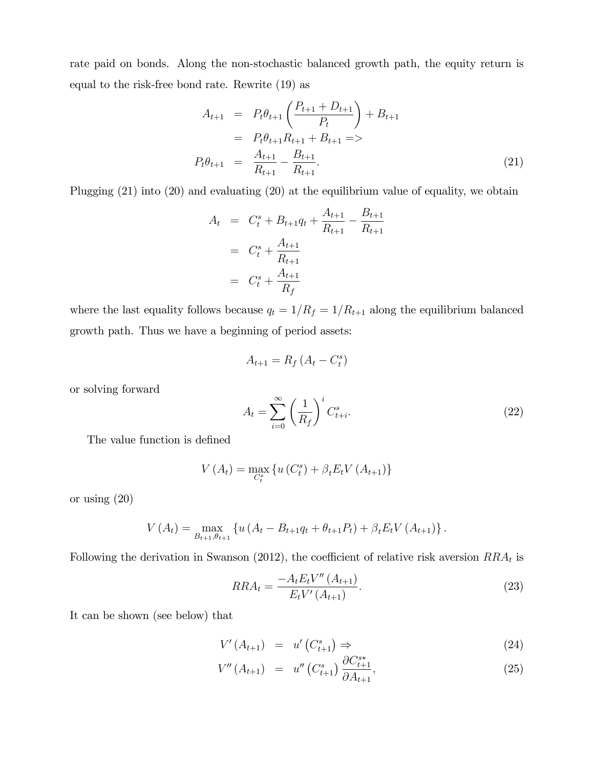rate paid on bonds. Along the non-stochastic balanced growth path, the equity return is equal to the risk-free bond rate. Rewrite (19) as

$$
\begin{aligned}
A_{t+1} &= P_t \theta_{t+1} \left( \frac{P_{t+1} + D_{t+1}}{P_t} \right) + B_{t+1} \\
&= P_t \theta_{t+1} R_{t+1} + B_{t+1} => \\
P_t \theta_{t+1} &= \frac{A_{t+1}}{R_{t+1}} - \frac{B_{t+1}}{R_{t+1}}. \qquad (21)
\end{aligned}
$$

Plugging (21) into (20) and evaluating (20) at the equilibrium value of equality, we obtain

$$
\begin{aligned}
A_t &= C_t^s + B_{t+1} q_t + \frac{A_{t+1}}{R_{t+1}} - \frac{B_{t+1}}{R_{t+1}} \\
&= C_t^s + \frac{A_{t+1}}{R_{t+1}} \\
&= C_t^s + \frac{A_{t+1}}{R_f}
\end{aligned}
$$

where the last equality follows because $q_t = 1/R_f = 1/R_{t+1}$ along the equilibrium balanced growth path. Thus we have a beginning of period assets:

$$
A_{t+1} = R_f \left( A_t - C_t^s \right)
$$

or solving forward

$$
A_t = \sum_{i=0}^{\infty} \left( \frac{1}{R_f} \right)^i C_{t+i}^s. \qquad (22)
$$

The value function is defined

$$
V(A_t) = \max_{C_t^s} \left\{ u(C_t^s) + \beta_t E_t V(A_{t+1}) \right\}
$$

or using (20)

$$
V(A_t) = \max_{B_{t+1}, \theta_{t+1}} \left\{ u(A_t - B_{t+1} q_t + \theta_{t+1} P_t) + \beta_t E_t V(A_{t+1}) \right\}.
$$

Following the derivation in Swanson (2012), the coefficient of relative risk aversion $RRA_t$ is

$$
RRA_t = \frac{-A_t E_t V''(A_{t+1})}{E_t V'(A_{t+1})}. \qquad (23)
$$

It can be shown (see below) that

$$
\begin{aligned}
V'(A_{t+1}) &= u'\left(C_{t+1}^s\right) \Rightarrow \qquad (24) \\
V''(A_{t+1}) &= u''\left(C_{t+1}^s\right) \frac{\partial C_{t+1}^{s*}}{\partial A_{t+1}}, \qquad (25)
\end{aligned}
$$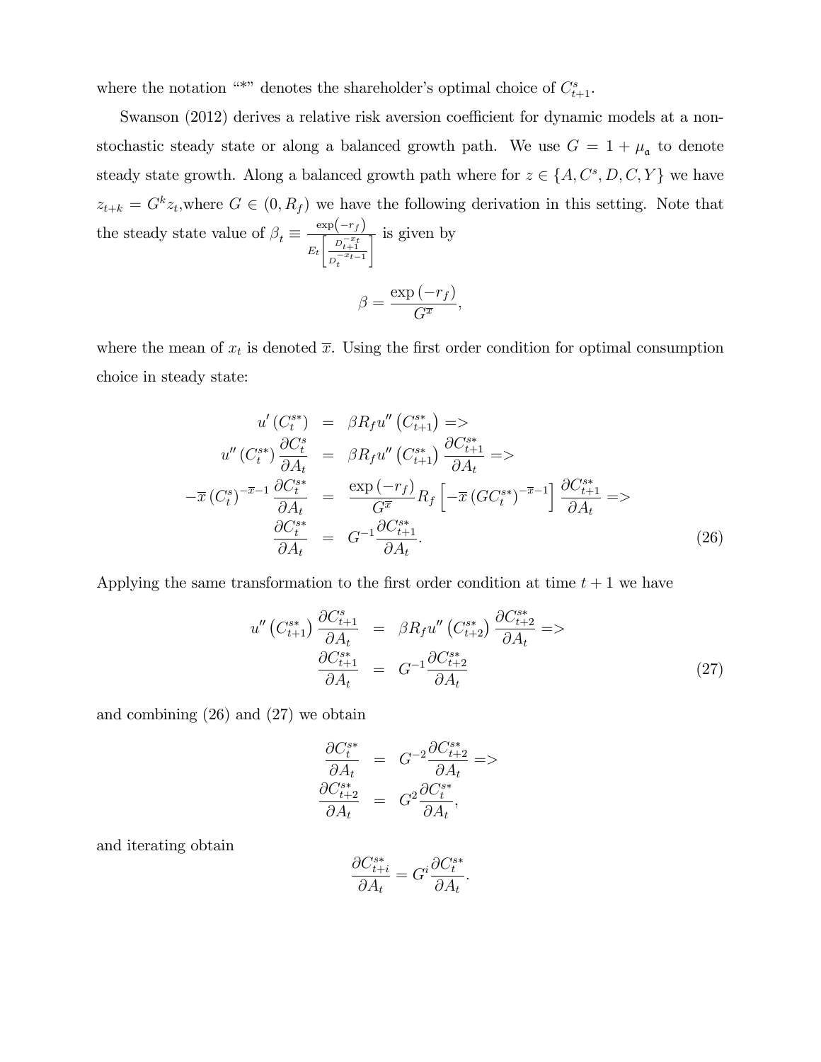where the notation "*" denotes the shareholder's optimal choice of $C^s_{t+1}$.

Swanson (2012) derives a relative risk aversion coefficient for dynamic models at a non-stochastic steady state or along a balanced growth path. We use $G = 1 + \mu_{\mathfrak{a}}$ to denote steady state growth. Along a balanced growth path where for $z \in \{A, C^s, D, C, Y\}$ we have $z_{t+k} = G^k z_t$,where $G \in (0, R_f)$ we have the following derivation in this setting. Note that the steady state value of $\beta_t \equiv \frac{\exp(-r_f)}{E_t\left[\frac{D_{t+1}^{-x_t}}{D_t^{-x_{t-1}}}\right]}$ is given by

$$\beta = \frac{\exp(-r_f)}{G^{\overline{x}}},$$

where the mean of $x_t$ is denoted $\overline{x}$. Using the first order condition for optimal consumption choice in steady state:

$$
\begin{aligned}
u'\left(C_t^{s*}\right) &= \beta R_f u''\left(C_{t+1}^{s*}\right) => \\
u''\left(C_t^{s*}\right)\frac{\partial C_t^s}{\partial A_t} &= \beta R_f u''\left(C_{t+1}^{s*}\right)\frac{\partial C_{t+1}^{s*}}{\partial A_t} => \\
-\overline{x}\left(C_t^s\right)^{-\overline{x}-1}\frac{\partial C_t^{s*}}{\partial A_t} &= \frac{\exp(-r_f)}{G^{\overline{x}}} R_f\left[-\overline{x}\left(GC_t^{s*}\right)^{-\overline{x}-1}\right]\frac{\partial C_{t+1}^{s*}}{\partial A_t} => \\
\frac{\partial C_t^{s*}}{\partial A_t} &= G^{-1}\frac{\partial C_{t+1}^{s*}}{\partial A_t}.
\end{aligned}
\tag{26}
$$

Applying the same transformation to the first order condition at time $t+1$ we have

$$
\begin{aligned}
u''\left(C_{t+1}^{s*}\right)\frac{\partial C_{t+1}^s}{\partial A_t} &= \beta R_f u''\left(C_{t+2}^{s*}\right)\frac{\partial C_{t+2}^{s*}}{\partial A_t} => \\
\frac{\partial C_{t+1}^{s*}}{\partial A_t} &= G^{-1}\frac{\partial C_{t+2}^{s*}}{\partial A_t}
\end{aligned}
\tag{27}
$$

and combining (26) and (27) we obtain

$$
\begin{aligned}
\frac{\partial C_t^{s*}}{\partial A_t} &= G^{-2}\frac{\partial C_{t+2}^{s*}}{\partial A_t} => \\
\frac{\partial C_{t+2}^{s*}}{\partial A_t} &= G^2\frac{\partial C_t^{s*}}{\partial A_t},
\end{aligned}
$$

and iterating obtain

$$\frac{\partial C_{t+i}^{s*}}{\partial A_t} = G^i\frac{\partial C_t^{s*}}{\partial A_t}.$$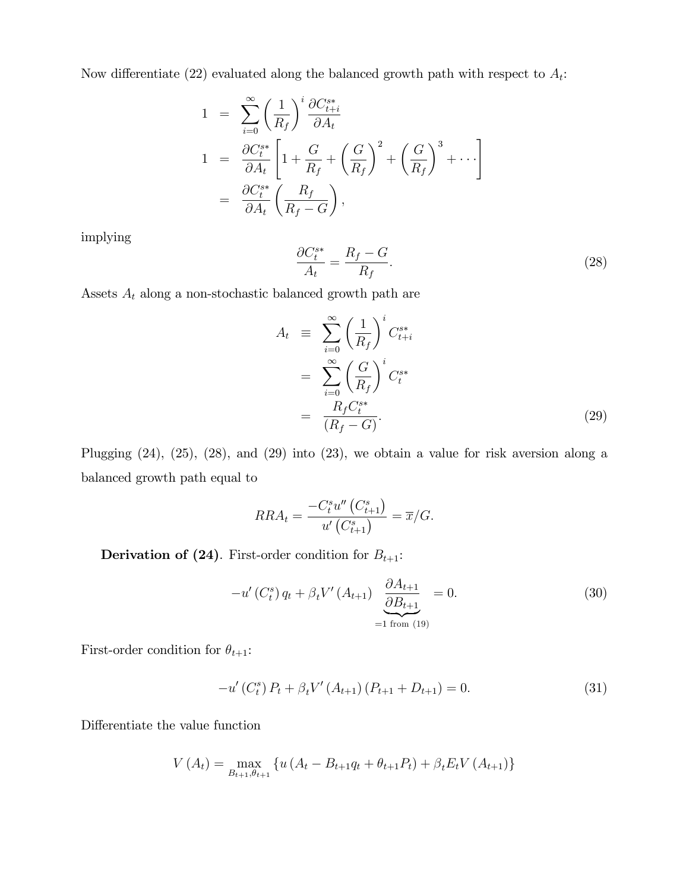Now differentiate (22) evaluated along the balanced growth path with respect to $A_t$:

$$
\begin{aligned}
1 &= \sum_{i=0}^{\infty} \left(\frac{1}{R_f}\right)^i \frac{\partial C_{t+i}^{s*}}{\partial A_t} \\
1 &= \frac{\partial C_t^{s*}}{\partial A_t} \left[1 + \frac{G}{R_f} + \left(\frac{G}{R_f}\right)^2 + \left(\frac{G}{R_f}\right)^3 + \cdots\right] \\
&= \frac{\partial C_t^{s*}}{\partial A_t} \left(\frac{R_f}{R_f - G}\right),
\end{aligned}
$$

implying

$$
\frac{\partial C_t^{s*}}{A_t} = \frac{R_f - G}{R_f}. \tag{28}
$$

Assets $A_t$ along a non-stochastic balanced growth path are

$$
\begin{aligned}
A_t &\equiv \sum_{i=0}^{\infty} \left(\frac{1}{R_f}\right)^i C_{t+i}^{s*} \\
&= \sum_{i=0}^{\infty} \left(\frac{G}{R_f}\right)^i C_t^{s*} \\
&= \frac{R_f C_t^{s*}}{(R_f - G)}.
\end{aligned} \tag{29}
$$

Plugging (24), (25), (28), and (29) into (23), we obtain a value for risk aversion along a balanced growth path equal to

$$
RRA_t = \frac{-C_t^s u''\left(C_{t+1}^s\right)}{u'\left(C_{t+1}^s\right)} = \overline{x}/G.
$$

**Derivation of (24)**. First-order condition for $B_{t+1}$:

$$
-u'\left(C_t^s\right) q_t + \beta_t V'\left(A_{t+1}\right) \underbrace{\frac{\partial A_{t+1}}{\partial B_{t+1}}}_{=1 \text{ from (19)}} = 0. \tag{30}
$$

First-order condition for $\theta_{t+1}$:

$$
-u'\left(C_t^s\right) P_t + \beta_t V'\left(A_{t+1}\right) \left(P_{t+1} + D_{t+1}\right) = 0. \tag{31}
$$

Differentiate the value function

$$
V\left(A_t\right) = \max_{B_{t+1}, \theta_{t+1}} \left\{u\left(A_t - B_{t+1} q_t + \theta_{t+1} P_t\right) + \beta_t E_t V\left(A_{t+1}\right)\right\}
$$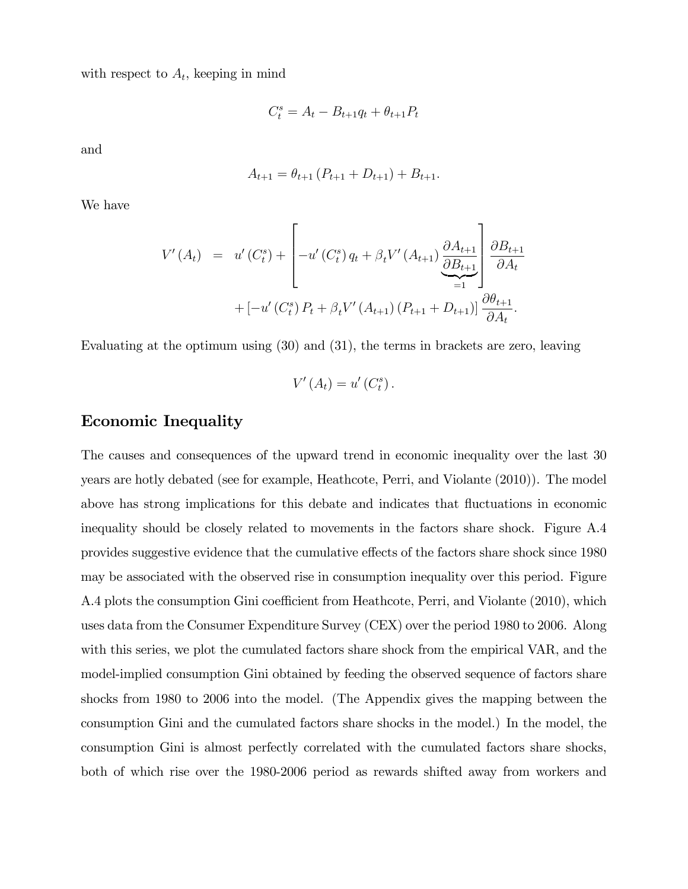with respect to $A_t$, keeping in mind

$$C_t^s = A_t - B_{t+1}q_t + \theta_{t+1}P_t$$

and

$$A_{t+1} = \theta_{t+1}\left(P_{t+1} + D_{t+1}\right) + B_{t+1}.$$

We have

$$\begin{aligned} V'\left(A_t\right) &= u'\left(C_t^s\right) + \left[-u'\left(C_t^s\right)q_t + \beta_t V'\left(A_{t+1}\right)\underbrace{\frac{\partial A_{t+1}}{\partial B_{t+1}}}_{=1}\right]\frac{\partial B_{t+1}}{\partial A_t} \\ &\quad + \left[-u'\left(C_t^s\right)P_t + \beta_t V'\left(A_{t+1}\right)\left(P_{t+1} + D_{t+1}\right)\right]\frac{\partial \theta_{t+1}}{\partial A_t}. \end{aligned}$$

Evaluating at the optimum using (30) and (31), the terms in brackets are zero, leaving

$$V'\left(A_t\right) = u'\left(C_t^s\right).$$

## Economic Inequality

The causes and consequences of the upward trend in economic inequality over the last 30 years are hotly debated (see for example, Heathcote, Perri, and Violante (2010)). The model above has strong implications for this debate and indicates that fluctuations in economic inequality should be closely related to movements in the factors share shock. Figure A.4 provides suggestive evidence that the cumulative effects of the factors share shock since 1980 may be associated with the observed rise in consumption inequality over this period. Figure A.4 plots the consumption Gini coefficient from Heathcote, Perri, and Violante (2010), which uses data from the Consumer Expenditure Survey (CEX) over the period 1980 to 2006. Along with this series, we plot the cumulated factors share shock from the empirical VAR, and the model-implied consumption Gini obtained by feeding the observed sequence of factors share shocks from 1980 to 2006 into the model. (The Appendix gives the mapping between the consumption Gini and the cumulated factors share shocks in the model.) In the model, the consumption Gini is almost perfectly correlated with the cumulated factors share shocks, both of which rise over the 1980-2006 period as rewards shifted away from workers and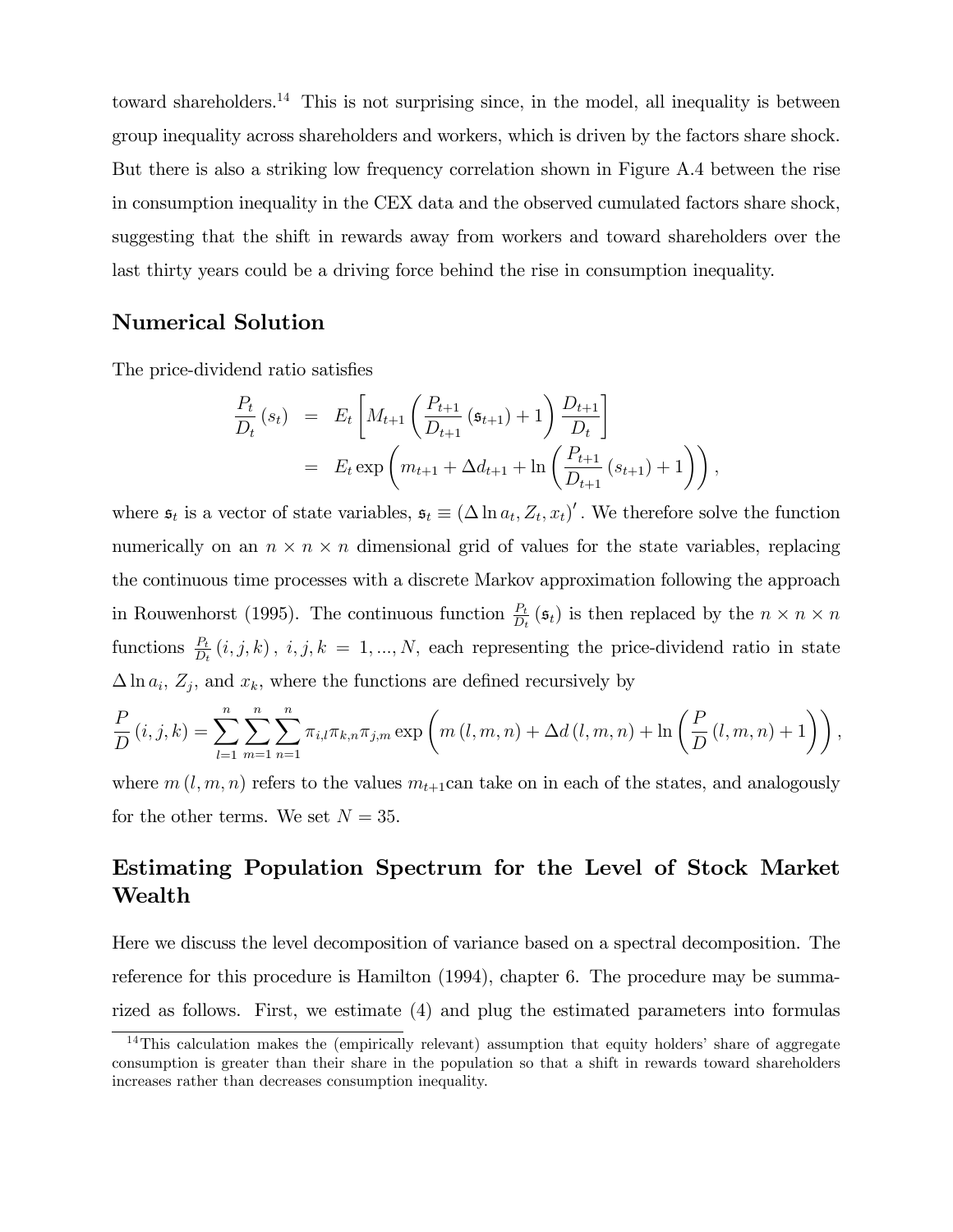toward shareholders.[14] This is not surprising since, in the model, all inequality is between group inequality across shareholders and workers, which is driven by the factors share shock. But there is also a striking low frequency correlation shown in Figure A.4 between the rise in consumption inequality in the CEX data and the observed cumulated factors share shock, suggesting that the shift in rewards away from workers and toward shareholders over the last thirty years could be a driving force behind the rise in consumption inequality.

## Numerical Solution

The price-dividend ratio satisfies

$$
\begin{aligned}
\frac{P_t}{D_t}(s_t) &= E_t\left[M_{t+1}\left(\frac{P_{t+1}}{D_{t+1}}(\mathfrak{s}_{t+1})+1\right)\frac{D_{t+1}}{D_t}\right] \\
&= E_t \exp\left(m_{t+1}+\Delta d_{t+1}+\ln\left(\frac{P_{t+1}}{D_{t+1}}(s_{t+1})+1\right)\right),
\end{aligned}
$$

where $\mathfrak{s}_t$ is a vector of state variables, $\mathfrak{s}_t \equiv (\Delta \ln a_t, Z_t, x_t)'$. We therefore solve the function numerically on an $n \times n \times n$ dimensional grid of values for the state variables, replacing the continuous time processes with a discrete Markov approximation following the approach in Rouwenhorst (1995). The continuous function $\frac{P_t}{D_t}(\mathfrak{s}_t)$ is then replaced by the $n \times n \times n$ functions $\frac{P_t}{D_t}(i,j,k)$, $i,j,k = 1,...,N$, each representing the price-dividend ratio in state $\Delta \ln a_i$, $Z_j$, and $x_k$, where the functions are defined recursively by

$$
\frac{P}{D}(i,j,k) = \sum_{l=1}^{n}\sum_{m=1}^{n}\sum_{n=1}^{n}\pi_{i,l}\pi_{k,n}\pi_{j,m}\exp\left(m(l,m,n)+\Delta d(l,m,n)+\ln\left(\frac{P}{D}(l,m,n)+1\right)\right),
$$

where $m(l,m,n)$ refers to the values $m_{t+1}$can take on in each of the states, and analogously for the other terms. We set $N = 35$.

## Estimating Population Spectrum for the Level of Stock Market Wealth

Here we discuss the level decomposition of variance based on a spectral decomposition. The reference for this procedure is Hamilton (1994), chapter 6. The procedure may be summarized as follows. First, we estimate (4) and plug the estimated parameters into formulas

[14] This calculation makes the (empirically relevant) assumption that equity holders' share of aggregate consumption is greater than their share in the population so that a shift in rewards toward shareholders increases rather than decreases consumption inequality.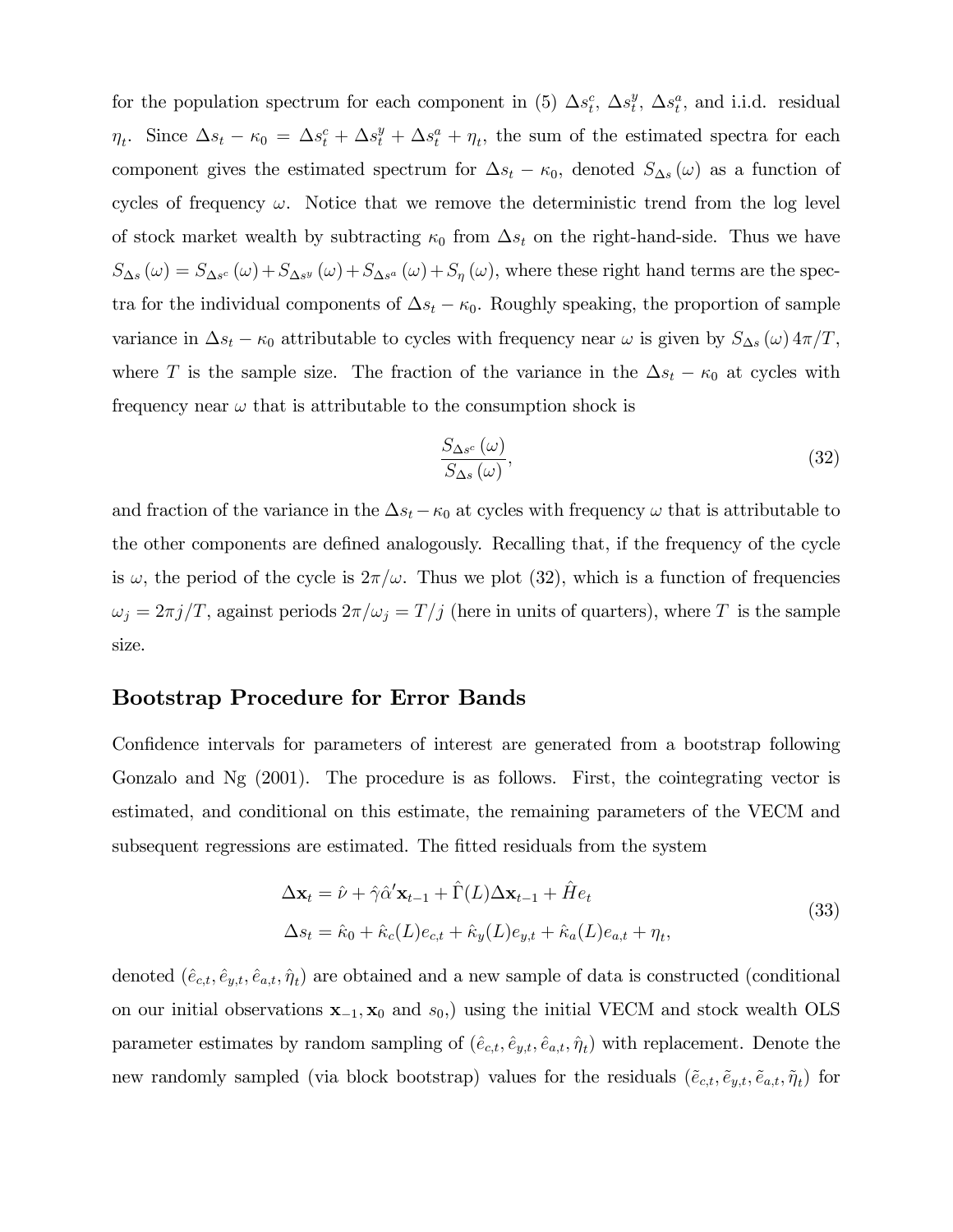for the population spectrum for each component in (5) $\Delta s_t^c$, $\Delta s_t^y$, $\Delta s_t^a$, and i.i.d. residual $\eta_t$. Since $\Delta s_t - \kappa_0 = \Delta s_t^c + \Delta s_t^y + \Delta s_t^a + \eta_t$, the sum of the estimated spectra for each component gives the estimated spectrum for $\Delta s_t - \kappa_0$, denoted $S_{\Delta s}(\omega)$ as a function of cycles of frequency $\omega$. Notice that we remove the deterministic trend from the log level of stock market wealth by subtracting $\kappa_0$ from $\Delta s_t$ on the right-hand-side. Thus we have $S_{\Delta s}(\omega) = S_{\Delta s^c}(\omega) + S_{\Delta s^y}(\omega) + S_{\Delta s^a}(\omega) + S_\eta(\omega)$, where these right hand terms are the spectra for the individual components of $\Delta s_t - \kappa_0$. Roughly speaking, the proportion of sample variance in $\Delta s_t - \kappa_0$ attributable to cycles with frequency near $\omega$ is given by $S_{\Delta s}(\omega) 4\pi/T$, where $T$ is the sample size. The fraction of the variance in the $\Delta s_t - \kappa_0$ at cycles with frequency near $\omega$ that is attributable to the consumption shock is

$$\frac{S_{\Delta s^c}(\omega)}{S_{\Delta s}(\omega)}, \tag{32}$$

and fraction of the variance in the $\Delta s_t - \kappa_0$ at cycles with frequency $\omega$ that is attributable to the other components are defined analogously. Recalling that, if the frequency of the cycle is $\omega$, the period of the cycle is $2\pi/\omega$. Thus we plot (32), which is a function of frequencies $\omega_j = 2\pi j/T$, against periods $2\pi/\omega_j = T/j$ (here in units of quarters), where $T$ is the sample size.

## Bootstrap Procedure for Error Bands

Confidence intervals for parameters of interest are generated from a bootstrap following Gonzalo and Ng (2001). The procedure is as follows. First, the cointegrating vector is estimated, and conditional on this estimate, the remaining parameters of the VECM and subsequent regressions are estimated. The fitted residuals from the system

$$\begin{aligned}
\Delta \mathbf{x}_t &= \hat{\nu} + \hat{\gamma}\hat{\alpha}'\mathbf{x}_{t-1} + \hat{\Gamma}(L)\Delta \mathbf{x}_{t-1} + \hat{H}e_t \\
\Delta s_t &= \hat{\kappa}_0 + \hat{\kappa}_c(L)e_{c,t} + \hat{\kappa}_y(L)e_{y,t} + \hat{\kappa}_a(L)e_{a,t} + \eta_t,
\end{aligned} \tag{33}$$

denoted $(\hat{e}_{c,t}, \hat{e}_{y,t}, \hat{e}_{a,t}, \hat{\eta}_t)$ are obtained and a new sample of data is constructed (conditional on our initial observations $\mathbf{x}_{-1}, \mathbf{x}_0$ and $s_0$,) using the initial VECM and stock wealth OLS parameter estimates by random sampling of $(\hat{e}_{c,t}, \hat{e}_{y,t}, \hat{e}_{a,t}, \hat{\eta}_t)$ with replacement. Denote the new randomly sampled (via block bootstrap) values for the residuals $(\tilde{e}_{c,t}, \tilde{e}_{y,t}, \tilde{e}_{a,t}, \tilde{\eta}_t)$ for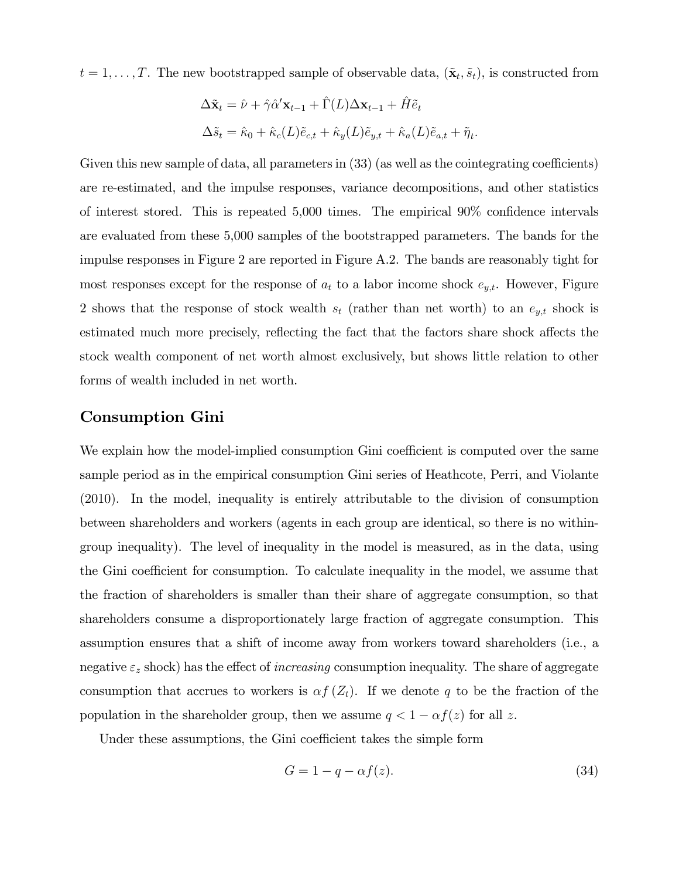$t = 1, \ldots, T$. The new bootstrapped sample of observable data, $(\tilde{\mathbf{x}}_t, \tilde{s}_t)$, is constructed from

$$\Delta\tilde{\mathbf{x}}_t = \hat{\nu} + \hat{\gamma}\hat{\alpha}'\mathbf{x}_{t-1} + \hat{\Gamma}(L)\Delta\mathbf{x}_{t-1} + \hat{H}\tilde{e}_t$$

$$\Delta\tilde{s}_t = \hat{\kappa}_0 + \hat{\kappa}_c(L)\tilde{e}_{c,t} + \hat{\kappa}_y(L)\tilde{e}_{y,t} + \hat{\kappa}_a(L)\tilde{e}_{a,t} + \tilde{\eta}_t.$$

Given this new sample of data, all parameters in (33) (as well as the cointegrating coefficients) are re-estimated, and the impulse responses, variance decompositions, and other statistics of interest stored. This is repeated 5,000 times. The empirical 90% confidence intervals are evaluated from these 5,000 samples of the bootstrapped parameters. The bands for the impulse responses in Figure 2 are reported in Figure A.2. The bands are reasonably tight for most responses except for the response of $a_t$ to a labor income shock $e_{y,t}$. However, Figure 2 shows that the response of stock wealth $s_t$ (rather than net worth) to an $e_{y,t}$ shock is estimated much more precisely, reflecting the fact that the factors share shock affects the stock wealth component of net worth almost exclusively, but shows little relation to other forms of wealth included in net worth.

## Consumption Gini

We explain how the model-implied consumption Gini coefficient is computed over the same sample period as in the empirical consumption Gini series of Heathcote, Perri, and Violante (2010). In the model, inequality is entirely attributable to the division of consumption between shareholders and workers (agents in each group are identical, so there is no within-group inequality). The level of inequality in the model is measured, as in the data, using the Gini coefficient for consumption. To calculate inequality in the model, we assume that the fraction of shareholders is smaller than their share of aggregate consumption, so that shareholders consume a disproportionately large fraction of aggregate consumption. This assumption ensures that a shift of income away from workers toward shareholders (i.e., a negative $\varepsilon_z$ shock) has the effect of *increasing* consumption inequality. The share of aggregate consumption that accrues to workers is $\alpha f(Z_t)$. If we denote $q$ to be the fraction of the population in the shareholder group, then we assume $q < 1 - \alpha f(z)$ for all $z$.

Under these assumptions, the Gini coefficient takes the simple form

$$G = 1 - q - \alpha f(z). \tag{34}$$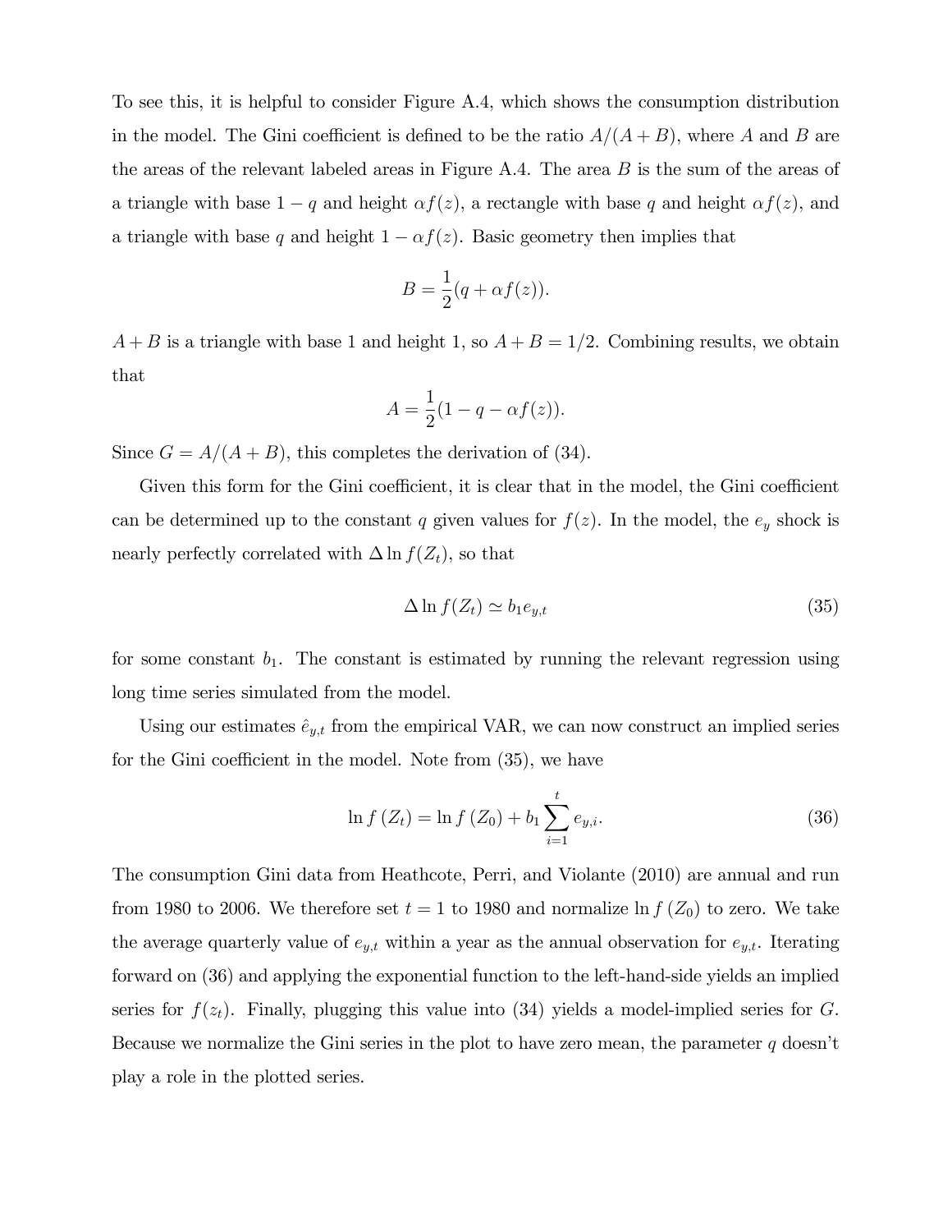To see this, it is helpful to consider Figure A.4, which shows the consumption distribution in the model. The Gini coefficient is defined to be the ratio $A/(A+B)$, where $A$ and $B$ are the areas of the relevant labeled areas in Figure A.4. The area $B$ is the sum of the areas of a triangle with base $1-q$ and height $\alpha f(z)$, a rectangle with base $q$ and height $\alpha f(z)$, and a triangle with base $q$ and height $1-\alpha f(z)$. Basic geometry then implies that

$$B = \frac{1}{2}(q + \alpha f(z)).$$

$A+B$ is a triangle with base 1 and height 1, so $A+B = 1/2$. Combining results, we obtain that

$$A = \frac{1}{2}(1 - q - \alpha f(z)).$$

Since $G = A/(A+B)$, this completes the derivation of (34).

Given this form for the Gini coefficient, it is clear that in the model, the Gini coefficient can be determined up to the constant $q$ given values for $f(z)$. In the model, the $e_y$ shock is nearly perfectly correlated with $\Delta \ln f(Z_t)$, so that

$$\Delta \ln f(Z_t) \simeq b_1 e_{y,t} \tag{35}$$

for some constant $b_1$. The constant is estimated by running the relevant regression using long time series simulated from the model.

Using our estimates $\hat{e}_{y,t}$ from the empirical VAR, we can now construct an implied series for the Gini coefficient in the model. Note from (35), we have

$$\ln f(Z_t) = \ln f(Z_0) + b_1 \sum_{i=1}^{t} e_{y,i}. \tag{36}$$

The consumption Gini data from Heathcote, Perri, and Violante (2010) are annual and run from 1980 to 2006. We therefore set $t = 1$ to 1980 and normalize $\ln f(Z_0)$ to zero. We take the average quarterly value of $e_{y,t}$ within a year as the annual observation for $e_{y,t}$. Iterating forward on (36) and applying the exponential function to the left-hand-side yields an implied series for $f(z_t)$. Finally, plugging this value into (34) yields a model-implied series for $G$. Because we normalize the Gini series in the plot to have zero mean, the parameter $q$ doesn't play a role in the plotted series.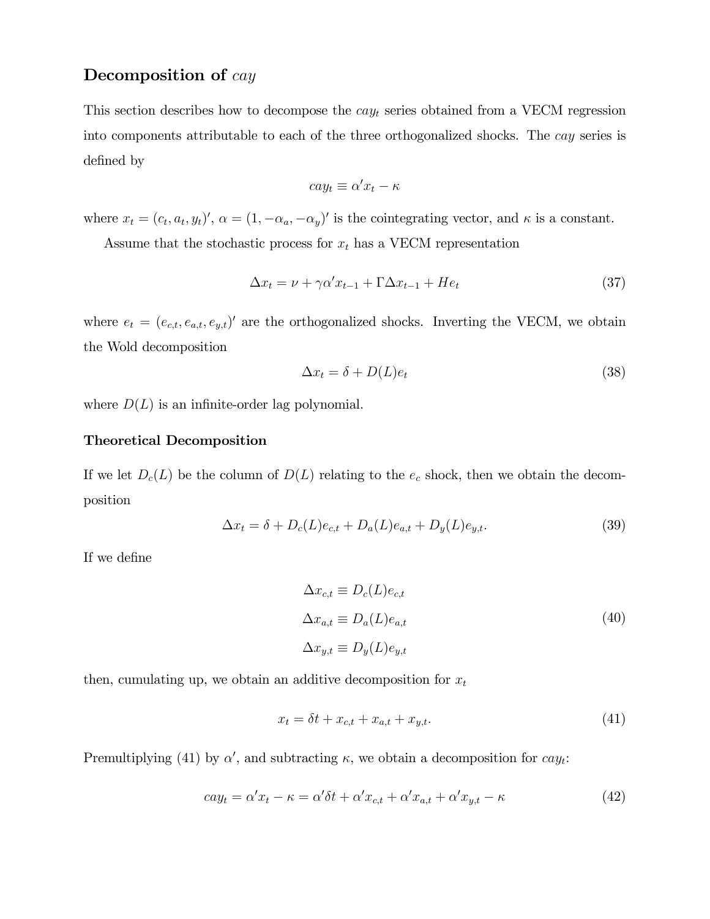## Decomposition of *cay*

This section describes how to decompose the $cay_t$ series obtained from a VECM regression into components attributable to each of the three orthogonalized shocks. The *cay* series is defined by

$$cay_t \equiv \alpha' x_t - \kappa$$

where $x_t = (c_t, a_t, y_t)'$, $\alpha = (1, -\alpha_a, -\alpha_y)'$ is the cointegrating vector, and $\kappa$ is a constant.

Assume that the stochastic process for $x_t$ has a VECM representation

$$\Delta x_t = \nu + \gamma \alpha' x_{t-1} + \Gamma \Delta x_{t-1} + H e_t \tag{37}$$

where $e_t = (e_{c,t}, e_{a,t}, e_{y,t})'$ are the orthogonalized shocks. Inverting the VECM, we obtain the Wold decomposition

$$\Delta x_t = \delta + D(L) e_t \tag{38}$$

where $D(L)$ is an infinite-order lag polynomial.

### Theoretical Decomposition

If we let $D_c(L)$ be the column of $D(L)$ relating to the $e_c$ shock, then we obtain the decomposition

$$\Delta x_t = \delta + D_c(L) e_{c,t} + D_a(L) e_{a,t} + D_y(L) e_{y,t}. \tag{39}$$

If we define

$$\begin{aligned} \Delta x_{c,t} &\equiv D_c(L) e_{c,t} \\ \Delta x_{a,t} &\equiv D_a(L) e_{a,t} \\ \Delta x_{y,t} &\equiv D_y(L) e_{y,t} \end{aligned} \tag{40}$$

then, cumulating up, we obtain an additive decomposition for $x_t$

$$x_t = \delta t + x_{c,t} + x_{a,t} + x_{y,t}. \tag{41}$$

Premultiplying (41) by $\alpha'$, and subtracting $\kappa$, we obtain a decomposition for $cay_t$:

$$cay_t = \alpha' x_t - \kappa = \alpha' \delta t + \alpha' x_{c,t} + \alpha' x_{a,t} + \alpha' x_{y,t} - \kappa \tag{42}$$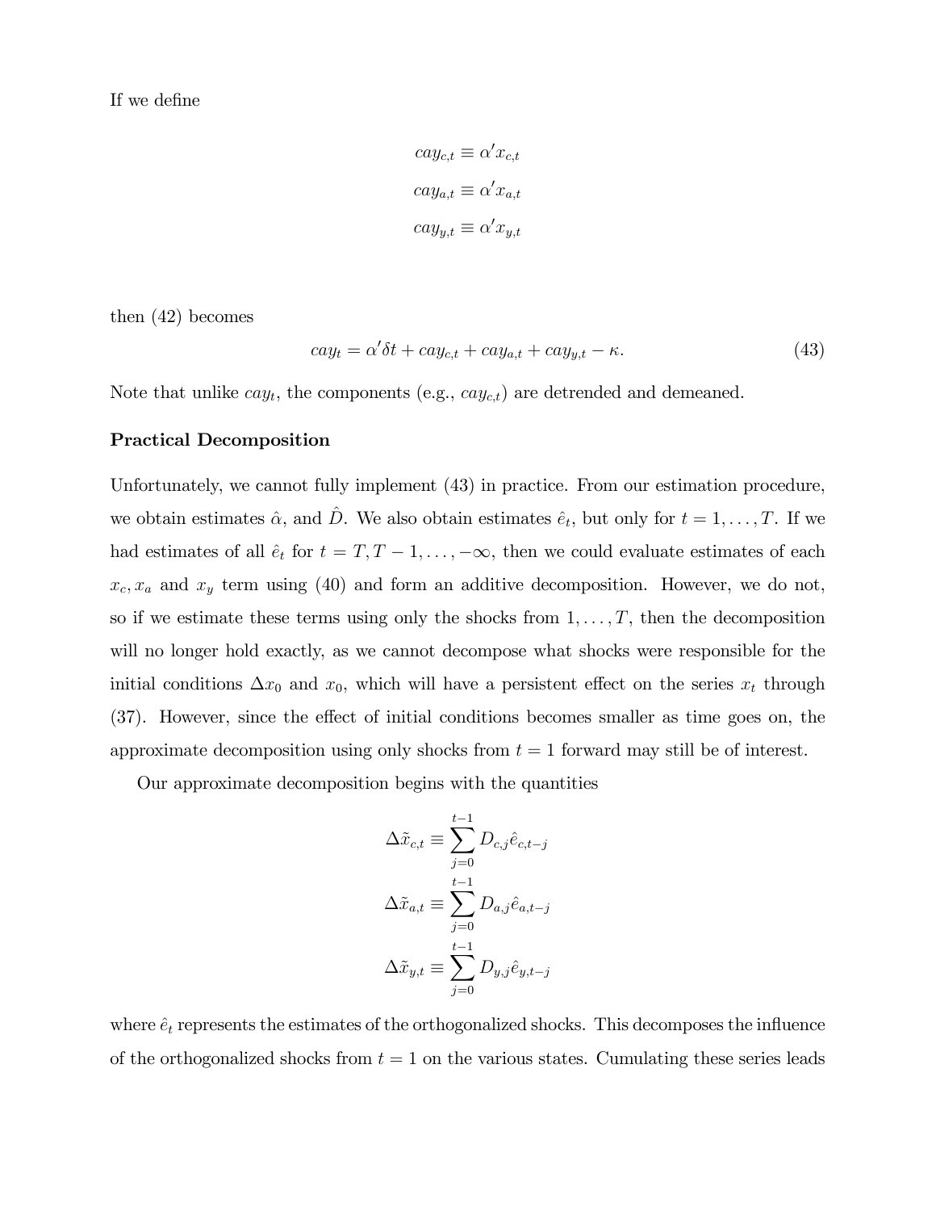If we define

$$cay_{c,t} \equiv \alpha' x_{c,t}$$

$$cay_{a,t} \equiv \alpha' x_{a,t}$$

$$cay_{y,t} \equiv \alpha' x_{y,t}$$

then (42) becomes

$$cay_t = \alpha' \delta t + cay_{c,t} + cay_{a,t} + cay_{y,t} - \kappa. \tag{43}$$

Note that unlike $cay_t$, the components (e.g., $cay_{c,t}$) are detrended and demeaned.

**Practical Decomposition**

Unfortunately, we cannot fully implement (43) in practice. From our estimation procedure, we obtain estimates $\hat{\alpha}$, and $\hat{D}$. We also obtain estimates $\hat{e}_t$, but only for $t = 1, \ldots, T$. If we had estimates of all $\hat{e}_t$ for $t = T, T-1, \ldots, -\infty$, then we could evaluate estimates of each $x_c, x_a$ and $x_y$ term using (40) and form an additive decomposition. However, we do not, so if we estimate these terms using only the shocks from $1, \ldots, T$, then the decomposition will no longer hold exactly, as we cannot decompose what shocks were responsible for the initial conditions $\Delta x_0$ and $x_0$, which will have a persistent effect on the series $x_t$ through (37). However, since the effect of initial conditions becomes smaller as time goes on, the approximate decomposition using only shocks from $t = 1$ forward may still be of interest.

Our approximate decomposition begins with the quantities

$$\Delta \tilde{x}_{c,t} \equiv \sum_{j=0}^{t-1} D_{c,j} \hat{e}_{c,t-j}$$

$$\Delta \tilde{x}_{a,t} \equiv \sum_{j=0}^{t-1} D_{a,j} \hat{e}_{a,t-j}$$

$$\Delta \tilde{x}_{y,t} \equiv \sum_{j=0}^{t-1} D_{y,j} \hat{e}_{y,t-j}$$

where $\hat{e}_t$ represents the estimates of the orthogonalized shocks. This decomposes the influence of the orthogonalized shocks from $t = 1$ on the various states. Cumulating these series leads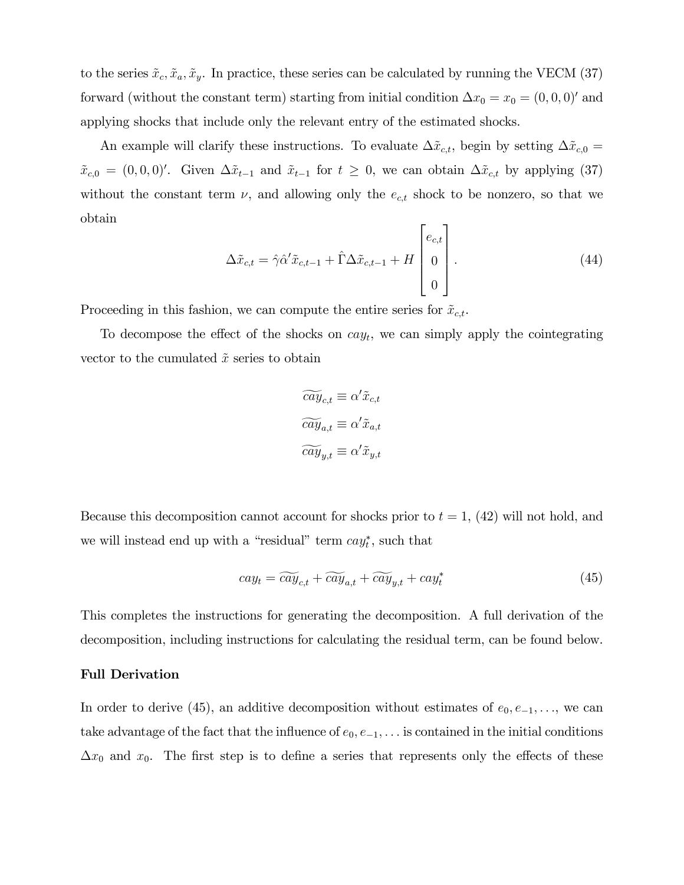to the series $\tilde{x}_c, \tilde{x}_a, \tilde{x}_y$. In practice, these series can be calculated by running the VECM (37) forward (without the constant term) starting from initial condition $\Delta x_0 = x_0 = (0, 0, 0)'$ and applying shocks that include only the relevant entry of the estimated shocks.

An example will clarify these instructions. To evaluate $\Delta \tilde{x}_{c,t}$, begin by setting $\Delta \tilde{x}_{c,0} = \tilde{x}_{c,0} = (0, 0, 0)'$. Given $\Delta \tilde{x}_{t-1}$ and $\tilde{x}_{t-1}$ for $t \geq 0$, we can obtain $\Delta \tilde{x}_{c,t}$ by applying (37) without the constant term $\nu$, and allowing only the $e_{c,t}$ shock to be nonzero, so that we obtain

$$\Delta \tilde{x}_{c,t} = \hat{\gamma} \hat{\alpha}' \tilde{x}_{c,t-1} + \hat{\Gamma} \Delta \tilde{x}_{c,t-1} + H \begin{bmatrix} e_{c,t} \\ 0 \\ 0 \end{bmatrix}. \tag{44}$$

Proceeding in this fashion, we can compute the entire series for $\tilde{x}_{c,t}$.

To decompose the effect of the shocks on $cay_t$, we can simply apply the cointegrating vector to the cumulated $\tilde{x}$ series to obtain

$$\widetilde{cay}_{c,t} \equiv \alpha' \tilde{x}_{c,t}$$
$$\widetilde{cay}_{a,t} \equiv \alpha' \tilde{x}_{a,t}$$
$$\widetilde{cay}_{y,t} \equiv \alpha' \tilde{x}_{y,t}$$

Because this decomposition cannot account for shocks prior to $t = 1$, (42) will not hold, and we will instead end up with a "residual" term $cay_t^*$, such that

$$cay_t = \widetilde{cay}_{c,t} + \widetilde{cay}_{a,t} + \widetilde{cay}_{y,t} + cay_t^* \tag{45}$$

This completes the instructions for generating the decomposition. A full derivation of the decomposition, including instructions for calculating the residual term, can be found below.

**Full Derivation**

In order to derive (45), an additive decomposition without estimates of $e_0, e_{-1}, \ldots$, we can take advantage of the fact that the influence of $e_0, e_{-1}, \ldots$ is contained in the initial conditions $\Delta x_0$ and $x_0$. The first step is to define a series that represents only the effects of these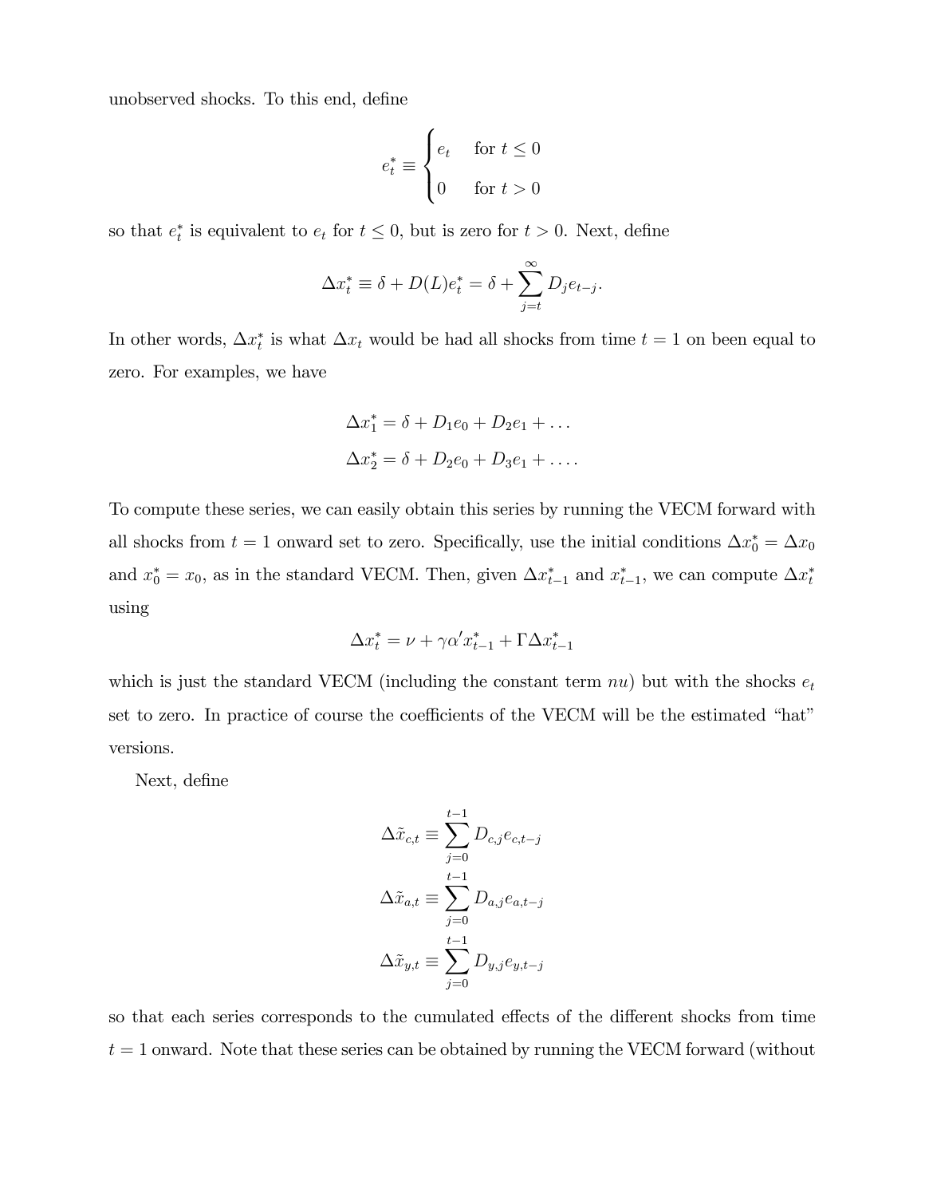unobserved shocks. To this end, define

$$e_t^* \equiv \begin{cases} e_t & \text{for } t \leq 0 \\ 0 & \text{for } t > 0 \end{cases}$$

so that $e_t^*$ is equivalent to $e_t$ for $t \leq 0$, but is zero for $t > 0$. Next, define

$$\Delta x_t^* \equiv \delta + D(L)e_t^* = \delta + \sum_{j=t}^{\infty} D_j e_{t-j}.$$

In other words, $\Delta x_t^*$ is what $\Delta x_t$ would be had all shocks from time $t = 1$ on been equal to zero. For examples, we have

$$\Delta x_1^* = \delta + D_1 e_0 + D_2 e_1 + \ldots$$
$$\Delta x_2^* = \delta + D_2 e_0 + D_3 e_1 + \ldots.$$

To compute these series, we can easily obtain this series by running the VECM forward with all shocks from $t = 1$ onward set to zero. Specifically, use the initial conditions $\Delta x_0^* = \Delta x_0$ and $x_0^* = x_0$, as in the standard VECM. Then, given $\Delta x_{t-1}^*$ and $x_{t-1}^*$, we can compute $\Delta x_t^*$ using

$$\Delta x_t^* = \nu + \gamma \alpha' x_{t-1}^* + \Gamma \Delta x_{t-1}^*$$

which is just the standard VECM (including the constant term $nu$) but with the shocks $e_t$ set to zero. In practice of course the coefficients of the VECM will be the estimated "hat" versions.

Next, define

$$\Delta \tilde{x}_{c,t} \equiv \sum_{j=0}^{t-1} D_{c,j} e_{c,t-j}$$
$$\Delta \tilde{x}_{a,t} \equiv \sum_{j=0}^{t-1} D_{a,j} e_{a,t-j}$$
$$\Delta \tilde{x}_{y,t} \equiv \sum_{j=0}^{t-1} D_{y,j} e_{y,t-j}$$

so that each series corresponds to the cumulated effects of the different shocks from time $t = 1$ onward. Note that these series can be obtained by running the VECM forward (without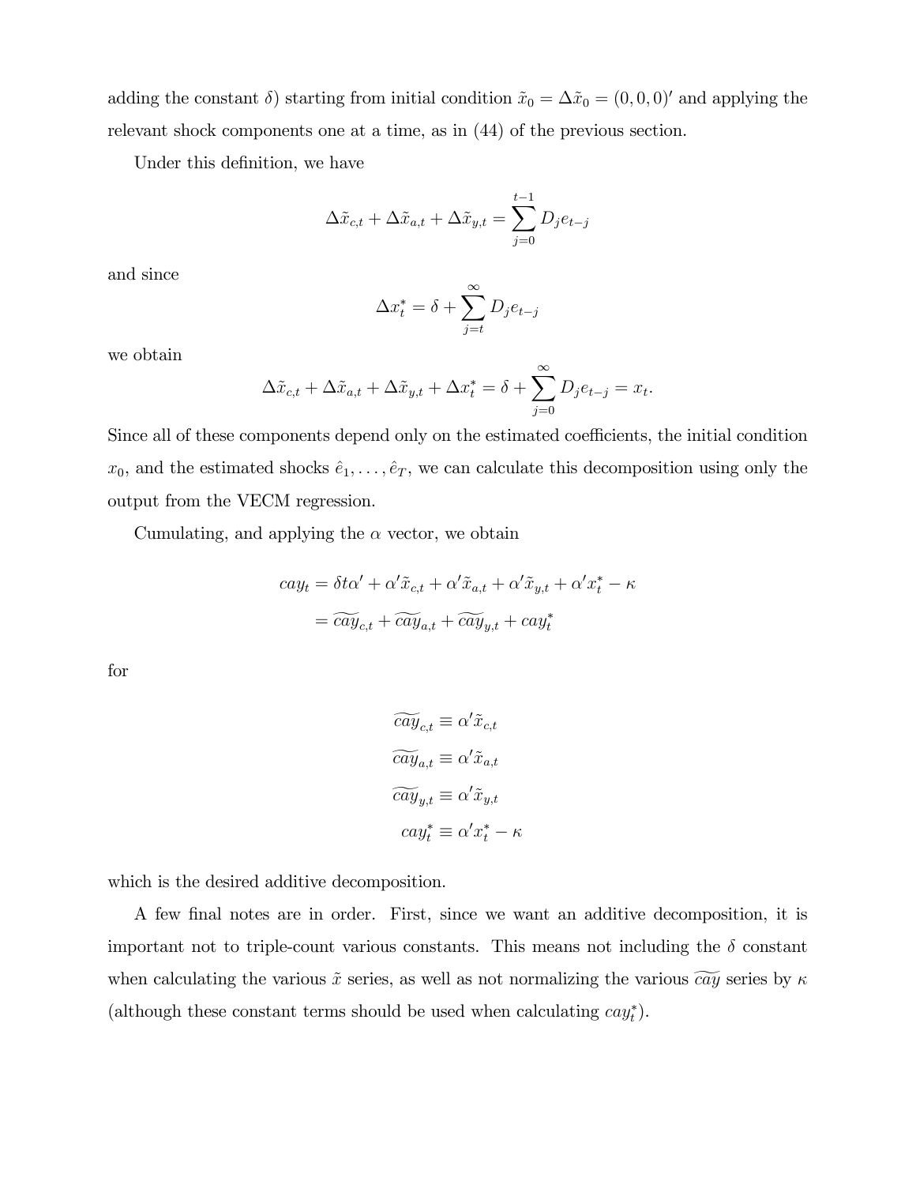adding the constant $\delta$) starting from initial condition $\tilde{x}_0 = \Delta\tilde{x}_0 = (0,0,0)'$ and applying the relevant shock components one at a time, as in (44) of the previous section.

Under this definition, we have

$$\Delta\tilde{x}_{c,t} + \Delta\tilde{x}_{a,t} + \Delta\tilde{x}_{y,t} = \sum_{j=0}^{t-1} D_j e_{t-j}$$

and since

$$\Delta x_t^* = \delta + \sum_{j=t}^{\infty} D_j e_{t-j}$$

we obtain

$$\Delta\tilde{x}_{c,t} + \Delta\tilde{x}_{a,t} + \Delta\tilde{x}_{y,t} + \Delta x_t^* = \delta + \sum_{j=0}^{\infty} D_j e_{t-j} = x_t.$$

Since all of these components depend only on the estimated coefficients, the initial condition $x_0$, and the estimated shocks $\hat{e}_1, \ldots, \hat{e}_T$, we can calculate this decomposition using only the output from the VECM regression.

Cumulating, and applying the $\alpha$ vector, we obtain

$$\begin{aligned} cay_t &= \delta t \alpha' + \alpha'\tilde{x}_{c,t} + \alpha'\tilde{x}_{a,t} + \alpha'\tilde{x}_{y,t} + \alpha' x_t^* - \kappa \\ &= \widetilde{cay}_{c,t} + \widetilde{cay}_{a,t} + \widetilde{cay}_{y,t} + cay_t^* \end{aligned}$$

for

$$\begin{aligned} \widetilde{cay}_{c,t} &\equiv \alpha'\tilde{x}_{c,t} \\ \widetilde{cay}_{a,t} &\equiv \alpha'\tilde{x}_{a,t} \\ \widetilde{cay}_{y,t} &\equiv \alpha'\tilde{x}_{y,t} \\ cay_t^* &\equiv \alpha' x_t^* - \kappa \end{aligned}$$

which is the desired additive decomposition.

A few final notes are in order. First, since we want an additive decomposition, it is important not to triple-count various constants. This means not including the $\delta$ constant when calculating the various $\tilde{x}$ series, as well as not normalizing the various $\widetilde{cay}$ series by $\kappa$ (although these constant terms should be used when calculating $cay_t^*$).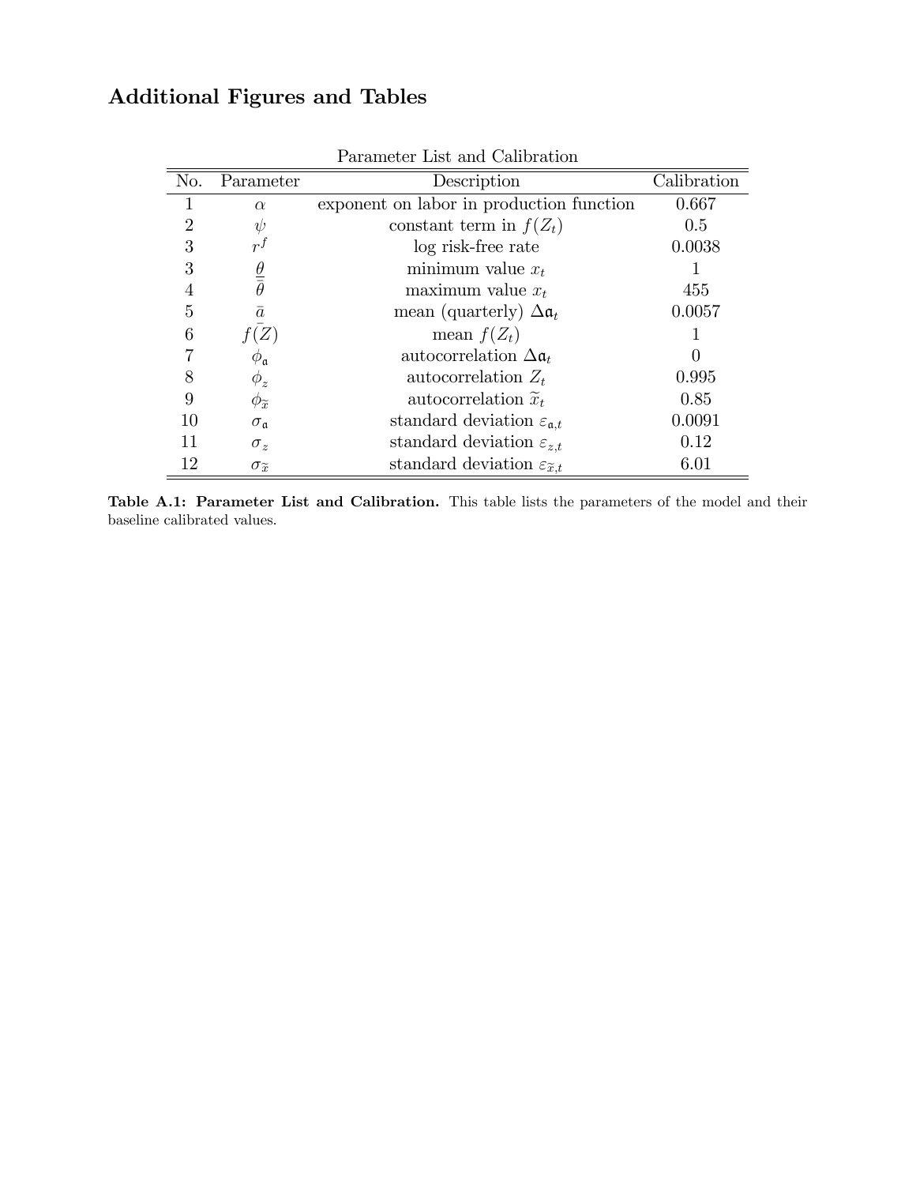## Additional Figures and Tables

Parameter List and Calibration

| No. | Parameter | Description | Calibration |
|---|---|---|---|
| 1 | $\alpha$ | exponent on labor in production function | 0.667 |
| 2 | $\psi$ | constant term in $f(Z_t)$ | 0.5 |
| 3 | $r^f$ | log risk-free rate | 0.0038 |
| 3 | $\underline{\theta}$ | minimum value $x_t$ | 1 |
| 4 | $\overline{\theta}$ | maximum value $x_t$ | 455 |
| 5 | $\bar{a}$ | mean (quarterly) $\Delta\mathfrak{a}_t$ | 0.0057 |
| 6 | $f(\bar{Z})$ | mean $f(Z_t)$ | 1 |
| 7 | $\phi_{\mathfrak{a}}$ | autocorrelation $\Delta\mathfrak{a}_t$ | 0 |
| 8 | $\phi_z$ | autocorrelation $Z_t$ | 0.995 |
| 9 | $\phi_{\widetilde{x}}$ | autocorrelation $\widetilde{x}_t$ | 0.85 |
| 10 | $\sigma_{\mathfrak{a}}$ | standard deviation $\varepsilon_{\mathfrak{a},t}$ | 0.0091 |
| 11 | $\sigma_z$ | standard deviation $\varepsilon_{z,t}$ | 0.12 |
| 12 | $\sigma_{\widetilde{x}}$ | standard deviation $\varepsilon_{\widetilde{x},t}$ | 6.01 |

**Table A.1: Parameter List and Calibration.** This table lists the parameters of the model and their baseline calibrated values.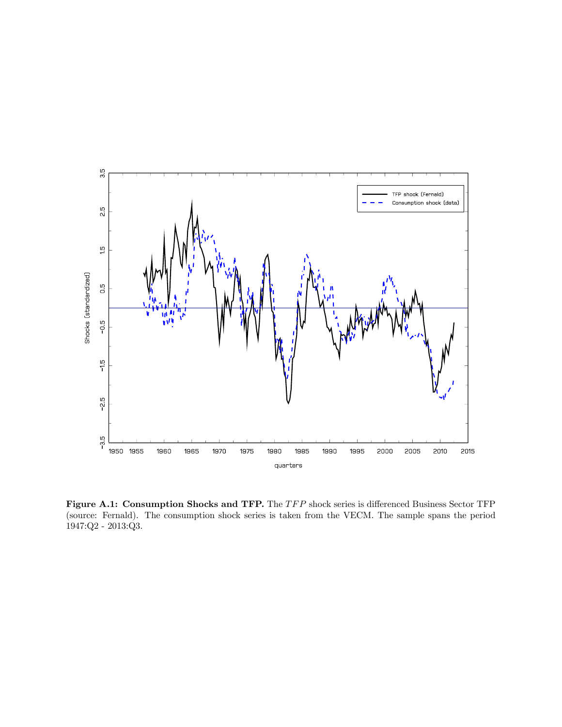**Figure A.1: Consumption Shocks and TFP.** The $TFP$ shock series is differenced Business Sector TFP (source: Fernald). The consumption shock series is taken from the VECM. The sample spans the period 1947:Q2 - 2013:Q3.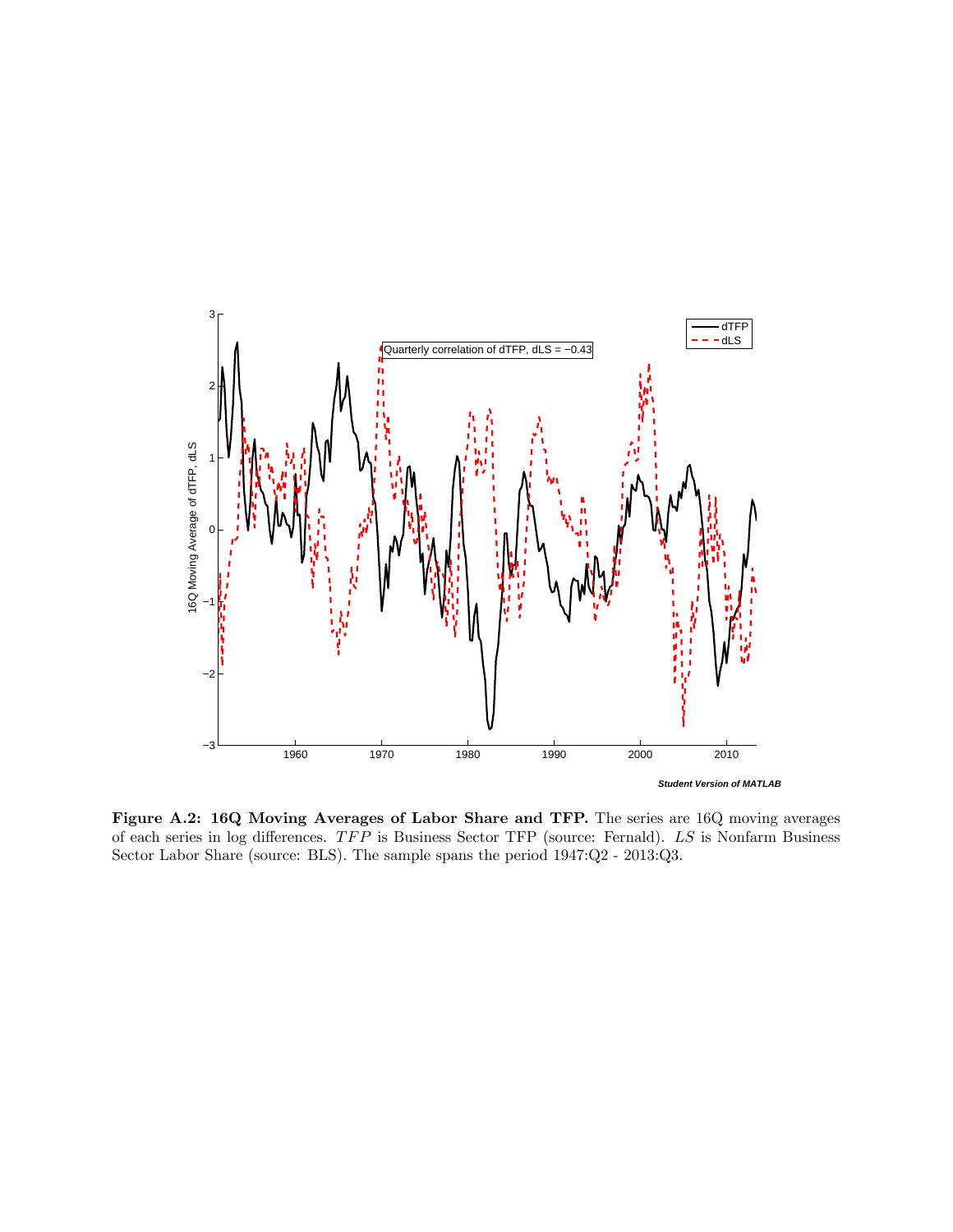**Figure A.2: 16Q Moving Averages of Labor Share and TFP.** The series are 16Q moving averages of each series in log differences. $TFP$ is Business Sector TFP (source: Fernald). $LS$ is Nonfarm Business Sector Labor Share (source: BLS). The sample spans the period 1947:Q2 - 2013:Q3.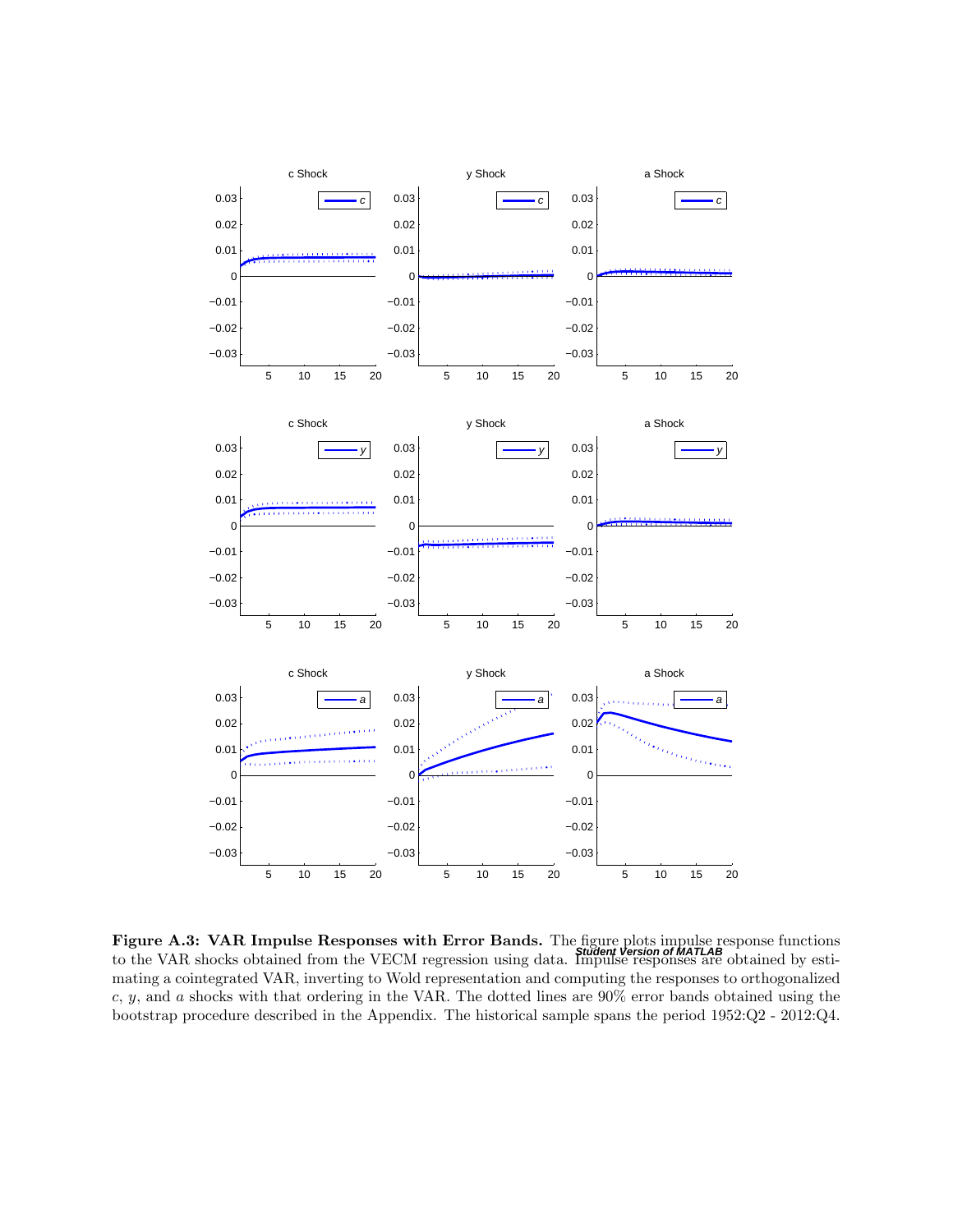**Figure A.3: VAR Impulse Responses with Error Bands.** The figure plots impulse response functions to the VAR shocks obtained from the VECM regression using data. Impulse responses are obtained by estimating a cointegrated VAR, inverting to Wold representation and computing the responses to orthogonalized $c$, $y$, and $a$ shocks with that ordering in the VAR. The dotted lines are 90% error bands obtained using the bootstrap procedure described in the Appendix. The historical sample spans the period 1952:Q2 - 2012:Q4.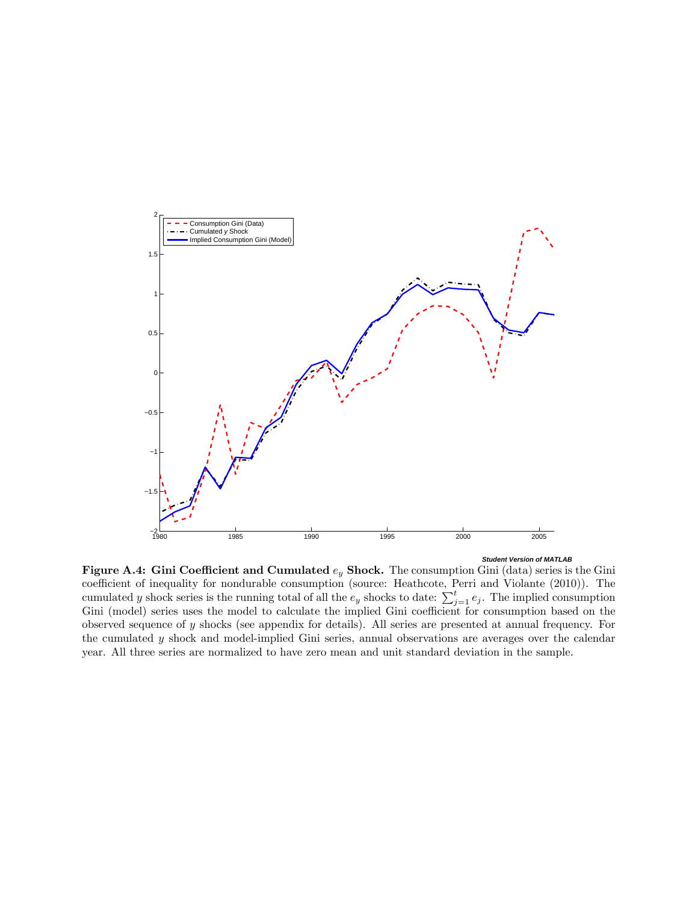**Figure A.4: Gini Coefficient and Cumulated $e_y$ Shock.** The consumption Gini (data) series is the Gini coefficient of inequality for nondurable consumption (source: Heathcote, Perri and Violante (2010)). The cumulated $y$ shock series is the running total of all the $e_y$ shocks to date: $\sum_{j=1}^{t} e_j$. The implied consumption Gini (model) series uses the model to calculate the implied Gini coefficient for consumption based on the observed sequence of $y$ shocks (see appendix for details). All series are presented at annual frequency. For the cumulated $y$ shock and model-implied Gini series, annual observations are averages over the calendar year. All three series are normalized to have zero mean and unit standard deviation in the sample.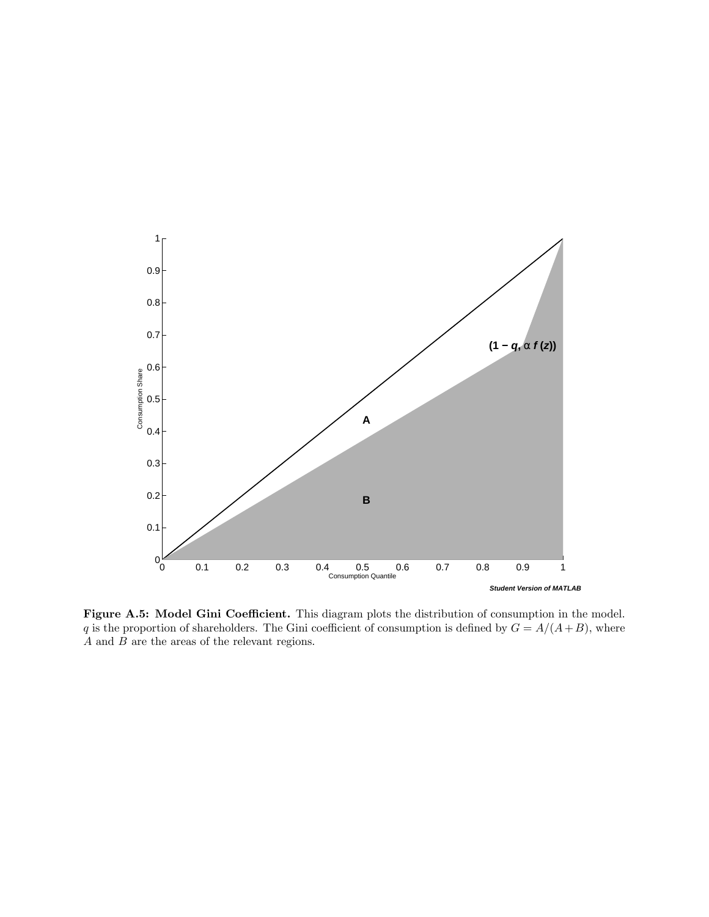1

0.9

0.8

0.7

0.6

0.5

0.4

0.3

0.2

0.1

0

Consumption Share

0 0.1 0.2 0.3 0.4 0.5 0.6 0.7 0.8 0.9 1

Consumption Quantile

A

B

$(1 - q, \alpha f(z))$

Student Version of MATLAB

**Figure A.5: Model Gini Coefficient.** This diagram plots the distribution of consumption in the model. $q$ is the proportion of shareholders. The Gini coefficient of consumption is defined by $G = A/(A + B)$, where $A$ and $B$ are the areas of the relevant regions.